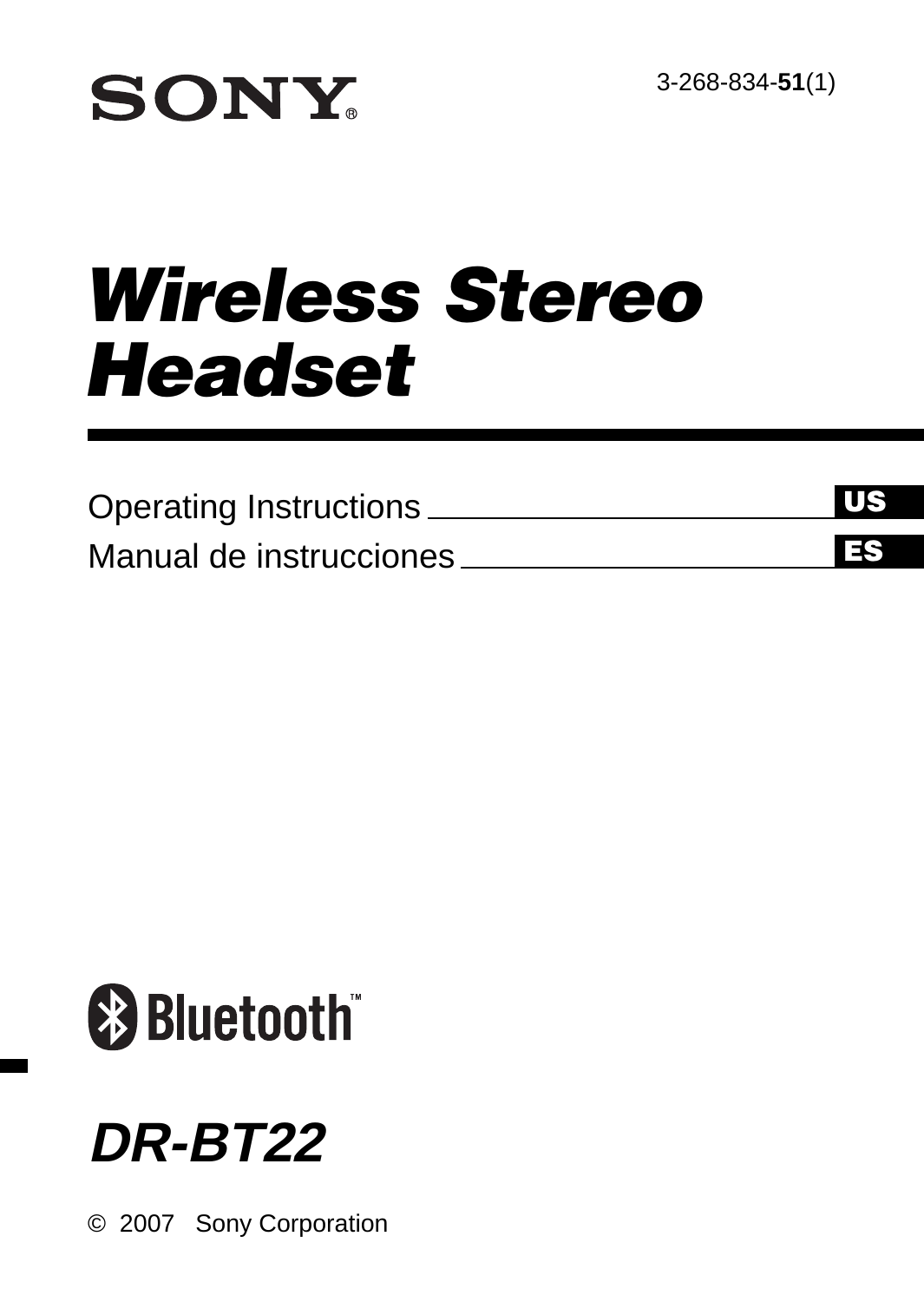SONY®

3-268-834-**51**(1)

# *Wireless Stereo Headset*

Operating Instructions — US

Manual de instrucciones — ES

Bluetooth™

## *DR-BT22*

© 2007 Sony Corporation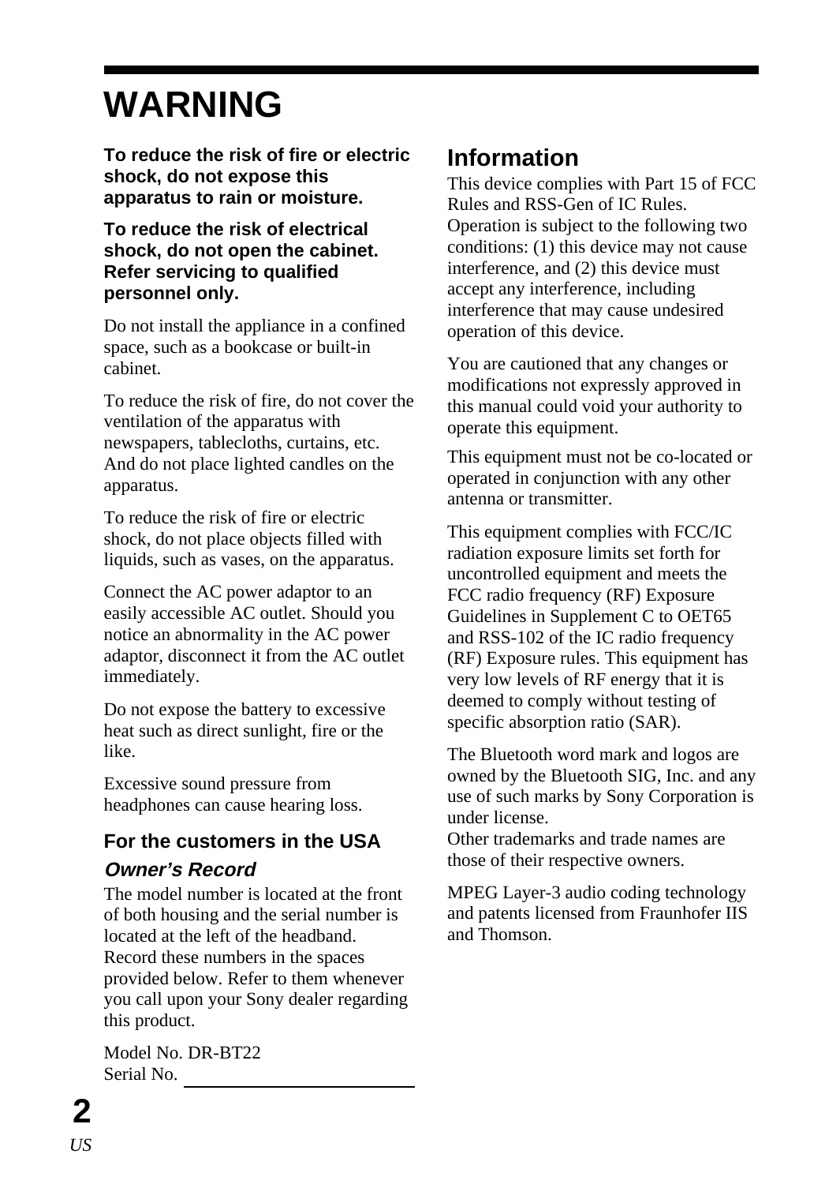# WARNING

**To reduce the risk of fire or electric shock, do not expose this apparatus to rain or moisture.**

**To reduce the risk of electrical shock, do not open the cabinet. Refer servicing to qualified personnel only.**

Do not install the appliance in a confined space, such as a bookcase or built-in cabinet.

To reduce the risk of fire, do not cover the ventilation of the apparatus with newspapers, tablecloths, curtains, etc. And do not place lighted candles on the apparatus.

To reduce the risk of fire or electric shock, do not place objects filled with liquids, such as vases, on the apparatus.

Connect the AC power adaptor to an easily accessible AC outlet. Should you notice an abnormality in the AC power adaptor, disconnect it from the AC outlet immediately.

Do not expose the battery to excessive heat such as direct sunlight, fire or the like.

Excessive sound pressure from headphones can cause hearing loss.

### For the customers in the USA

#### *Owner's Record*

The model number is located at the front of both housing and the serial number is located at the left of the headband. Record these numbers in the spaces provided below. Refer to them whenever you call upon your Sony dealer regarding this product.

Model No. DR-BT22
Serial No. ______________________

## Information

This device complies with Part 15 of FCC Rules and RSS-Gen of IC Rules. Operation is subject to the following two conditions: (1) this device may not cause interference, and (2) this device must accept any interference, including interference that may cause undesired operation of this device.

You are cautioned that any changes or modifications not expressly approved in this manual could void your authority to operate this equipment.

This equipment must not be co-located or operated in conjunction with any other antenna or transmitter.

This equipment complies with FCC/IC radiation exposure limits set forth for uncontrolled equipment and meets the FCC radio frequency (RF) Exposure Guidelines in Supplement C to OET65 and RSS-102 of the IC radio frequency (RF) Exposure rules. This equipment has very low levels of RF energy that it is deemed to comply without testing of specific absorption ratio (SAR).

The Bluetooth word mark and logos are owned by the Bluetooth SIG, Inc. and any use of such marks by Sony Corporation is under license.
Other trademarks and trade names are those of their respective owners.

MPEG Layer-3 audio coding technology and patents licensed from Fraunhofer IIS and Thomson.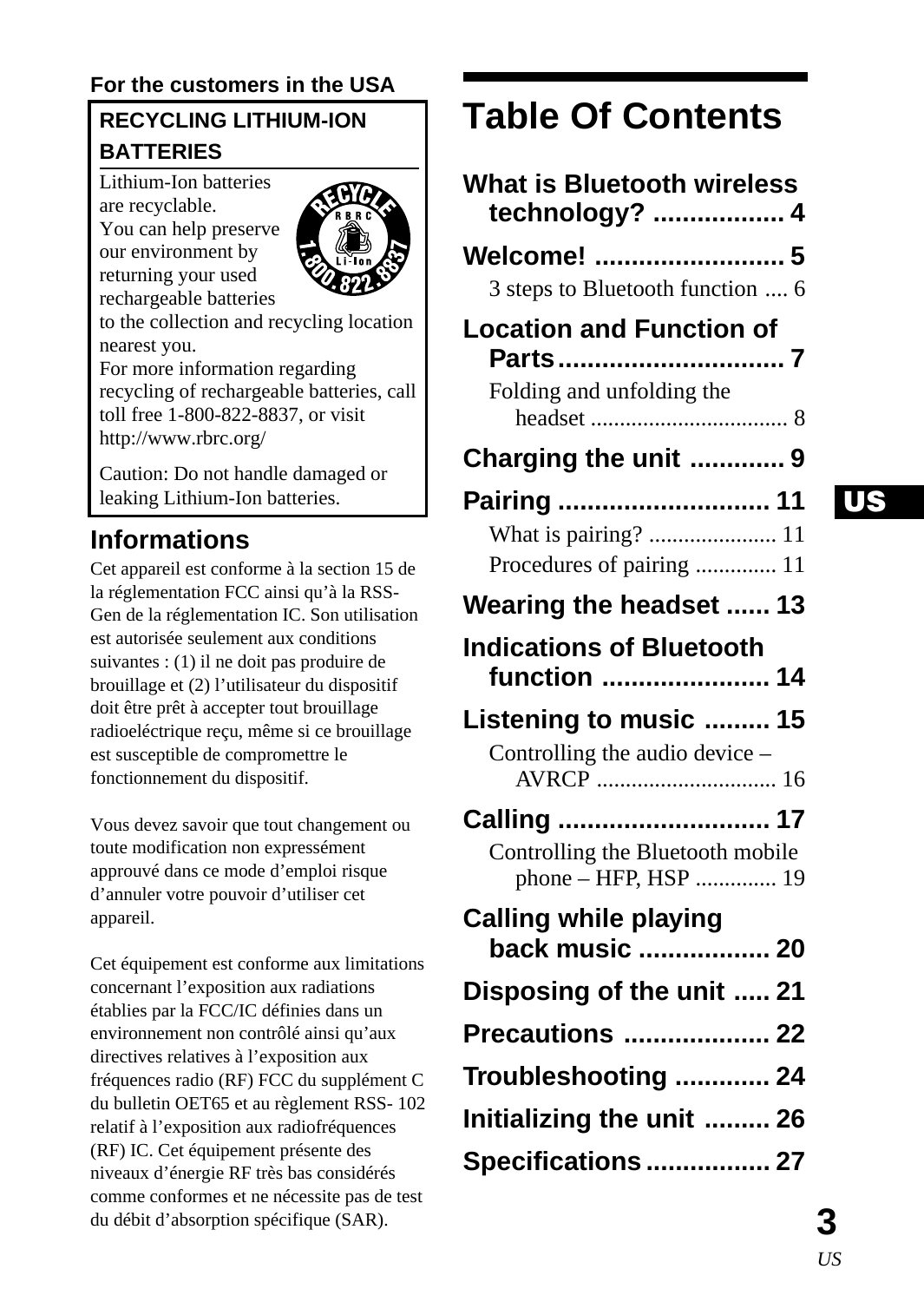**For the customers in the USA**

**RECYCLING LITHIUM-ION BATTERIES**

Lithium-Ion batteries are recyclable.
You can help preserve our environment by returning your used rechargeable batteries to the collection and recycling location nearest you.
For more information regarding recycling of rechargeable batteries, call toll free 1-800-822-8837, or visit http://www.rbrc.org/

Caution: Do not handle damaged or leaking Lithium-Ion batteries.

## Informations

Cet appareil est conforme à la section 15 de la réglementation FCC ainsi qu'à la RSS-Gen de la réglementation IC. Son utilisation est autorisée seulement aux conditions suivantes : (1) il ne doit pas produire de brouillage et (2) l'utilisateur du dispositif doit être prêt à accepter tout brouillage radioeléctrique reçu, même si ce brouillage est susceptible de compromettre le fonctionnement du dispositif.

Vous devez savoir que tout changement ou toute modification non expressément approuvé dans ce mode d'emploi risque d'annuler votre pouvoir d'utiliser cet appareil.

Cet équipement est conforme aux limitations concernant l'exposition aux radiations établies par la FCC/IC définies dans un environnement non contrôlé ainsi qu'aux directives relatives à l'exposition aux fréquences radio (RF) FCC du supplément C du bulletin OET65 et au règlement RSS- 102 relatif à l'exposition aux radiofréquences (RF) IC. Cet équipement présente des niveaux d'énergie RF très bas considérés comme conformes et ne nécessite pas de test du débit d'absorption spécifique (SAR).

# Table Of Contents

**What is Bluetooth wireless technology? .................. 4**

**Welcome! .......................... 5**
- 3 steps to Bluetooth function .... 6

**Location and Function of Parts................................ 7**
- Folding and unfolding the headset .................................. 8

**Charging the unit ............. 9**

**Pairing ............................. 11**
- What is pairing? ...................... 11
- Procedures of pairing .............. 11

**Wearing the headset ...... 13**

**Indications of Bluetooth function ....................... 14**

**Listening to music ......... 15**
- Controlling the audio device – AVRCP ............................... 16

**Calling ............................. 17**
- Controlling the Bluetooth mobile phone – HFP, HSP .............. 19

**Calling while playing back music .................. 20**

**Disposing of the unit ..... 21**

**Precautions .................... 22**

**Troubleshooting ............. 24**

**Initializing the unit ......... 26**

**Specifications................. 27**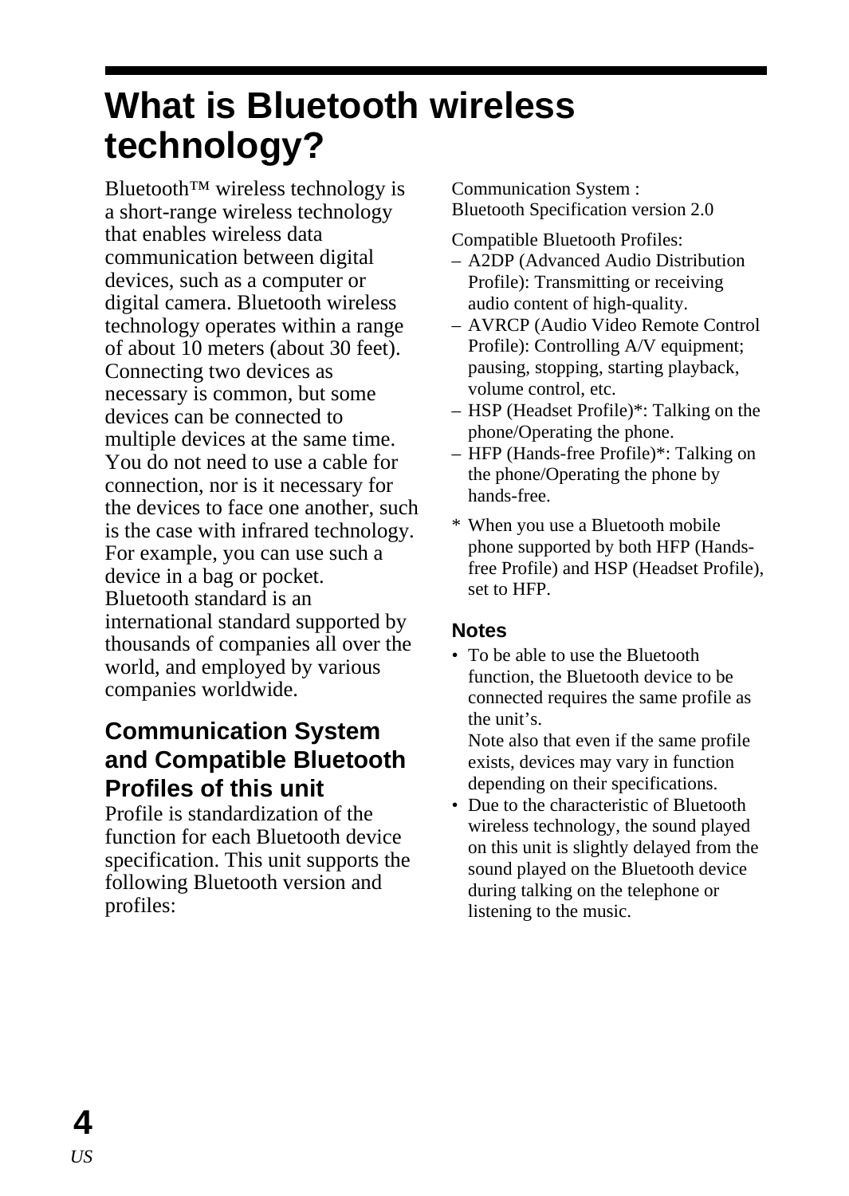# What is Bluetooth wireless technology?

Bluetooth™ wireless technology is a short-range wireless technology that enables wireless data communication between digital devices, such as a computer or digital camera. Bluetooth wireless technology operates within a range of about 10 meters (about 30 feet). Connecting two devices as necessary is common, but some devices can be connected to multiple devices at the same time. You do not need to use a cable for connection, nor is it necessary for the devices to face one another, such is the case with infrared technology. For example, you can use such a device in a bag or pocket.
Bluetooth standard is an international standard supported by thousands of companies all over the world, and employed by various companies worldwide.

## Communication System and Compatible Bluetooth Profiles of this unit

Profile is standardization of the function for each Bluetooth device specification. This unit supports the following Bluetooth version and profiles:

Communication System :
Bluetooth Specification version 2.0

Compatible Bluetooth Profiles:

– A2DP (Advanced Audio Distribution Profile): Transmitting or receiving audio content of high-quality.
– AVRCP (Audio Video Remote Control Profile): Controlling A/V equipment; pausing, stopping, starting playback, volume control, etc.
– HSP (Headset Profile)*: Talking on the phone/Operating the phone.
– HFP (Hands-free Profile)*: Talking on the phone/Operating the phone by hands-free.

\* When you use a Bluetooth mobile phone supported by both HFP (Hands-free Profile) and HSP (Headset Profile), set to HFP.

### Notes

- To be able to use the Bluetooth function, the Bluetooth device to be connected requires the same profile as the unit's.
  Note also that even if the same profile exists, devices may vary in function depending on their specifications.
- Due to the characteristic of Bluetooth wireless technology, the sound played on this unit is slightly delayed from the sound played on the Bluetooth device during talking on the telephone or listening to the music.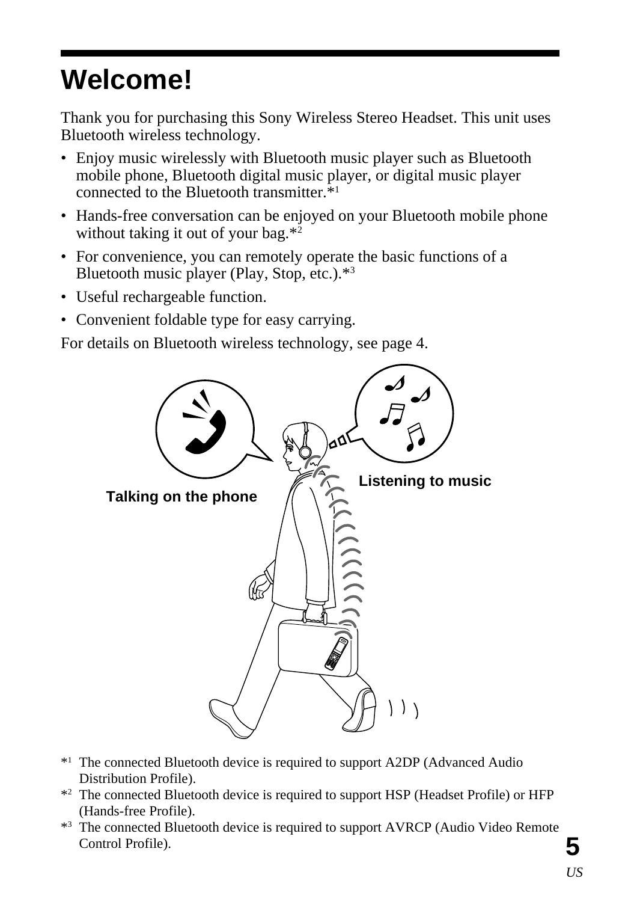# Welcome!

Thank you for purchasing this Sony Wireless Stereo Headset. This unit uses Bluetooth wireless technology.

- Enjoy music wirelessly with Bluetooth music player such as Bluetooth mobile phone, Bluetooth digital music player, or digital music player connected to the Bluetooth transmitter.*1
- Hands-free conversation can be enjoyed on your Bluetooth mobile phone without taking it out of your bag.*2
- For convenience, you can remotely operate the basic functions of a Bluetooth music player (Play, Stop, etc.).*3
- Useful rechargeable function.
- Convenient foldable type for easy carrying.

For details on Bluetooth wireless technology, see page 4.

**Talking on the phone**

**Listening to music**

*1 The connected Bluetooth device is required to support A2DP (Advanced Audio Distribution Profile).

*2 The connected Bluetooth device is required to support HSP (Headset Profile) or HFP (Hands-free Profile).

*3 The connected Bluetooth device is required to support AVRCP (Audio Video Remote Control Profile).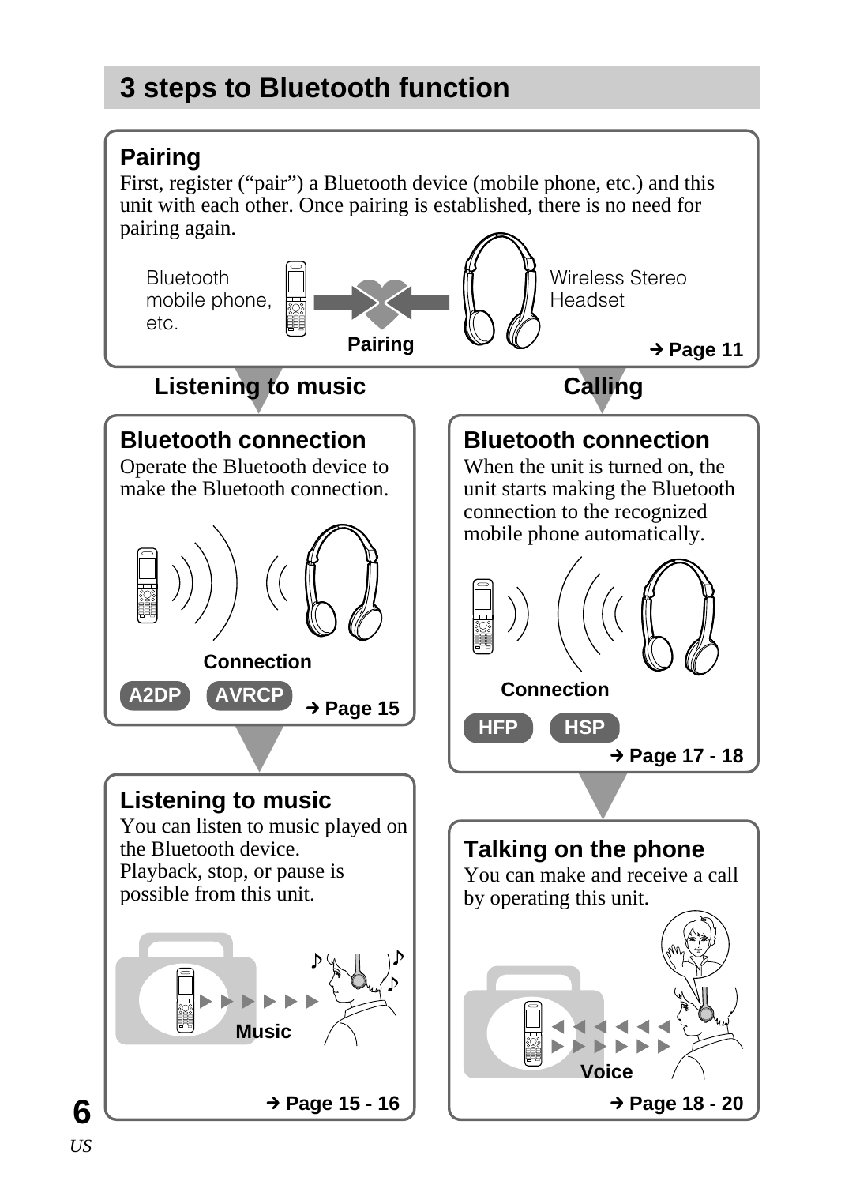# 3 steps to Bluetooth function

## Pairing

First, register ("pair") a Bluetooth device (mobile phone, etc.) and this unit with each other. Once pairing is established, there is no need for pairing again.

Bluetooth mobile phone, etc. — **Pairing** — Wireless Stereo Headset

**→ Page 11**

**Listening to music** | **Calling**

## Bluetooth connection

Operate the Bluetooth device to make the Bluetooth connection.

**Connection**

**A2DP** **AVRCP**

**→ Page 15**

## Listening to music

You can listen to music played on the Bluetooth device.
Playback, stop, or pause is possible from this unit.

**Music**

**→ Page 15 - 16**

## Bluetooth connection

When the unit is turned on, the unit starts making the Bluetooth connection to the recognized mobile phone automatically.

**Connection**

**HFP** **HSP**

**→ Page 17 - 18**

## Talking on the phone

You can make and receive a call by operating this unit.

**Voice**

**→ Page 18 - 20**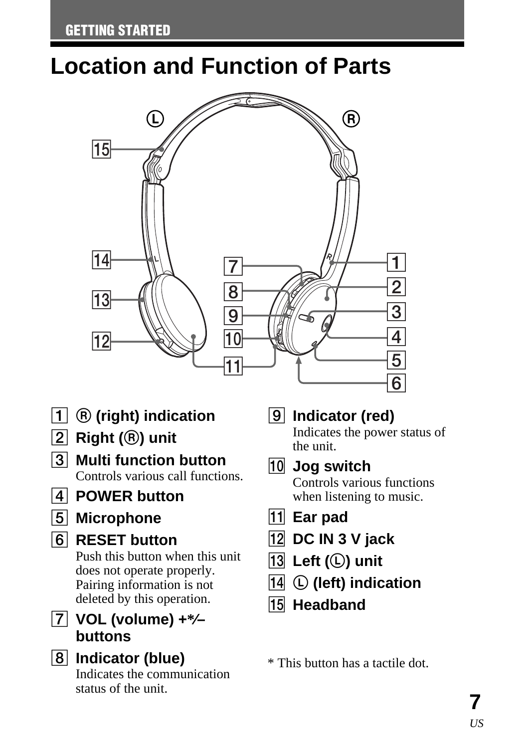# Location and Function of Parts

1. Ⓡ (right) indication
2. **Right (Ⓡ) unit**
3. **Multi function button**
   Controls various call functions.
4. **POWER button**
5. **Microphone**
6. **RESET button**
   Push this button when this unit does not operate properly. Pairing information is not deleted by this operation.
7. **VOL (volume) +*/– buttons**
8. **Indicator (blue)**
   Indicates the communication status of the unit.
9. **Indicator (red)**
   Indicates the power status of the unit.
10. **Jog switch**
    Controls various functions when listening to music.
11. **Ear pad**
12. **DC IN 3 V jack**
13. **Left (Ⓛ) unit**
14. Ⓛ **(left) indication**
15. **Headband**

* This button has a tactile dot.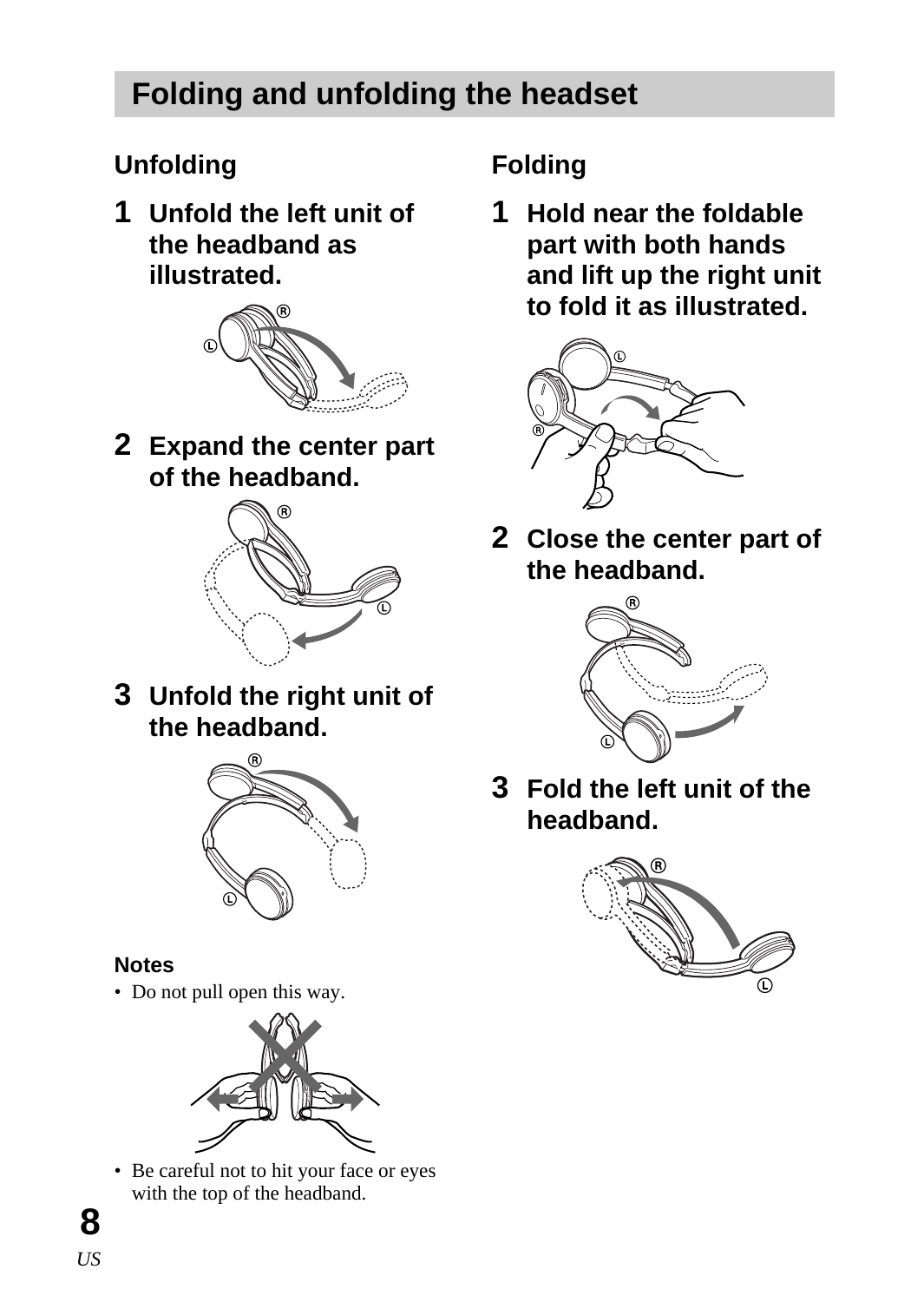## Folding and unfolding the headset

### Unfolding

**1** **Unfold the left unit of the headband as illustrated.**

**2** **Expand the center part of the headband.**

**3** **Unfold the right unit of the headband.**

#### Notes

- Do not pull open this way.
- Be careful not to hit your face or eyes with the top of the headband.

### Folding

**1** **Hold near the foldable part with both hands and lift up the right unit to fold it as illustrated.**

**2** **Close the center part of the headband.**

**3** **Fold the left unit of the headband.**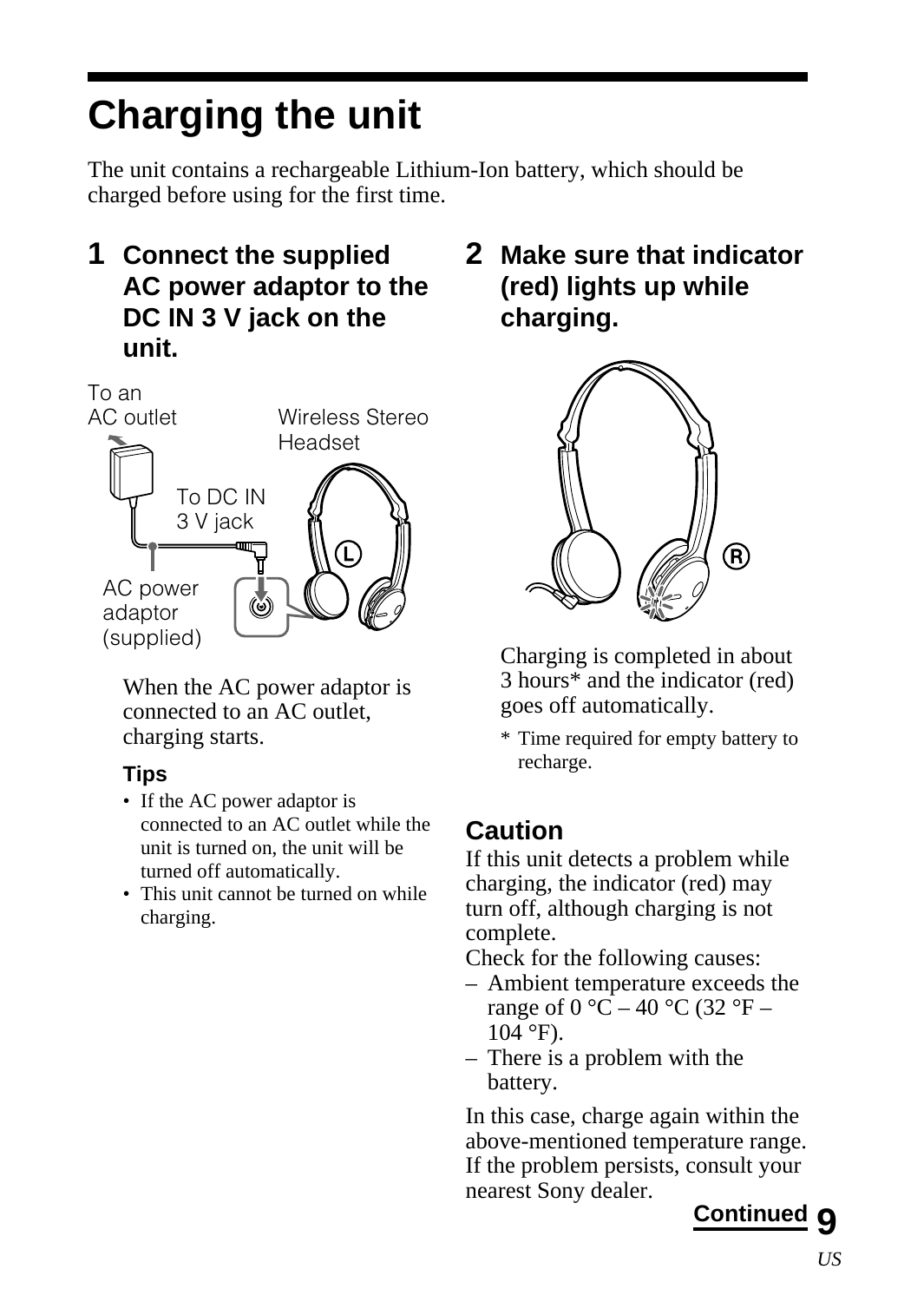# Charging the unit

The unit contains a rechargeable Lithium-Ion battery, which should be charged before using for the first time.

## 1 Connect the supplied AC power adaptor to the DC IN 3 V jack on the unit.

To an AC outlet

Wireless Stereo Headset

To DC IN 3 V jack

AC power adaptor (supplied)

When the AC power adaptor is connected to an AC outlet, charging starts.

### Tips

- If the AC power adaptor is connected to an AC outlet while the unit is turned on, the unit will be turned off automatically.
- This unit cannot be turned on while charging.

## 2 Make sure that indicator (red) lights up while charging.

Charging is completed in about 3 hours* and the indicator (red) goes off automatically.

\* Time required for empty battery to recharge.

### Caution

If this unit detects a problem while charging, the indicator (red) may turn off, although charging is not complete.

Check for the following causes:

- Ambient temperature exceeds the range of 0 °C – 40 °C (32 °F – 104 °F).
- There is a problem with the battery.

In this case, charge again within the above-mentioned temperature range. If the problem persists, consult your nearest Sony dealer.

**Continued**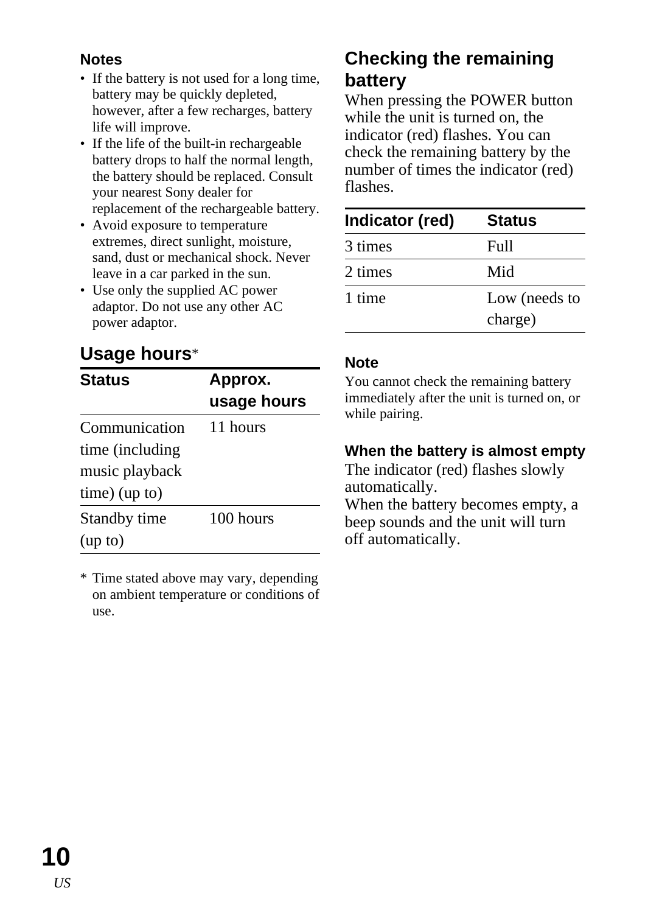**Notes**

- If the battery is not used for a long time, battery may be quickly depleted, however, after a few recharges, battery life will improve.
- If the life of the built-in rechargeable battery drops to half the normal length, the battery should be replaced. Consult your nearest Sony dealer for replacement of the rechargeable battery.
- Avoid exposure to temperature extremes, direct sunlight, moisture, sand, dust or mechanical shock. Never leave in a car parked in the sun.
- Use only the supplied AC power adaptor. Do not use any other AC power adaptor.

## Usage hours*

| Status | Approx. usage hours |
| --- | --- |
| Communication time (including music playback time) (up to) | 11 hours |
| Standby time (up to) | 100 hours |

* Time stated above may vary, depending on ambient temperature or conditions of use.

## Checking the remaining battery

When pressing the POWER button while the unit is turned on, the indicator (red) flashes. You can check the remaining battery by the number of times the indicator (red) flashes.

| Indicator (red) | Status |
| --- | --- |
| 3 times | Full |
| 2 times | Mid |
| 1 time | Low (needs to charge) |

**Note**

You cannot check the remaining battery immediately after the unit is turned on, or while pairing.

### When the battery is almost empty

The indicator (red) flashes slowly automatically.
When the battery becomes empty, a beep sounds and the unit will turn off automatically.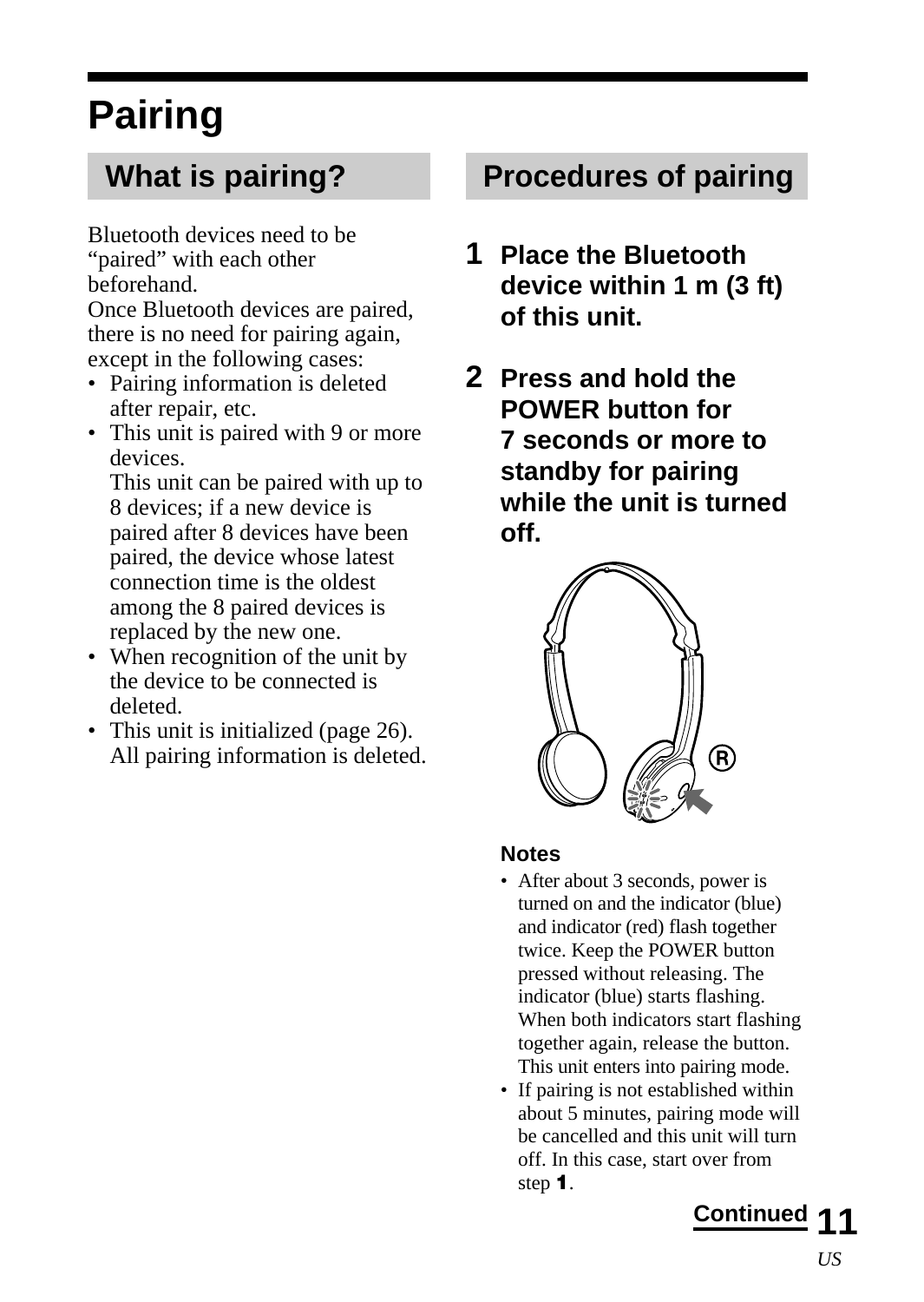# Pairing

## What is pairing?

Bluetooth devices need to be "paired" with each other beforehand.
Once Bluetooth devices are paired, there is no need for pairing again, except in the following cases:

- Pairing information is deleted after repair, etc.
- This unit is paired with 9 or more devices.
  This unit can be paired with up to 8 devices; if a new device is paired after 8 devices have been paired, the device whose latest connection time is the oldest among the 8 paired devices is replaced by the new one.
- When recognition of the unit by the device to be connected is deleted.
- This unit is initialized (page 26). All pairing information is deleted.

## Procedures of pairing

**1 Place the Bluetooth device within 1 m (3 ft) of this unit.**

**2 Press and hold the POWER button for 7 seconds or more to standby for pairing while the unit is turned off.**

### Notes

- After about 3 seconds, power is turned on and the indicator (blue) and indicator (red) flash together twice. Keep the POWER button pressed without releasing. The indicator (blue) starts flashing. When both indicators start flashing together again, release the button. This unit enters into pairing mode.
- If pairing is not established within about 5 minutes, pairing mode will be cancelled and this unit will turn off. In this case, start over from step **1**.

Continued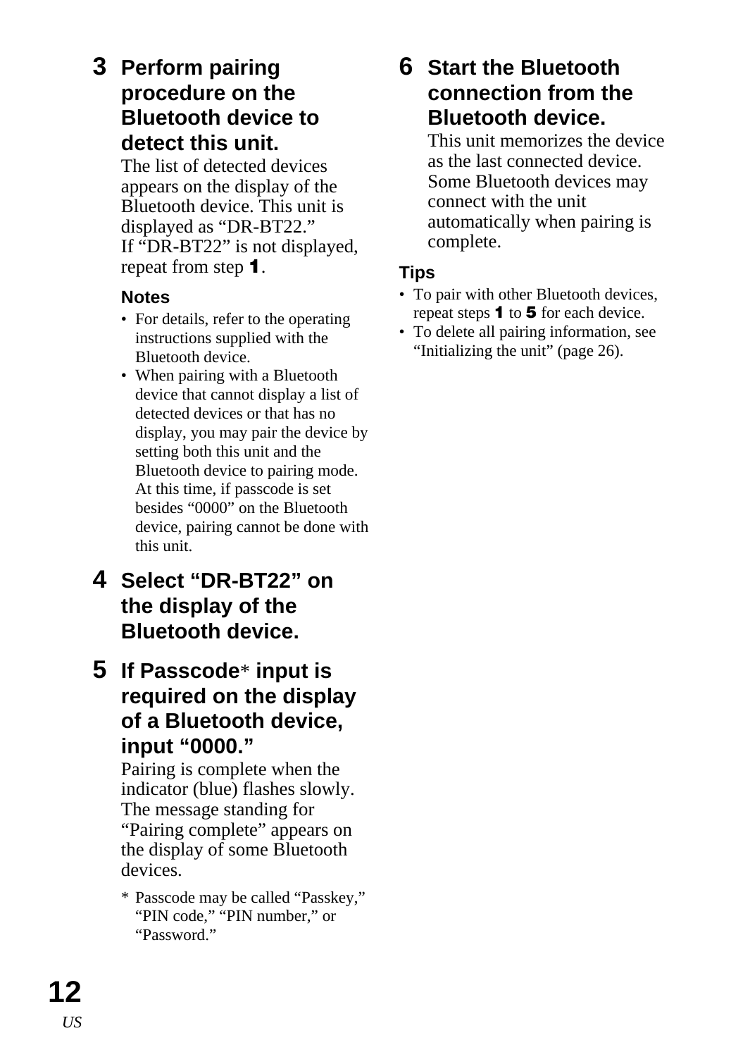### 3 Perform pairing procedure on the Bluetooth device to detect this unit.

The list of detected devices appears on the display of the Bluetooth device. This unit is displayed as “DR-BT22.”
If “DR-BT22” is not displayed, repeat from step **1**.

**Notes**

- For details, refer to the operating instructions supplied with the Bluetooth device.
- When pairing with a Bluetooth device that cannot display a list of detected devices or that has no display, you may pair the device by setting both this unit and the Bluetooth device to pairing mode. At this time, if passcode is set besides “0000” on the Bluetooth device, pairing cannot be done with this unit.

### 4 Select “DR-BT22” on the display of the Bluetooth device.

### 5 If Passcode* input is required on the display of a Bluetooth device, input “0000.”

Pairing is complete when the indicator (blue) flashes slowly. The message standing for “Pairing complete” appears on the display of some Bluetooth devices.

\* Passcode may be called “Passkey,” “PIN code,” “PIN number,” or “Password.”

### 6 Start the Bluetooth connection from the Bluetooth device.

This unit memorizes the device as the last connected device. Some Bluetooth devices may connect with the unit automatically when pairing is complete.

**Tips**

- To pair with other Bluetooth devices, repeat steps **1** to **5** for each device.
- To delete all pairing information, see “Initializing the unit” (page 26).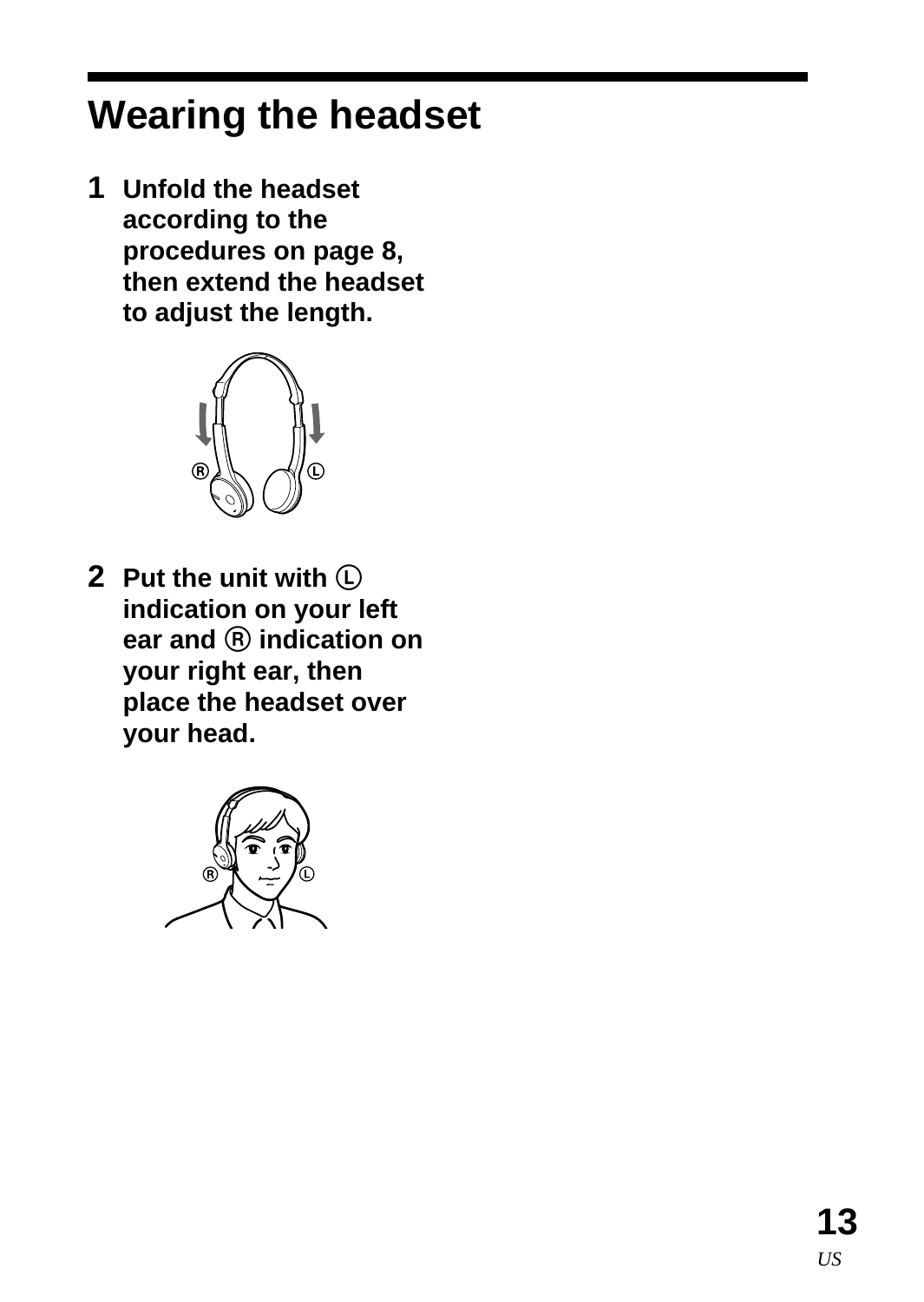# Wearing the headset

1. **Unfold the headset according to the procedures on page 8, then extend the headset to adjust the length.**

2. **Put the unit with Ⓛ indication on your left ear and Ⓡ indication on your right ear, then place the headset over your head.**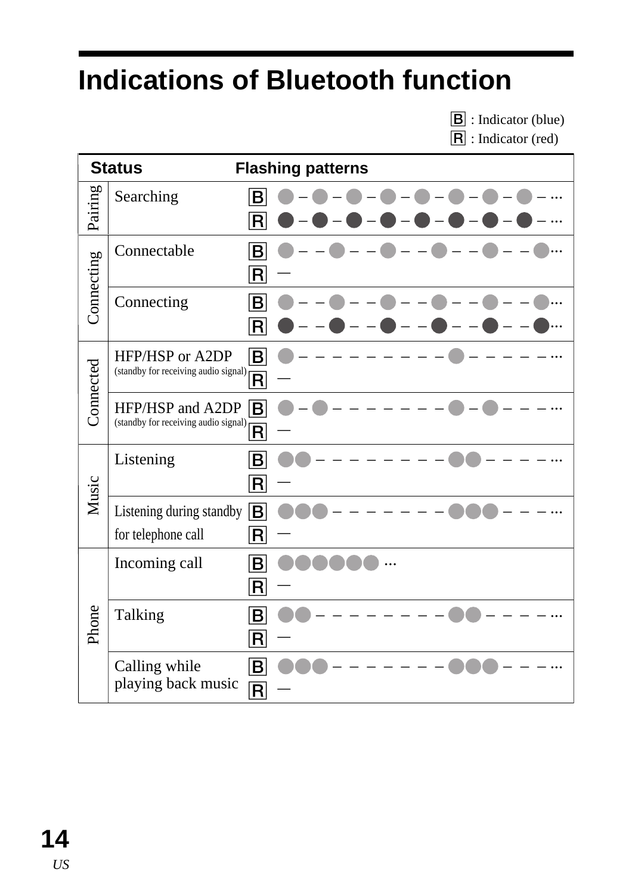# Indications of Bluetooth function

B : Indicator (blue)
R : Indicator (red)

| Status | | | Flashing patterns |
|---|---|---|---|
| Pairing | Searching | B | ● – ● – ● – ● – ● – ● – ● – ● – ... |
| | | R | ● – ● – ● – ● – ● – ● – ● – ● – ... |
| Connecting | Connectable | B | ● – – ● – – ● – – ● – – ● – – ●... |
| | | R | — |
| | Connecting | B | ● – – ● – – ● – – ● – – ● – – ●... |
| | | R | ● – – ● – – ● – – ● – – ● – – ●... |
| Connected | HFP/HSP or A2DP (standby for receiving audio signal) | B | ● – – – – – – – – – ● – – – – – ... |
| | | R | — |
| | HFP/HSP and A2DP (standby for receiving audio signal) | B | ● – ● – – – – – – – ● – ● – – – ... |
| | | R | — |
| Music | Listening | B | ●● – – – – – – – – ●● – – – – ... |
| | | R | — |
| | Listening during standby for telephone call | B | ●●● – – – – – – – ●●● – – – ... |
| | | R | — |
| Phone | Incoming call | B | ●●●●●● ... |
| | | R | — |
| | Talking | B | ●● – – – – – – – – ●● – – – – ... |
| | | R | — |
| | Calling while playing back music | B | ●●● – – – – – – – ●●● – – – ... |
| | | R | — |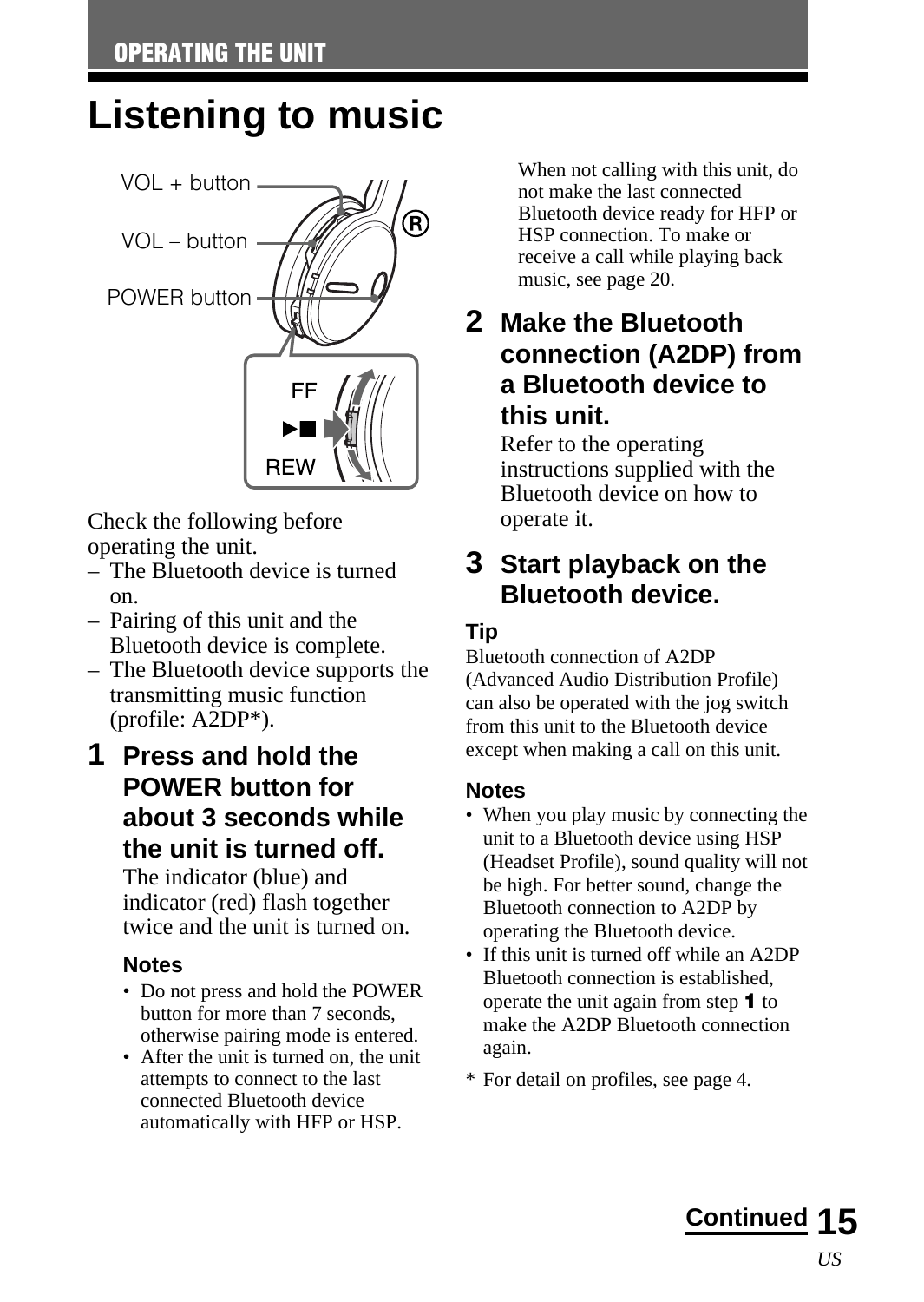# Listening to music

VOL + button

VOL – button

POWER button

FF

►■

REW

Check the following before operating the unit.

– The Bluetooth device is turned on.
– Pairing of this unit and the Bluetooth device is complete.
– The Bluetooth device supports the transmitting music function (profile: A2DP*).

**1 Press and hold the POWER button for about 3 seconds while the unit is turned off.**

The indicator (blue) and indicator (red) flash together twice and the unit is turned on.

### Notes

- Do not press and hold the POWER button for more than 7 seconds, otherwise pairing mode is entered.
- After the unit is turned on, the unit attempts to connect to the last connected Bluetooth device automatically with HFP or HSP.

When not calling with this unit, do not make the last connected Bluetooth device ready for HFP or HSP connection. To make or receive a call while playing back music, see page 20.

**2 Make the Bluetooth connection (A2DP) from a Bluetooth device to this unit.**

Refer to the operating instructions supplied with the Bluetooth device on how to operate it.

**3 Start playback on the Bluetooth device.**

### Tip

Bluetooth connection of A2DP (Advanced Audio Distribution Profile) can also be operated with the jog switch from this unit to the Bluetooth device except when making a call on this unit.

### Notes

- When you play music by connecting the unit to a Bluetooth device using HSP (Headset Profile), sound quality will not be high. For better sound, change the Bluetooth connection to A2DP by operating the Bluetooth device.
- If this unit is turned off while an A2DP Bluetooth connection is established, operate the unit again from step **1** to make the A2DP Bluetooth connection again.

* For detail on profiles, see page 4.

**Continued**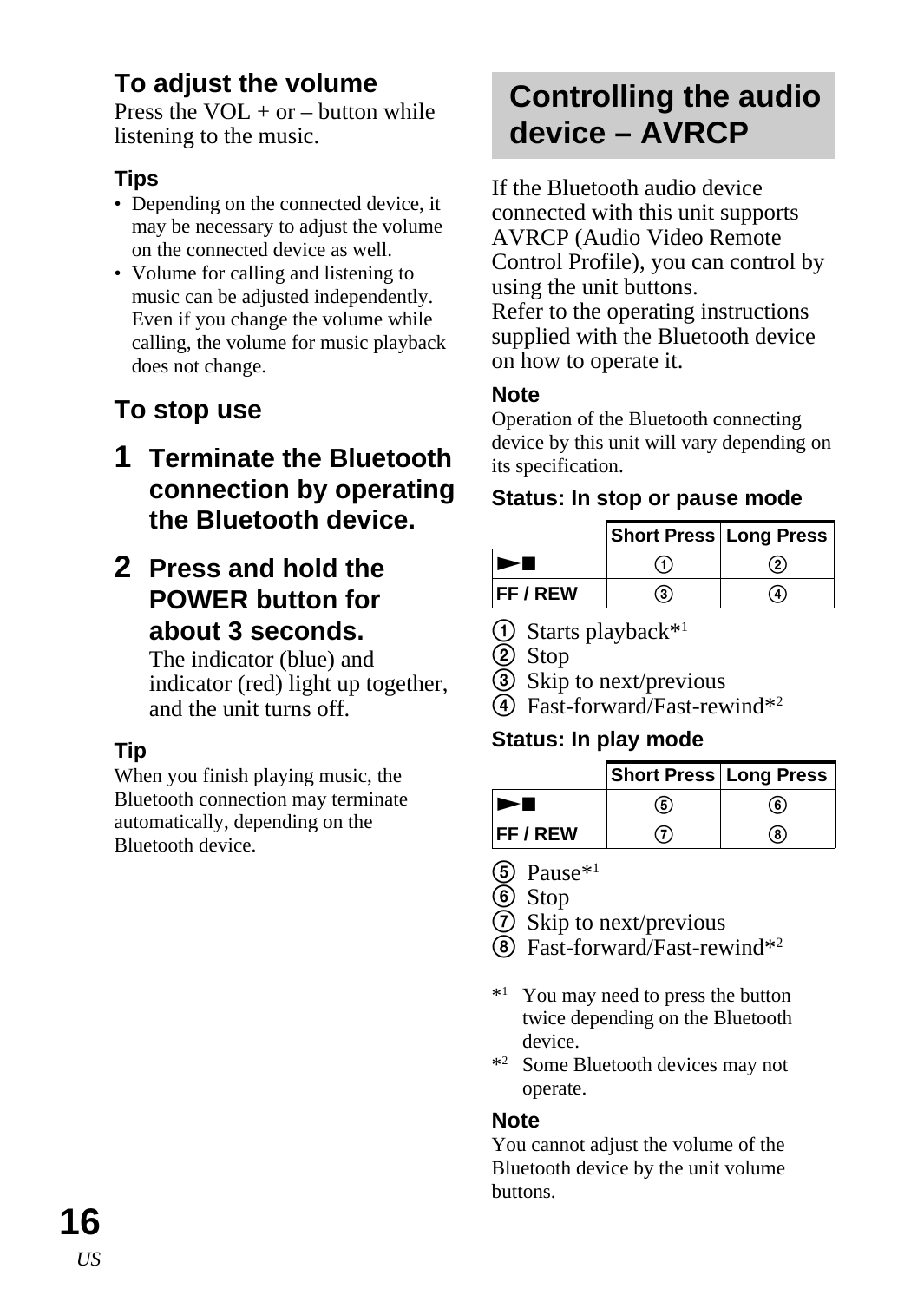### To adjust the volume

Press the VOL + or – button while listening to the music.

#### Tips

- Depending on the connected device, it may be necessary to adjust the volume on the connected device as well.
- Volume for calling and listening to music can be adjusted independently. Even if you change the volume while calling, the volume for music playback does not change.

### To stop use

**1 Terminate the Bluetooth connection by operating the Bluetooth device.**

**2 Press and hold the POWER button for about 3 seconds.**

The indicator (blue) and indicator (red) light up together, and the unit turns off.

#### Tip

When you finish playing music, the Bluetooth connection may terminate automatically, depending on the Bluetooth device.

## Controlling the audio device – AVRCP

If the Bluetooth audio device connected with this unit supports AVRCP (Audio Video Remote Control Profile), you can control by using the unit buttons.
Refer to the operating instructions supplied with the Bluetooth device on how to operate it.

#### Note

Operation of the Bluetooth connecting device by this unit will vary depending on its specification.

#### Status: In stop or pause mode

| | Short Press | Long Press |
|---|---|---|
| ►■ | ① | ② |
| FF / REW | ③ | ④ |

① Starts playback*[1]
② Stop
③ Skip to next/previous
④ Fast-forward/Fast-rewind*[2]

#### Status: In play mode

| | Short Press | Long Press |
|---|---|---|
| ►■ | ⑤ | ⑥ |
| FF / REW | ⑦ | ⑧ |

⑤ Pause*[1]
⑥ Stop
⑦ Skip to next/previous
⑧ Fast-forward/Fast-rewind*[2]

*[1] You may need to press the button twice depending on the Bluetooth device.
*[2] Some Bluetooth devices may not operate.

#### Note

You cannot adjust the volume of the Bluetooth device by the unit volume buttons.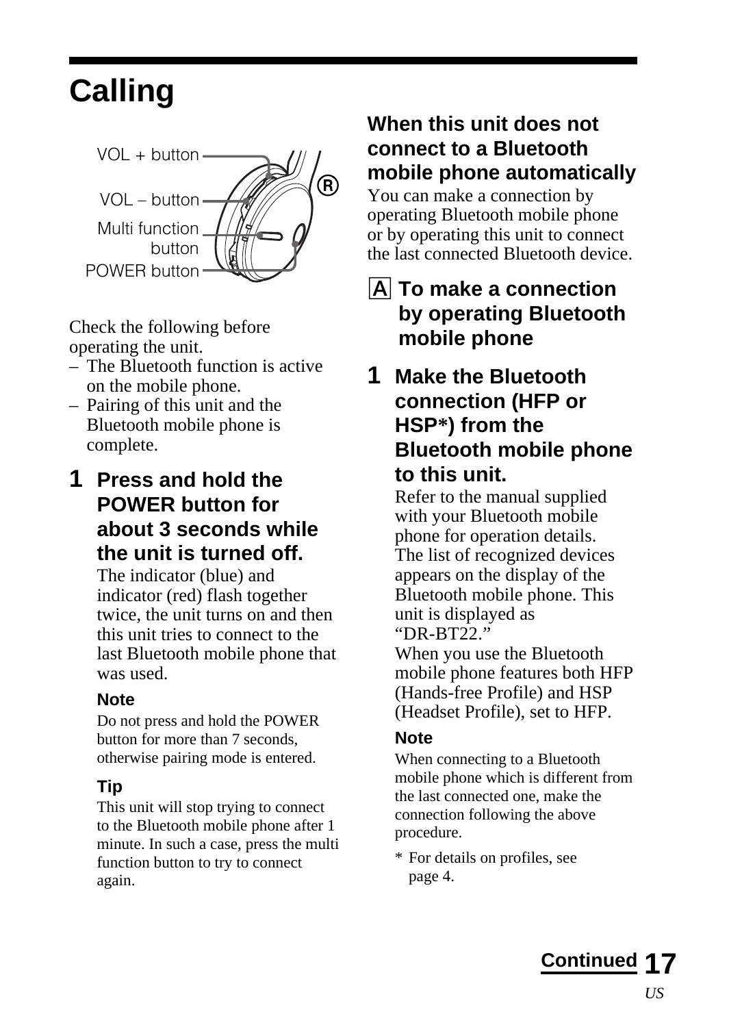# Calling

VOL + button

VOL – button

Multi function button

POWER button

Check the following before operating the unit.

- The Bluetooth function is active on the mobile phone.
- Pairing of this unit and the Bluetooth mobile phone is complete.

**1 Press and hold the POWER button for about 3 seconds while the unit is turned off.**

The indicator (blue) and indicator (red) flash together twice, the unit turns on and then this unit tries to connect to the last Bluetooth mobile phone that was used.

**Note**

Do not press and hold the POWER button for more than 7 seconds, otherwise pairing mode is entered.

**Tip**

This unit will stop trying to connect to the Bluetooth mobile phone after 1 minute. In such a case, press the multi function button to try to connect again.

### When this unit does not connect to a Bluetooth mobile phone automatically

You can make a connection by operating Bluetooth mobile phone or by operating this unit to connect the last connected Bluetooth device.

### A To make a connection by operating Bluetooth mobile phone

**1 Make the Bluetooth connection (HFP or HSP*) from the Bluetooth mobile phone to this unit.**

Refer to the manual supplied with your Bluetooth mobile phone for operation details.
The list of recognized devices appears on the display of the Bluetooth mobile phone. This unit is displayed as "DR-BT22."
When you use the Bluetooth mobile phone features both HFP (Hands-free Profile) and HSP (Headset Profile), set to HFP.

**Note**

When connecting to a Bluetooth mobile phone which is different from the last connected one, make the connection following the above procedure.

* For details on profiles, see page 4.

**Continued**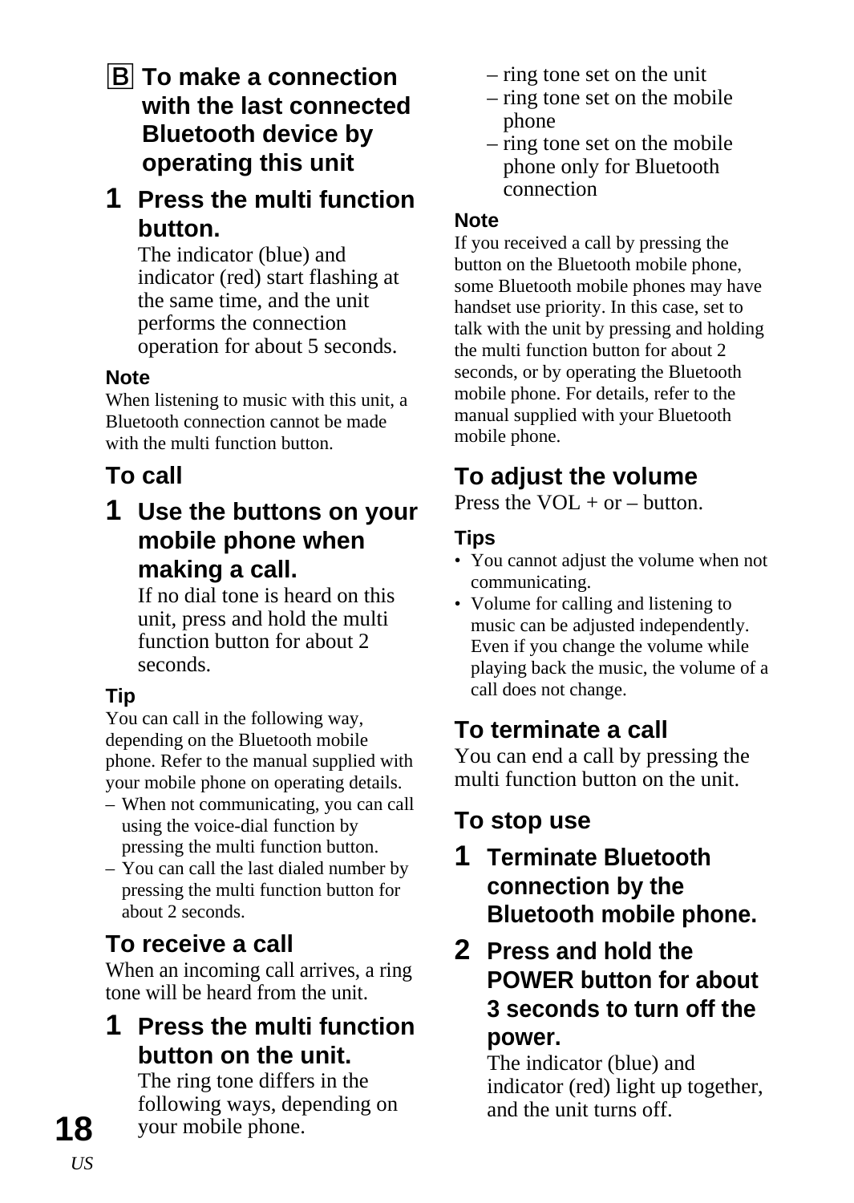### B To make a connection with the last connected Bluetooth device by operating this unit

**1 Press the multi function button.**

The indicator (blue) and indicator (red) start flashing at the same time, and the unit performs the connection operation for about 5 seconds.

**Note**

When listening to music with this unit, a Bluetooth connection cannot be made with the multi function button.

## To call

**1 Use the buttons on your mobile phone when making a call.**

If no dial tone is heard on this unit, press and hold the multi function button for about 2 seconds.

**Tip**

You can call in the following way, depending on the Bluetooth mobile phone. Refer to the manual supplied with your mobile phone on operating details.

– When not communicating, you can call using the voice-dial function by pressing the multi function button.
– You can call the last dialed number by pressing the multi function button for about 2 seconds.

## To receive a call

When an incoming call arrives, a ring tone will be heard from the unit.

**1 Press the multi function button on the unit.**

The ring tone differs in the following ways, depending on your mobile phone.

– ring tone set on the unit
– ring tone set on the mobile phone
– ring tone set on the mobile phone only for Bluetooth connection

**Note**

If you received a call by pressing the button on the Bluetooth mobile phone, some Bluetooth mobile phones may have handset use priority. In this case, set to talk with the unit by pressing and holding the multi function button for about 2 seconds, or by operating the Bluetooth mobile phone. For details, refer to the manual supplied with your Bluetooth mobile phone.

## To adjust the volume

Press the VOL + or – button.

**Tips**

- You cannot adjust the volume when not communicating.
- Volume for calling and listening to music can be adjusted independently. Even if you change the volume while playing back the music, the volume of a call does not change.

## To terminate a call

You can end a call by pressing the multi function button on the unit.

## To stop use

**1 Terminate Bluetooth connection by the Bluetooth mobile phone.**

**2 Press and hold the POWER button for about 3 seconds to turn off the power.**

The indicator (blue) and indicator (red) light up together, and the unit turns off.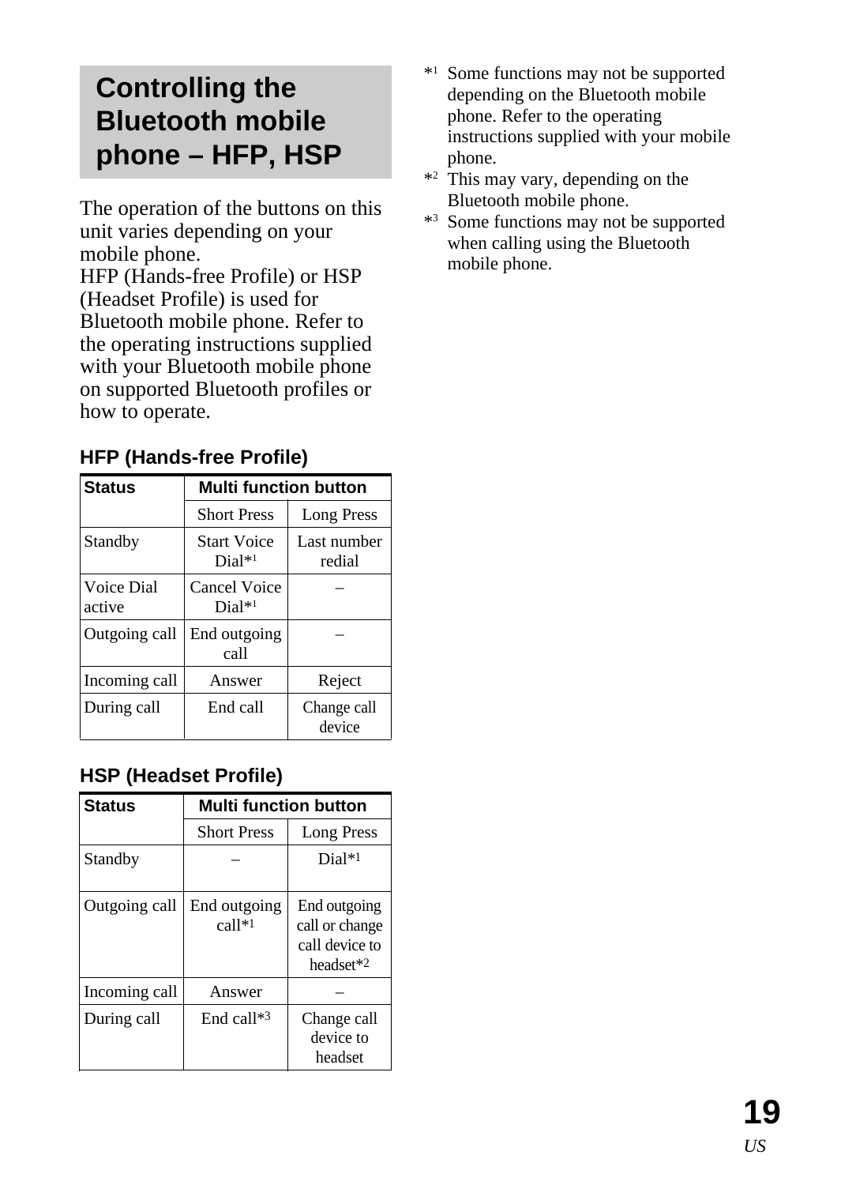## Controlling the Bluetooth mobile phone – HFP, HSP

The operation of the buttons on this unit varies depending on your mobile phone.
HFP (Hands-free Profile) or HSP (Headset Profile) is used for Bluetooth mobile phone. Refer to the operating instructions supplied with your Bluetooth mobile phone on supported Bluetooth profiles or how to operate.

### HFP (Hands-free Profile)

| Status | Multi function button | |
|---|---|---|
| | Short Press | Long Press |
| Standby | Start Voice Dial*[1] | Last number redial |
| Voice Dial active | Cancel Voice Dial*[1] | – |
| Outgoing call | End outgoing call | – |
| Incoming call | Answer | Reject |
| During call | End call | Change call device |

### HSP (Headset Profile)

| Status | Multi function button | |
|---|---|---|
| | Short Press | Long Press |
| Standby | – | Dial*[1] |
| Outgoing call | End outgoing call*[1] | End outgoing call or change call device to headset*[2] |
| Incoming call | Answer | – |
| During call | End call*[3] | Change call device to headset |

*[1] Some functions may not be supported depending on the Bluetooth mobile phone. Refer to the operating instructions supplied with your mobile phone.

*[2] This may vary, depending on the Bluetooth mobile phone.

*[3] Some functions may not be supported when calling using the Bluetooth mobile phone.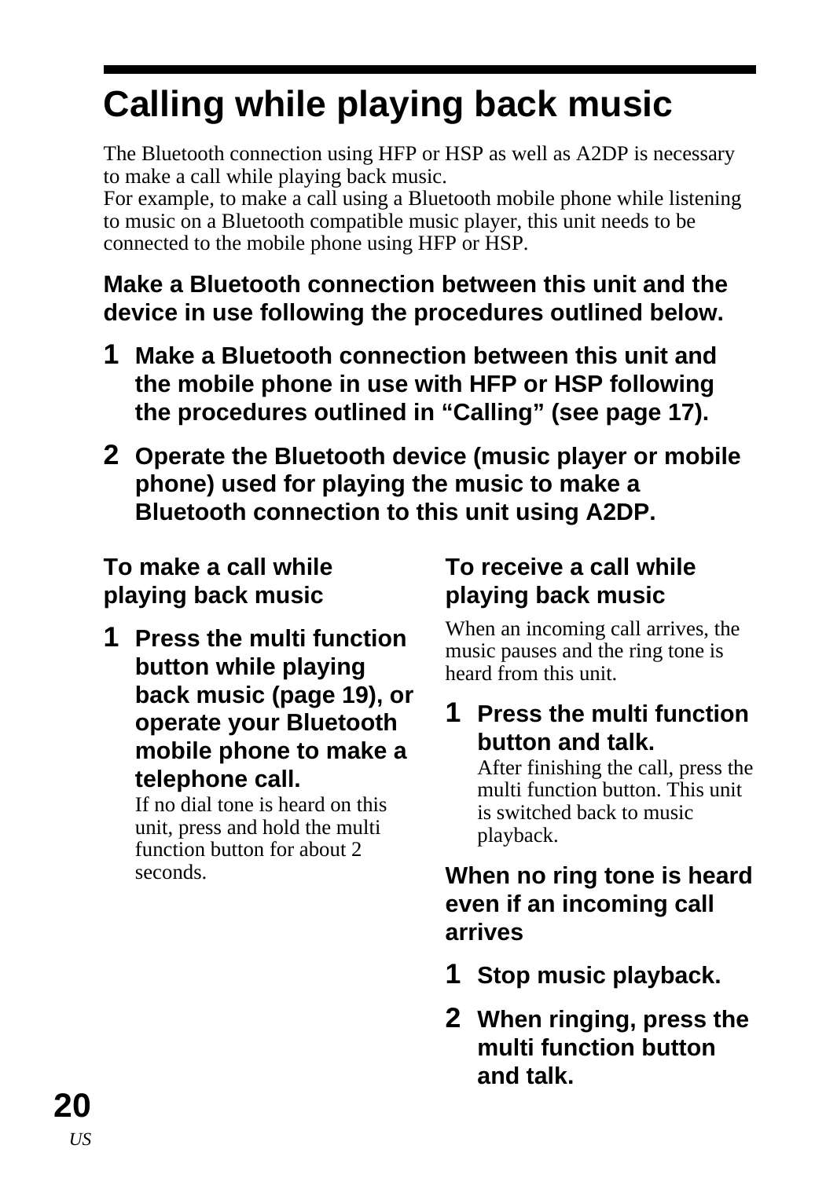# Calling while playing back music

The Bluetooth connection using HFP or HSP as well as A2DP is necessary to make a call while playing back music.
For example, to make a call using a Bluetooth mobile phone while listening to music on a Bluetooth compatible music player, this unit needs to be connected to the mobile phone using HFP or HSP.

**Make a Bluetooth connection between this unit and the device in use following the procedures outlined below.**

1. **Make a Bluetooth connection between this unit and the mobile phone in use with HFP or HSP following the procedures outlined in "Calling" (see page 17).**
2. **Operate the Bluetooth device (music player or mobile phone) used for playing the music to make a Bluetooth connection to this unit using A2DP.**

### To make a call while playing back music

1. **Press the multi function button while playing back music (page 19), or operate your Bluetooth mobile phone to make a telephone call.**
   If no dial tone is heard on this unit, press and hold the multi function button for about 2 seconds.

### To receive a call while playing back music

When an incoming call arrives, the music pauses and the ring tone is heard from this unit.

1. **Press the multi function button and talk.**
   After finishing the call, press the multi function button. This unit is switched back to music playback.

### When no ring tone is heard even if an incoming call arrives

1. **Stop music playback.**
2. **When ringing, press the multi function button and talk.**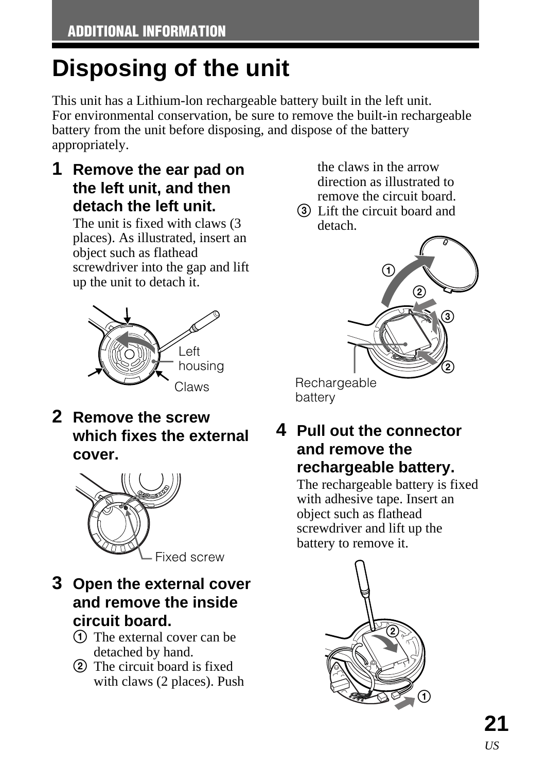# Disposing of the unit

This unit has a Lithium-lon rechargeable battery built in the left unit.
For environmental conservation, be sure to remove the built-in rechargeable battery from the unit before disposing, and dispose of the battery appropriately.

**1 Remove the ear pad on the left unit, and then detach the left unit.**

The unit is fixed with claws (3 places). As illustrated, insert an object such as flathead screwdriver into the gap and lift up the unit to detach it.

Left housing

Claws

**2 Remove the screw which fixes the external cover.**

Fixed screw

**3 Open the external cover and remove the inside circuit board.**

① The external cover can be detached by hand.
② The circuit board is fixed with claws (2 places). Push the claws in the arrow direction as illustrated to remove the circuit board.
③ Lift the circuit board and detach.

Rechargeable battery

**4 Pull out the connector and remove the rechargeable battery.**

The rechargeable battery is fixed with adhesive tape. Insert an object such as flathead screwdriver and lift up the battery to remove it.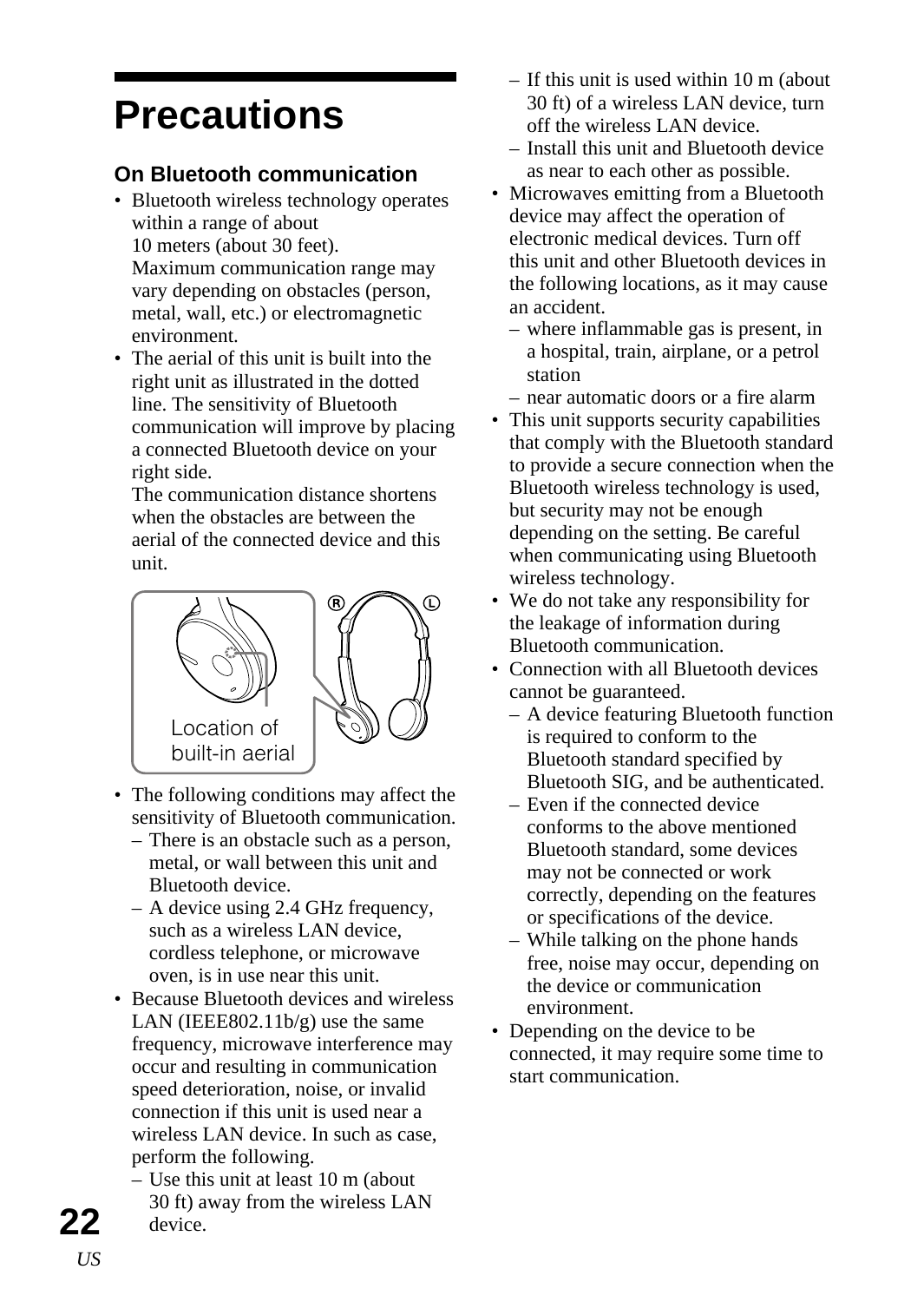# Precautions

### On Bluetooth communication

- Bluetooth wireless technology operates within a range of about 10 meters (about 30 feet). Maximum communication range may vary depending on obstacles (person, metal, wall, etc.) or electromagnetic environment.
- The aerial of this unit is built into the right unit as illustrated in the dotted line. The sensitivity of Bluetooth communication will improve by placing a connected Bluetooth device on your right side.
  The communication distance shortens when the obstacles are between the aerial of the connected device and this unit.

Location of built-in aerial

- The following conditions may affect the sensitivity of Bluetooth communication.
  - There is an obstacle such as a person, metal, or wall between this unit and Bluetooth device.
  - A device using 2.4 GHz frequency, such as a wireless LAN device, cordless telephone, or microwave oven, is in use near this unit.
- Because Bluetooth devices and wireless LAN (IEEE802.11b/g) use the same frequency, microwave interference may occur and resulting in communication speed deterioration, noise, or invalid connection if this unit is used near a wireless LAN device. In such as case, perform the following.
  - Use this unit at least 10 m (about 30 ft) away from the wireless LAN device.
  - If this unit is used within 10 m (about 30 ft) of a wireless LAN device, turn off the wireless LAN device.
  - Install this unit and Bluetooth device as near to each other as possible.
- Microwaves emitting from a Bluetooth device may affect the operation of electronic medical devices. Turn off this unit and other Bluetooth devices in the following locations, as it may cause an accident.
  - where inflammable gas is present, in a hospital, train, airplane, or a petrol station
  - near automatic doors or a fire alarm
- This unit supports security capabilities that comply with the Bluetooth standard to provide a secure connection when the Bluetooth wireless technology is used, but security may not be enough depending on the setting. Be careful when communicating using Bluetooth wireless technology.
- We do not take any responsibility for the leakage of information during Bluetooth communication.
- Connection with all Bluetooth devices cannot be guaranteed.
  - A device featuring Bluetooth function is required to conform to the Bluetooth standard specified by Bluetooth SIG, and be authenticated.
  - Even if the connected device conforms to the above mentioned Bluetooth standard, some devices may not be connected or work correctly, depending on the features or specifications of the device.
  - While talking on the phone hands free, noise may occur, depending on the device or communication environment.
- Depending on the device to be connected, it may require some time to start communication.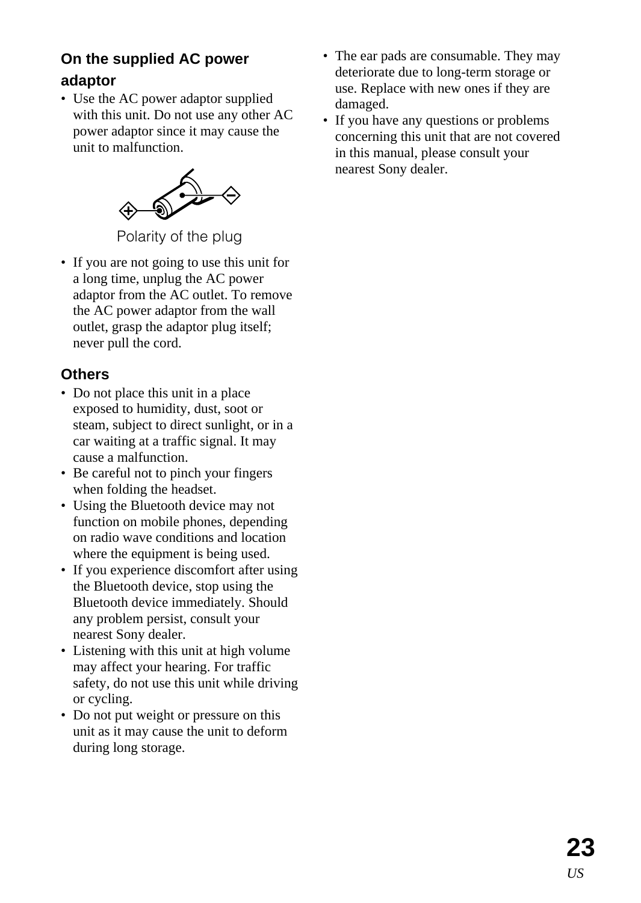### On the supplied AC power adaptor

- Use the AC power adaptor supplied with this unit. Do not use any other AC power adaptor since it may cause the unit to malfunction.

Polarity of the plug

- If you are not going to use this unit for a long time, unplug the AC power adaptor from the AC outlet. To remove the AC power adaptor from the wall outlet, grasp the adaptor plug itself; never pull the cord.

### Others

- Do not place this unit in a place exposed to humidity, dust, soot or steam, subject to direct sunlight, or in a car waiting at a traffic signal. It may cause a malfunction.
- Be careful not to pinch your fingers when folding the headset.
- Using the Bluetooth device may not function on mobile phones, depending on radio wave conditions and location where the equipment is being used.
- If you experience discomfort after using the Bluetooth device, stop using the Bluetooth device immediately. Should any problem persist, consult your nearest Sony dealer.
- Listening with this unit at high volume may affect your hearing. For traffic safety, do not use this unit while driving or cycling.
- Do not put weight or pressure on this unit as it may cause the unit to deform during long storage.
- The ear pads are consumable. They may deteriorate due to long-term storage or use. Replace with new ones if they are damaged.
- If you have any questions or problems concerning this unit that are not covered in this manual, please consult your nearest Sony dealer.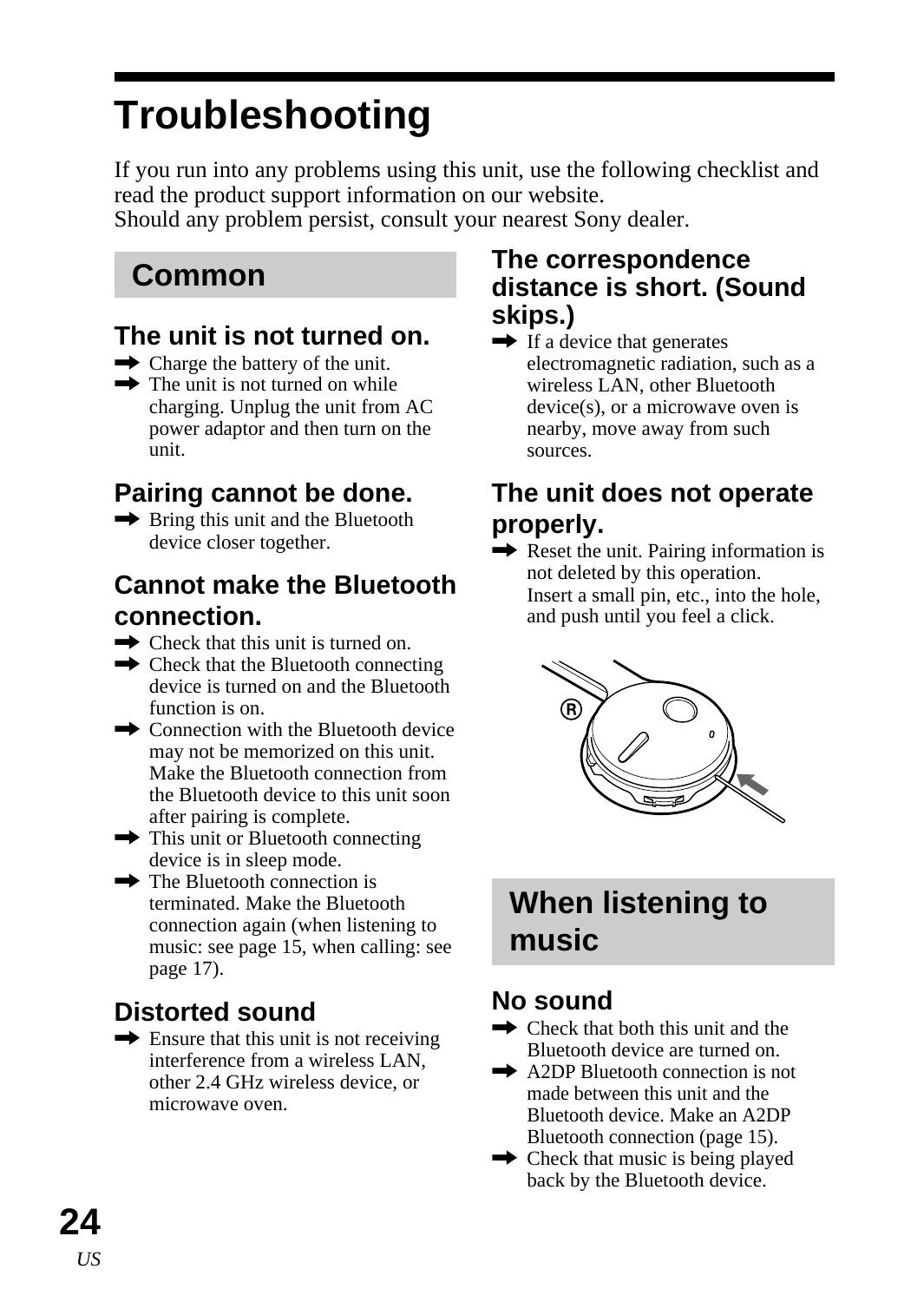# Troubleshooting

If you run into any problems using this unit, use the following checklist and read the product support information on our website.
Should any problem persist, consult your nearest Sony dealer.

## Common

### The unit is not turned on.

- ➡ Charge the battery of the unit.
- ➡ The unit is not turned on while charging. Unplug the unit from AC power adaptor and then turn on the unit.

### Pairing cannot be done.

- ➡ Bring this unit and the Bluetooth device closer together.

### Cannot make the Bluetooth connection.

- ➡ Check that this unit is turned on.
- ➡ Check that the Bluetooth connecting device is turned on and the Bluetooth function is on.
- ➡ Connection with the Bluetooth device may not be memorized on this unit. Make the Bluetooth connection from the Bluetooth device to this unit soon after pairing is complete.
- ➡ This unit or Bluetooth connecting device is in sleep mode.
- ➡ The Bluetooth connection is terminated. Make the Bluetooth connection again (when listening to music: see page 15, when calling: see page 17).

### Distorted sound

- ➡ Ensure that this unit is not receiving interference from a wireless LAN, other 2.4 GHz wireless device, or microwave oven.

### The correspondence distance is short. (Sound skips.)

- ➡ If a device that generates electromagnetic radiation, such as a wireless LAN, other Bluetooth device(s), or a microwave oven is nearby, move away from such sources.

### The unit does not operate properly.

- ➡ Reset the unit. Pairing information is not deleted by this operation. Insert a small pin, etc., into the hole, and push until you feel a click.

## When listening to music

### No sound

- ➡ Check that both this unit and the Bluetooth device are turned on.
- ➡ A2DP Bluetooth connection is not made between this unit and the Bluetooth device. Make an A2DP Bluetooth connection (page 15).
- ➡ Check that music is being played back by the Bluetooth device.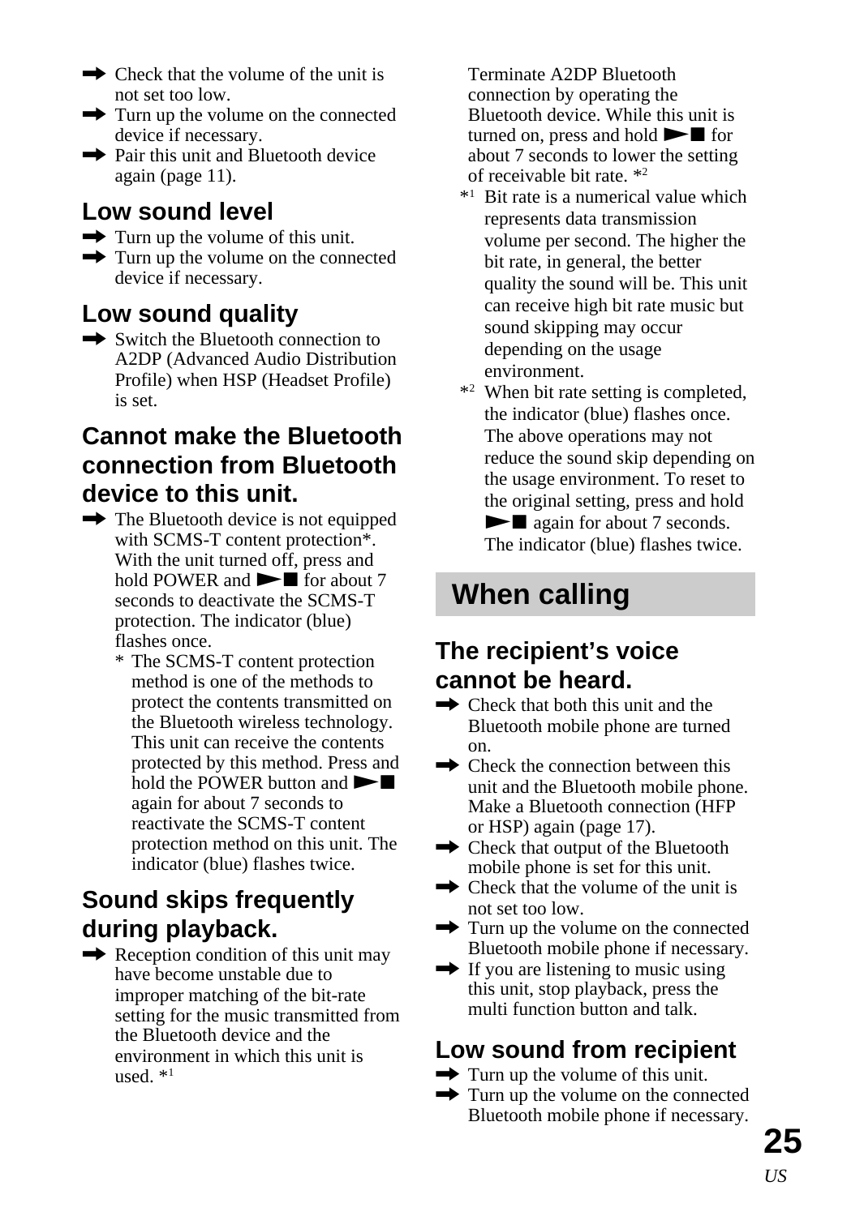- ➡ Check that the volume of the unit is not set too low.
- ➡ Turn up the volume on the connected device if necessary.
- ➡ Pair this unit and Bluetooth device again (page 11).

### Low sound level

- ➡ Turn up the volume of this unit.
- ➡ Turn up the volume on the connected device if necessary.

### Low sound quality

- ➡ Switch the Bluetooth connection to A2DP (Advanced Audio Distribution Profile) when HSP (Headset Profile) is set.

### Cannot make the Bluetooth connection from Bluetooth device to this unit.

- ➡ The Bluetooth device is not equipped with SCMS-T content protection*. With the unit turned off, press and hold POWER and ►■ for about 7 seconds to deactivate the SCMS-T protection. The indicator (blue) flashes once.
  - \* The SCMS-T content protection method is one of the methods to protect the contents transmitted on the Bluetooth wireless technology. This unit can receive the contents protected by this method. Press and hold the POWER button and ►■ again for about 7 seconds to reactivate the SCMS-T content protection method on this unit. The indicator (blue) flashes twice.

### Sound skips frequently during playback.

- ➡ Reception condition of this unit may have become unstable due to improper matching of the bit-rate setting for the music transmitted from the Bluetooth device and the environment in which this unit is used. *[1]
  Terminate A2DP Bluetooth connection by operating the Bluetooth device. While this unit is turned on, press and hold ►■ for about 7 seconds to lower the setting of receivable bit rate. *[2]

*[1] Bit rate is a numerical value which represents data transmission volume per second. The higher the bit rate, in general, the better quality the sound will be. This unit can receive high bit rate music but sound skipping may occur depending on the usage environment.

*[2] When bit rate setting is completed, the indicator (blue) flashes once. The above operations may not reduce the sound skip depending on the usage environment. To reset to the original setting, press and hold ►■ again for about 7 seconds. The indicator (blue) flashes twice.

## When calling

### The recipient's voice cannot be heard.

- ➡ Check that both this unit and the Bluetooth mobile phone are turned on.
- ➡ Check the connection between this unit and the Bluetooth mobile phone. Make a Bluetooth connection (HFP or HSP) again (page 17).
- ➡ Check that output of the Bluetooth mobile phone is set for this unit.
- ➡ Check that the volume of the unit is not set too low.
- ➡ Turn up the volume on the connected Bluetooth mobile phone if necessary.
- ➡ If you are listening to music using this unit, stop playback, press the multi function button and talk.

### Low sound from recipient

- ➡ Turn up the volume of this unit.
- ➡ Turn up the volume on the connected Bluetooth mobile phone if necessary.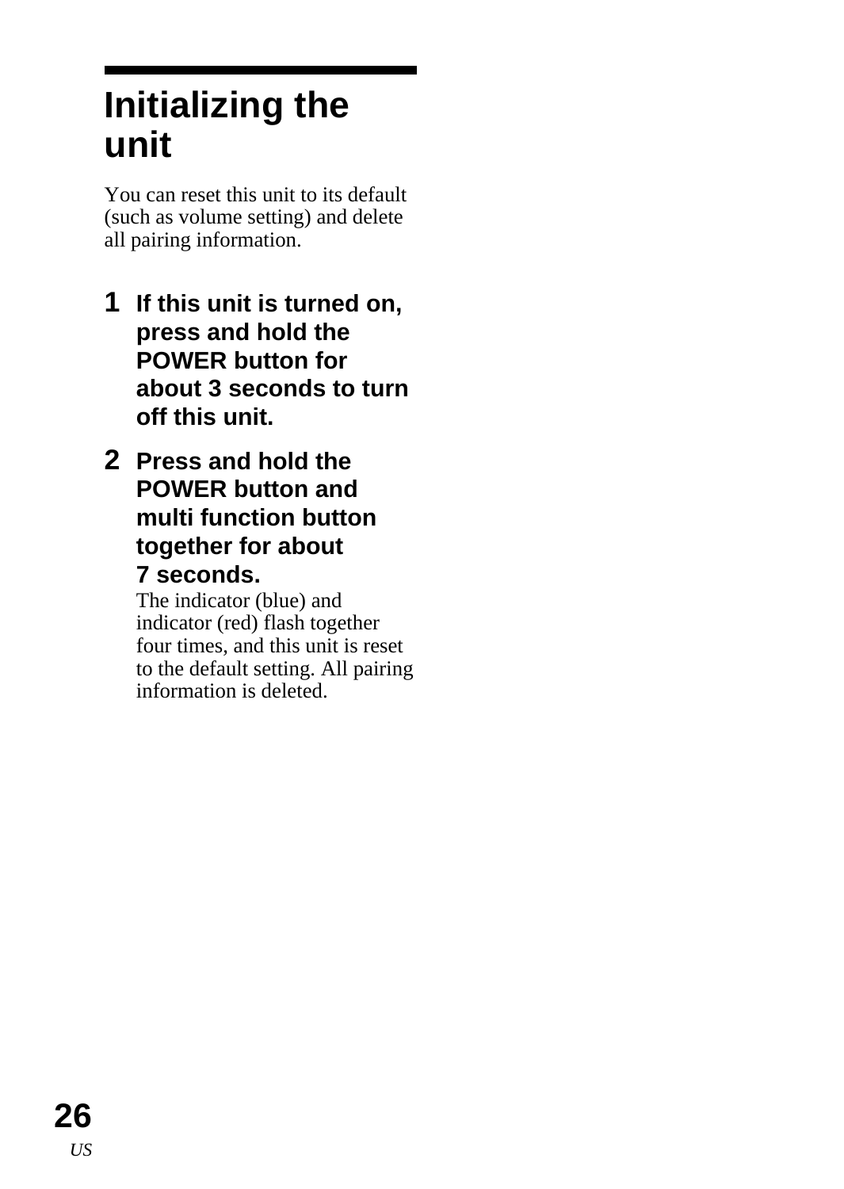# Initializing the unit

You can reset this unit to its default (such as volume setting) and delete all pairing information.

**1 If this unit is turned on, press and hold the POWER button for about 3 seconds to turn off this unit.**

**2 Press and hold the POWER button and multi function button together for about 7 seconds.**

The indicator (blue) and indicator (red) flash together four times, and this unit is reset to the default setting. All pairing information is deleted.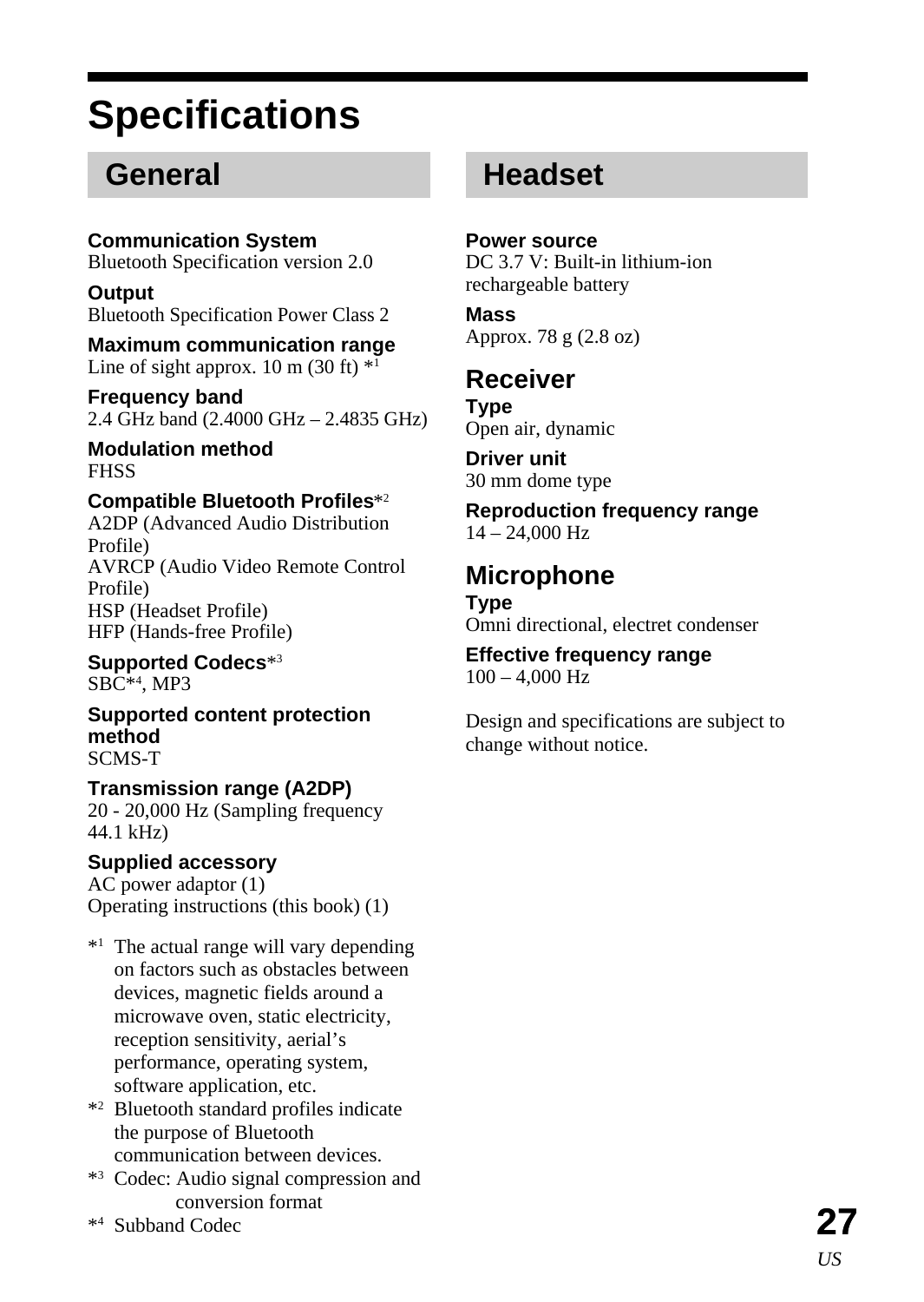# Specifications

## General

**Communication System**
Bluetooth Specification version 2.0

**Output**
Bluetooth Specification Power Class 2

**Maximum communication range**
Line of sight approx. 10 m (30 ft) *[1]

**Frequency band**
2.4 GHz band (2.4000 GHz – 2.4835 GHz)

**Modulation method**
FHSS

**Compatible Bluetooth Profiles***[2]
A2DP (Advanced Audio Distribution Profile)
AVRCP (Audio Video Remote Control Profile)
HSP (Headset Profile)
HFP (Hands-free Profile)

**Supported Codecs***[3]
SBC*[4], MP3

**Supported content protection method**
SCMS-T

**Transmission range (A2DP)**
20 - 20,000 Hz (Sampling frequency 44.1 kHz)

**Supplied accessory**
AC power adaptor (1)
Operating instructions (this book) (1)

*[1] The actual range will vary depending on factors such as obstacles between devices, magnetic fields around a microwave oven, static electricity, reception sensitivity, aerial's performance, operating system, software application, etc.

*[2] Bluetooth standard profiles indicate the purpose of Bluetooth communication between devices.

*[3] Codec: Audio signal compression and conversion format

*[4] Subband Codec

## Headset

**Power source**
DC 3.7 V: Built-in lithium-ion rechargeable battery

**Mass**
Approx. 78 g (2.8 oz)

### Receiver

**Type**
Open air, dynamic

**Driver unit**
30 mm dome type

**Reproduction frequency range**
14 – 24,000 Hz

### Microphone

**Type**
Omni directional, electret condenser

**Effective frequency range**
100 – 4,000 Hz

Design and specifications are subject to change without notice.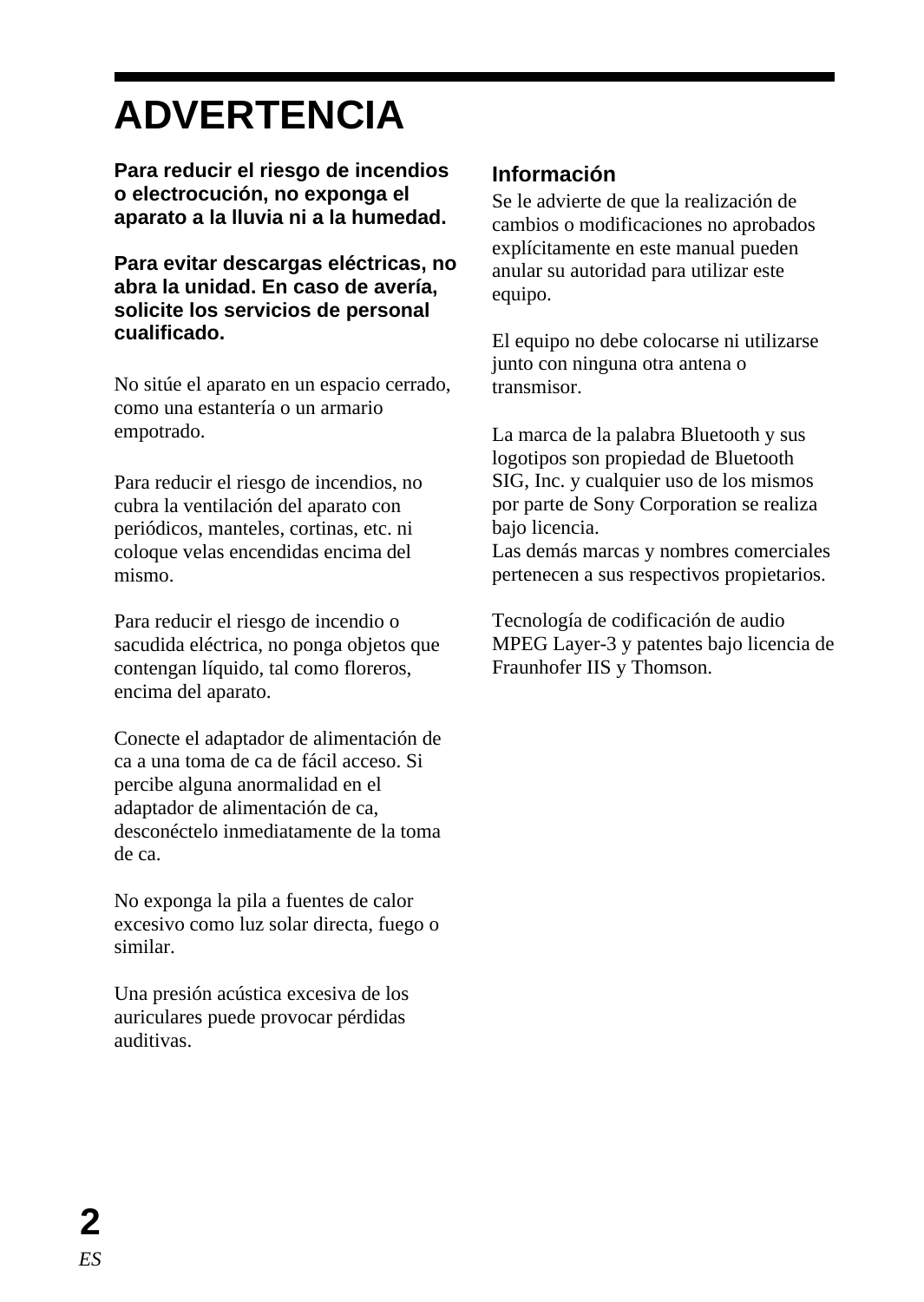# ADVERTENCIA

**Para reducir el riesgo de incendios o electrocución, no exponga el aparato a la lluvia ni a la humedad.**

**Para evitar descargas eléctricas, no abra la unidad. En caso de avería, solicite los servicios de personal cualificado.**

No sitúe el aparato en un espacio cerrado, como una estantería o un armario empotrado.

Para reducir el riesgo de incendios, no cubra la ventilación del aparato con periódicos, manteles, cortinas, etc. ni coloque velas encendidas encima del mismo.

Para reducir el riesgo de incendio o sacudida eléctrica, no ponga objetos que contengan líquido, tal como floreros, encima del aparato.

Conecte el adaptador de alimentación de ca a una toma de ca de fácil acceso. Si percibe alguna anormalidad en el adaptador de alimentación de ca, desconéctelo inmediatamente de la toma de ca.

No exponga la pila a fuentes de calor excesivo como luz solar directa, fuego o similar.

Una presión acústica excesiva de los auriculares puede provocar pérdidas auditivas.

## Información

Se le advierte de que la realización de cambios o modificaciones no aprobados explícitamente en este manual pueden anular su autoridad para utilizar este equipo.

El equipo no debe colocarse ni utilizarse junto con ninguna otra antena o transmisor.

La marca de la palabra Bluetooth y sus logotipos son propiedad de Bluetooth SIG, Inc. y cualquier uso de los mismos por parte de Sony Corporation se realiza bajo licencia.
Las demás marcas y nombres comerciales pertenecen a sus respectivos propietarios.

Tecnología de codificación de audio MPEG Layer-3 y patentes bajo licencia de Fraunhofer IIS y Thomson.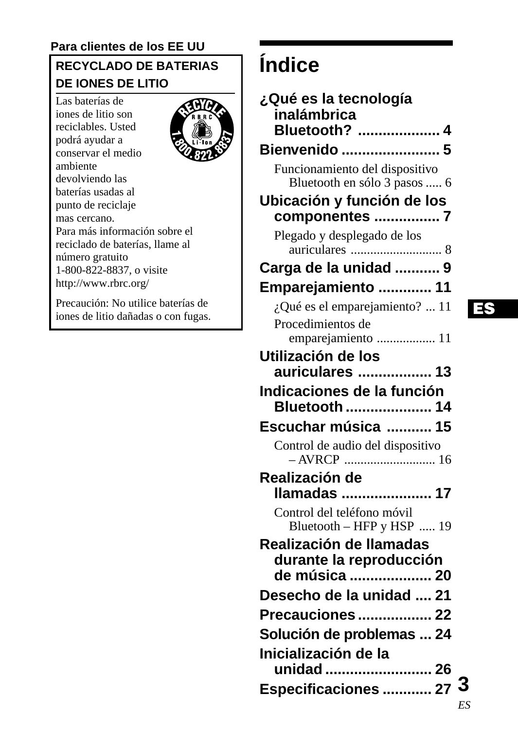**Para clientes de los EE UU**

**RECYCLADO DE BATERIAS DE IONES DE LITIO**

Las baterías de iones de litio son reciclables. Usted podrá ayudar a conservar el medio ambiente devolviendo las baterías usadas al punto de reciclaje mas cercano.
Para más información sobre el reciclado de baterías, llame al número gratuito
1-800-822-8837, o visite
http://www.rbrc.org/

Precaución: No utilice baterías de iones de litio dañadas o con fugas.

# Índice

**¿Qué es la tecnología inalámbrica Bluetooth?** .................... 4

**Bienvenido** ........................ 5

Funcionamiento del dispositivo Bluetooth en sólo 3 pasos ..... 6

**Ubicación y función de los componentes** ................ 7

Plegado y desplegado de los auriculares ............................ 8

**Carga de la unidad** ........... 9

**Emparejamiento** ............. 11

¿Qué es el emparejamiento? ... 11

Procedimientos de emparejamiento .................. 11

**Utilización de los auriculares** .................. 13

**Indicaciones de la función Bluetooth** ..................... 14

**Escuchar música** ........... 15

Control de audio del dispositivo – AVRCP ............................ 16

**Realización de llamadas** ...................... 17

Control del teléfono móvil Bluetooth – HFP y HSP ..... 19

**Realización de llamadas durante la reproducción de música** .................... 20

**Desecho de la unidad** .... 21

**Precauciones** .................. 22

**Solución de problemas** ... 24

**Inicialización de la unidad** .......................... 26

**Especificaciones** ............ 27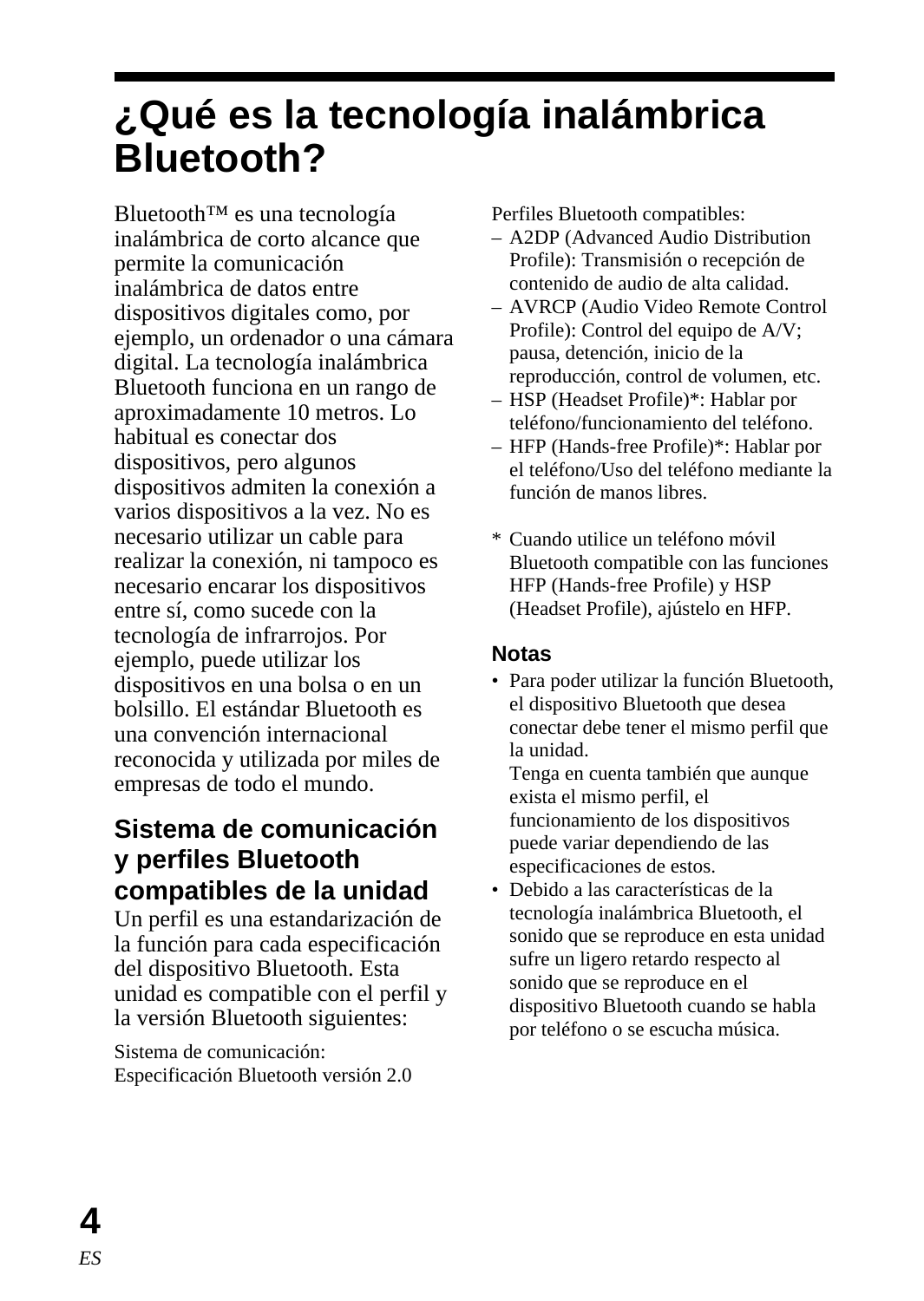# ¿Qué es la tecnología inalámbrica Bluetooth?

Bluetooth™ es una tecnología inalámbrica de corto alcance que permite la comunicación inalámbrica de datos entre dispositivos digitales como, por ejemplo, un ordenador o una cámara digital. La tecnología inalámbrica Bluetooth funciona en un rango de aproximadamente 10 metros. Lo habitual es conectar dos dispositivos, pero algunos dispositivos admiten la conexión a varios dispositivos a la vez. No es necesario utilizar un cable para realizar la conexión, ni tampoco es necesario encarar los dispositivos entre sí, como sucede con la tecnología de infrarrojos. Por ejemplo, puede utilizar los dispositivos en una bolsa o en un bolsillo. El estándar Bluetooth es una convención internacional reconocida y utilizada por miles de empresas de todo el mundo.

## Sistema de comunicación y perfiles Bluetooth compatibles de la unidad

Un perfil es una estandarización de la función para cada especificación del dispositivo Bluetooth. Esta unidad es compatible con el perfil y la versión Bluetooth siguientes:

Sistema de comunicación:
Especificación Bluetooth versión 2.0

Perfiles Bluetooth compatibles:

– A2DP (Advanced Audio Distribution Profile): Transmisión o recepción de contenido de audio de alta calidad.
– AVRCP (Audio Video Remote Control Profile): Control del equipo de A/V; pausa, detención, inicio de la reproducción, control de volumen, etc.
– HSP (Headset Profile)*: Hablar por teléfono/funcionamiento del teléfono.
– HFP (Hands-free Profile)*: Hablar por el teléfono/Uso del teléfono mediante la función de manos libres.

\* Cuando utilice un teléfono móvil Bluetooth compatible con las funciones HFP (Hands-free Profile) y HSP (Headset Profile), ajústelo en HFP.

### Notas

- Para poder utilizar la función Bluetooth, el dispositivo Bluetooth que desea conectar debe tener el mismo perfil que la unidad.
  Tenga en cuenta también que aunque exista el mismo perfil, el funcionamiento de los dispositivos puede variar dependiendo de las especificaciones de estos.
- Debido a las características de la tecnología inalámbrica Bluetooth, el sonido que se reproduce en esta unidad sufre un ligero retardo respecto al sonido que se reproduce en el dispositivo Bluetooth cuando se habla por teléfono o se escucha música.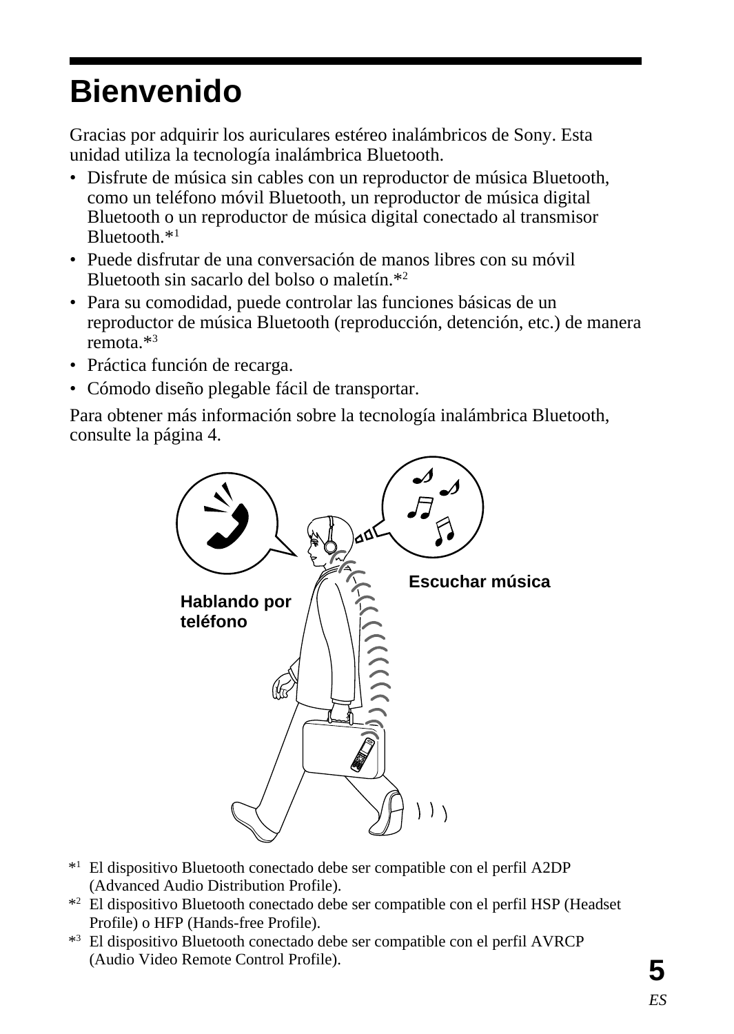# Bienvenido

Gracias por adquirir los auriculares estéreo inalámbricos de Sony. Esta unidad utiliza la tecnología inalámbrica Bluetooth.

- Disfrute de música sin cables con un reproductor de música Bluetooth, como un teléfono móvil Bluetooth, un reproductor de música digital Bluetooth o un reproductor de música digital conectado al transmisor Bluetooth.*[1]
- Puede disfrutar de una conversación de manos libres con su móvil Bluetooth sin sacarlo del bolso o maletín.*[2]
- Para su comodidad, puede controlar las funciones básicas de un reproductor de música Bluetooth (reproducción, detención, etc.) de manera remota.*[3]
- Práctica función de recarga.
- Cómodo diseño plegable fácil de transportar.

Para obtener más información sobre la tecnología inalámbrica Bluetooth, consulte la página 4.

Escuchar música

Hablando por teléfono

*[1] El dispositivo Bluetooth conectado debe ser compatible con el perfil A2DP (Advanced Audio Distribution Profile).

*[2] El dispositivo Bluetooth conectado debe ser compatible con el perfil HSP (Headset Profile) o HFP (Hands-free Profile).

*[3] El dispositivo Bluetooth conectado debe ser compatible con el perfil AVRCP (Audio Video Remote Control Profile).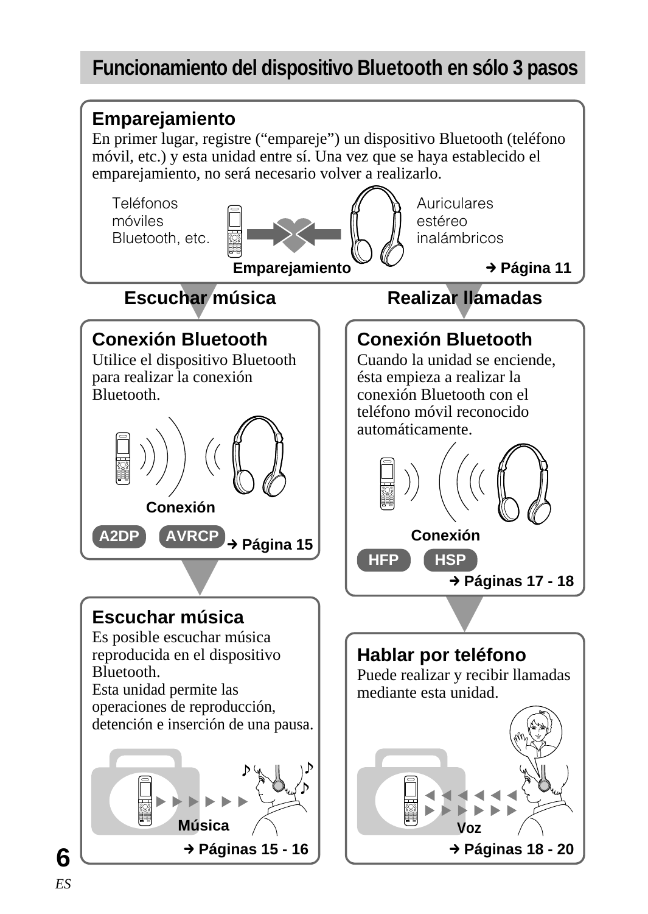# Funcionamiento del dispositivo Bluetooth en sólo 3 pasos

## Emparejamiento

En primer lugar, registre ("empareje") un dispositivo Bluetooth (teléfono móvil, etc.) y esta unidad entre sí. Una vez que se haya establecido el emparejamiento, no será necesario volver a realizarlo.

Teléfonos móviles Bluetooth, etc.

Auriculares estéreo inalámbricos

**Emparejamiento**

**→ Página 11**

## Escuchar música

### Conexión Bluetooth

Utilice el dispositivo Bluetooth para realizar la conexión Bluetooth.

**Conexión**

**A2DP** **AVRCP** **→ Página 15**

### Escuchar música

Es posible escuchar música reproducida en el dispositivo Bluetooth.
Esta unidad permite las operaciones de reproducción, detención e inserción de una pausa.

**Música**

**→ Páginas 15 - 16**

## Realizar llamadas

### Conexión Bluetooth

Cuando la unidad se enciende, ésta empieza a realizar la conexión Bluetooth con el teléfono móvil reconocido automáticamente.

**Conexión**

**HFP** **HSP**

**→ Páginas 17 - 18**

### Hablar por teléfono

Puede realizar y recibir llamadas mediante esta unidad.

**Voz**

**→ Páginas 18 - 20**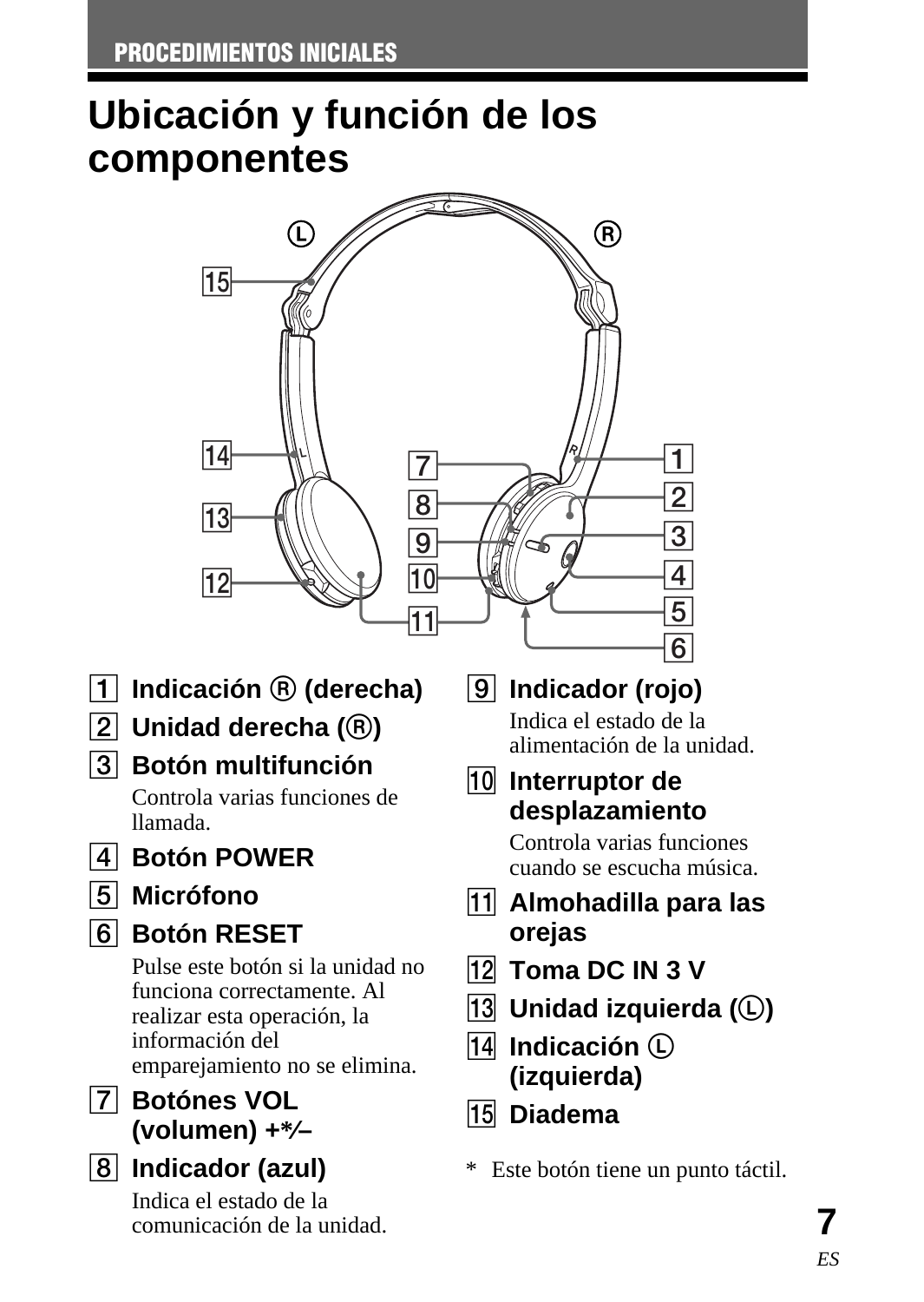PROCEDIMIENTOS INICIALES

# Ubicación y función de los componentes

1. **Indicación Ⓡ (derecha)**
2. **Unidad derecha (Ⓡ)**
3. **Botón multifunción**
   Controla varias funciones de llamada.
4. **Botón POWER**
5. **Micrófono**
6. **Botón RESET**
   Pulse este botón si la unidad no funciona correctamente. Al realizar esta operación, la información del emparejamiento no se elimina.
7. **Botónes VOL (volumen) +*/–**
8. **Indicador (azul)**
   Indica el estado de la comunicación de la unidad.
9. **Indicador (rojo)**
   Indica el estado de la alimentación de la unidad.
10. **Interruptor de desplazamiento**
    Controla varias funciones cuando se escucha música.
11. **Almohadilla para las orejas**
12. **Toma DC IN 3 V**
13. **Unidad izquierda (Ⓛ)**
14. **Indicación Ⓛ (izquierda)**
15. **Diadema**

* Este botón tiene un punto táctil.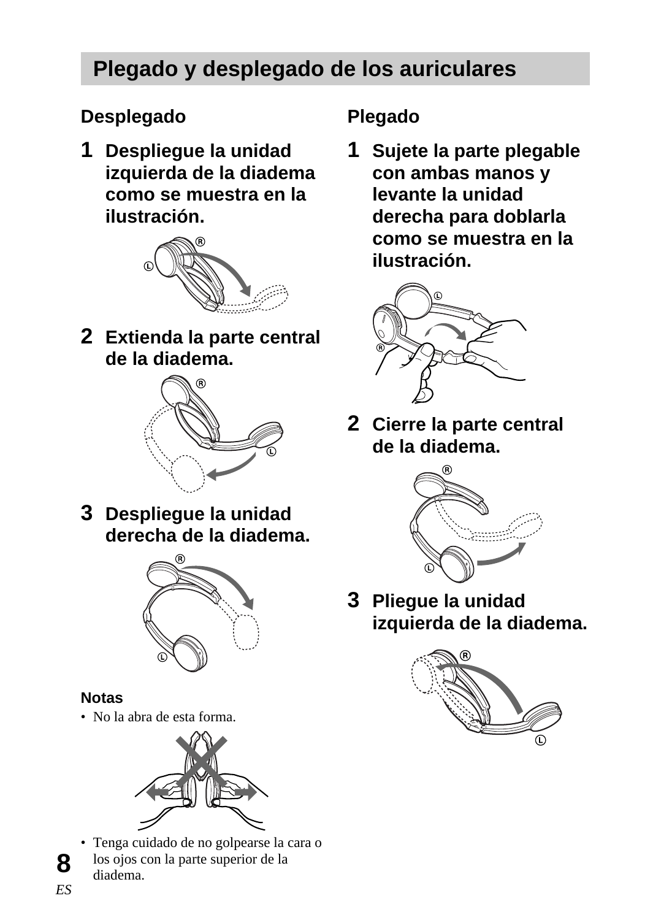# Plegado y desplegado de los auriculares

## Desplegado

**1** **Despliegue la unidad izquierda de la diadema como se muestra en la ilustración.**

**2** **Extienda la parte central de la diadema.**

**3** **Despliegue la unidad derecha de la diadema.**

### Notas

- No la abra de esta forma.
- Tenga cuidado de no golpearse la cara o los ojos con la parte superior de la diadema.

## Plegado

**1** **Sujete la parte plegable con ambas manos y levante la unidad derecha para doblarla como se muestra en la ilustración.**

**2** **Cierre la parte central de la diadema.**

**3** **Pliegue la unidad izquierda de la diadema.**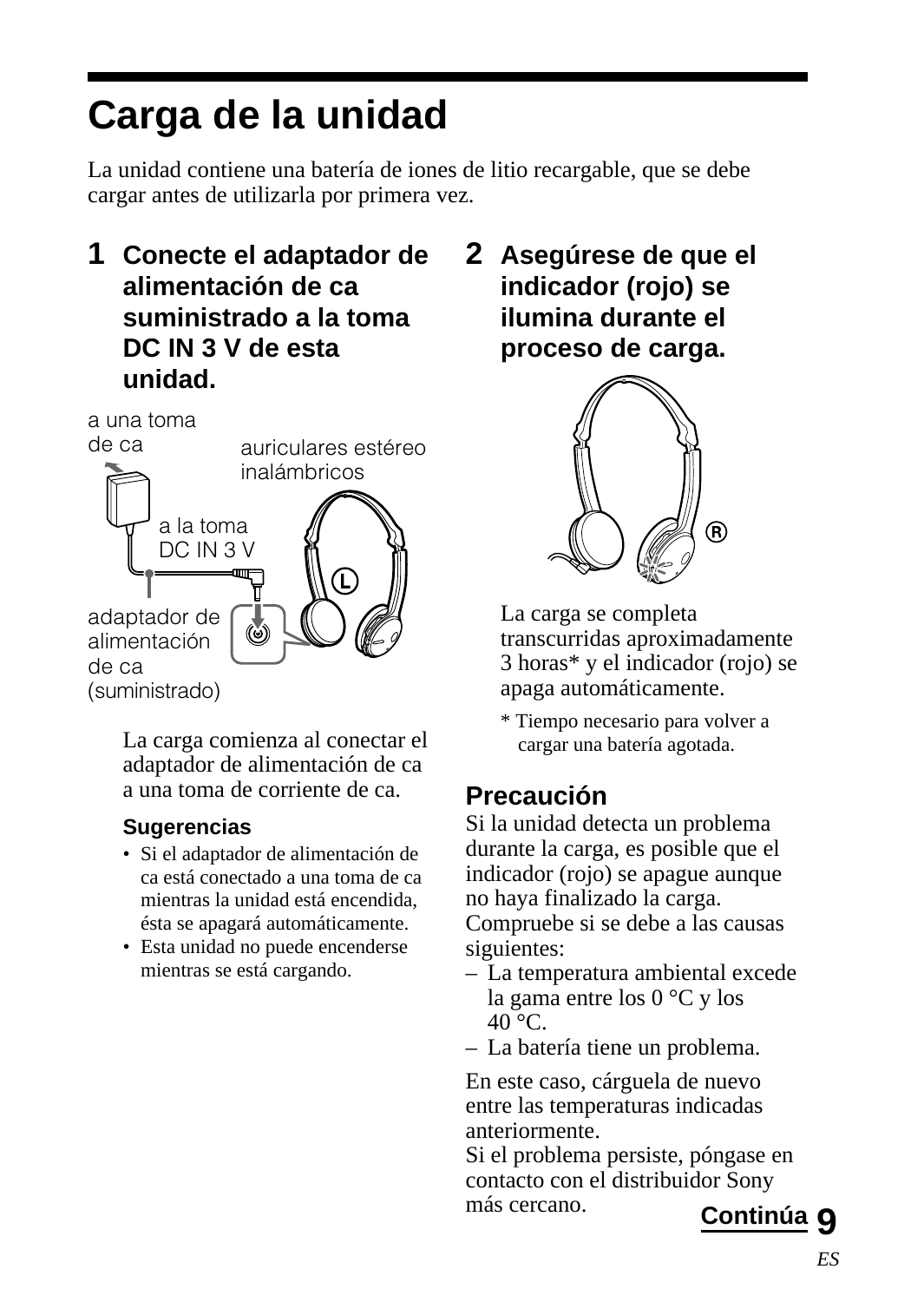# Carga de la unidad

La unidad contiene una batería de iones de litio recargable, que se debe cargar antes de utilizarla por primera vez.

**1 Conecte el adaptador de alimentación de ca suministrado a la toma DC IN 3 V de esta unidad.**

a una toma de ca

auriculares estéreo inalámbricos

a la toma DC IN 3 V

adaptador de alimentación de ca (suministrado)

La carga comienza al conectar el adaptador de alimentación de ca a una toma de corriente de ca.

### Sugerencias

- Si el adaptador de alimentación de ca está conectado a una toma de ca mientras la unidad está encendida, ésta se apagará automáticamente.
- Esta unidad no puede encenderse mientras se está cargando.

**2 Asegúrese de que el indicador (rojo) se ilumina durante el proceso de carga.**

La carga se completa transcurridas aproximadamente 3 horas* y el indicador (rojo) se apaga automáticamente.

\* Tiempo necesario para volver a cargar una batería agotada.

### Precaución

Si la unidad detecta un problema durante la carga, es posible que el indicador (rojo) se apague aunque no haya finalizado la carga. Compruebe si se debe a las causas siguientes:

– La temperatura ambiental excede la gama entre los 0 °C y los 40 °C.
– La batería tiene un problema.

En este caso, cárguela de nuevo entre las temperaturas indicadas anteriormente.
Si el problema persiste, póngase en contacto con el distribuidor Sony más cercano.

**Continúa**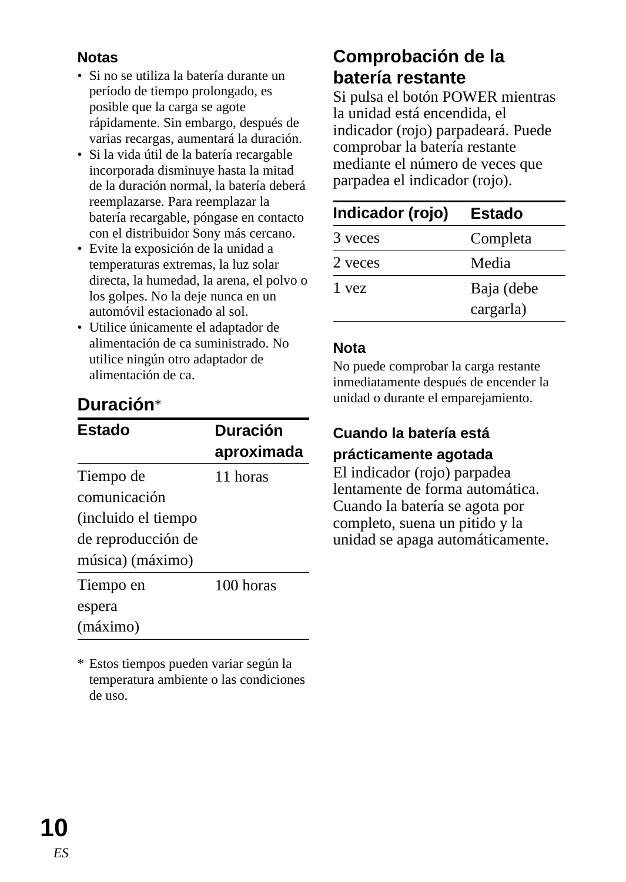### Notas

- Si no se utiliza la batería durante un período de tiempo prolongado, es posible que la carga se agote rápidamente. Sin embargo, después de varias recargas, aumentará la duración.
- Si la vida útil de la batería recargable incorporada disminuye hasta la mitad de la duración normal, la batería deberá reemplazarse. Para reemplazar la batería recargable, póngase en contacto con el distribuidor Sony más cercano.
- Evite la exposición de la unidad a temperaturas extremas, la luz solar directa, la humedad, la arena, el polvo o los golpes. No la deje nunca en un automóvil estacionado al sol.
- Utilice únicamente el adaptador de alimentación de ca suministrado. No utilice ningún otro adaptador de alimentación de ca.

## Duración*

| Estado | Duración aproximada |
|---|---|
| Tiempo de comunicación (incluido el tiempo de reproducción de música) (máximo) | 11 horas |
| Tiempo en espera (máximo) | 100 horas |

\* Estos tiempos pueden variar según la temperatura ambiente o las condiciones de uso.

## Comprobación de la batería restante

Si pulsa el botón POWER mientras la unidad está encendida, el indicador (rojo) parpadeará. Puede comprobar la batería restante mediante el número de veces que parpadea el indicador (rojo).

| Indicador (rojo) | Estado |
|---|---|
| 3 veces | Completa |
| 2 veces | Media |
| 1 vez | Baja (debe cargarla) |

### Nota

No puede comprobar la carga restante inmediatamente después de encender la unidad o durante el emparejamiento.

### Cuando la batería está prácticamente agotada

El indicador (rojo) parpadea lentamente de forma automática. Cuando la batería se agota por completo, suena un pitido y la unidad se apaga automáticamente.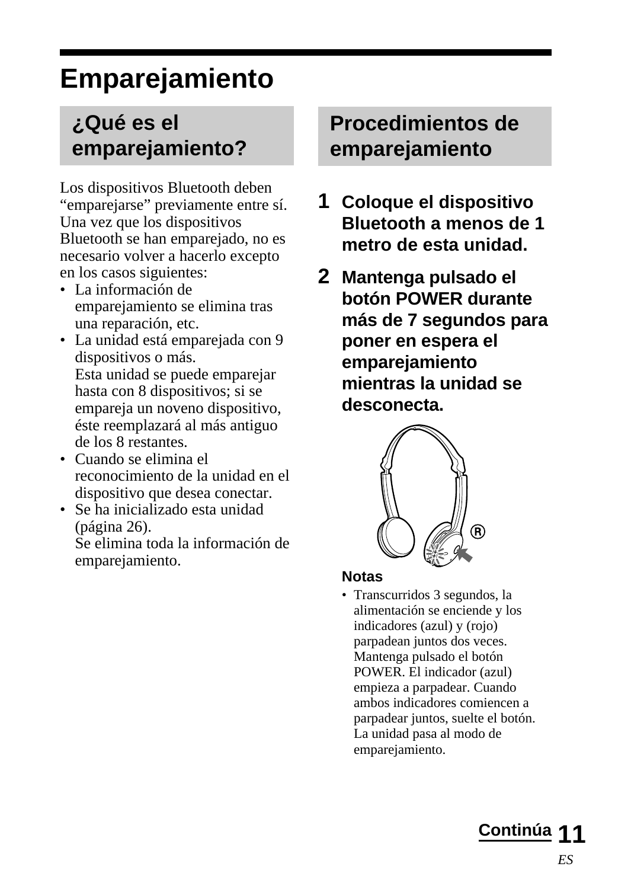# Emparejamiento

## ¿Qué es el emparejamiento?

Los dispositivos Bluetooth deben “emparejarse” previamente entre sí. Una vez que los dispositivos Bluetooth se han emparejado, no es necesario volver a hacerlo excepto en los casos siguientes:

- La información de emparejamiento se elimina tras una reparación, etc.
- La unidad está emparejada con 9 dispositivos o más.
  Esta unidad se puede emparejar hasta con 8 dispositivos; si se empareja un noveno dispositivo, éste reemplazará al más antiguo de los 8 restantes.
- Cuando se elimina el reconocimiento de la unidad en el dispositivo que desea conectar.
- Se ha inicializado esta unidad (página 26).
  Se elimina toda la información de emparejamiento.

## Procedimientos de emparejamiento

**1** **Coloque el dispositivo Bluetooth a menos de 1 metro de esta unidad.**

**2** **Mantenga pulsado el botón POWER durante más de 7 segundos para poner en espera el emparejamiento mientras la unidad se desconecta.**

**Notas**

- Transcurridos 3 segundos, la alimentación se enciende y los indicadores (azul) y (rojo) parpadean juntos dos veces. Mantenga pulsado el botón POWER. El indicador (azul) empieza a parpadear. Cuando ambos indicadores comiencen a parpadear juntos, suelte el botón. La unidad pasa al modo de emparejamiento.

**Continúa**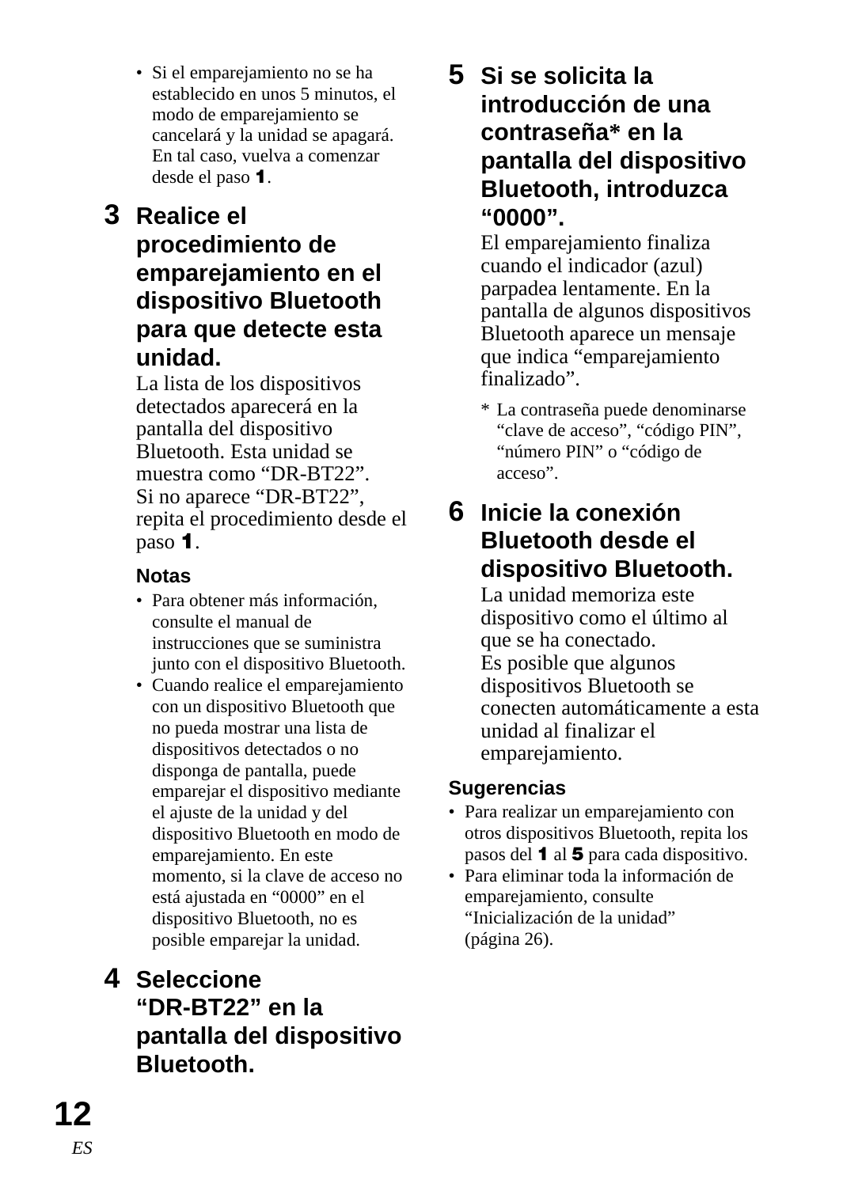- Si el emparejamiento no se ha establecido en unos 5 minutos, el modo de emparejamiento se cancelará y la unidad se apagará. En tal caso, vuelva a comenzar desde el paso **1**.

**3 Realice el procedimiento de emparejamiento en el dispositivo Bluetooth para que detecte esta unidad.**

La lista de los dispositivos detectados aparecerá en la pantalla del dispositivo Bluetooth. Esta unidad se muestra como “DR-BT22”.
Si no aparece “DR-BT22”, repita el procedimiento desde el paso **1**.

**Notas**

- Para obtener más información, consulte el manual de instrucciones que se suministra junto con el dispositivo Bluetooth.
- Cuando realice el emparejamiento con un dispositivo Bluetooth que no pueda mostrar una lista de dispositivos detectados o no disponga de pantalla, puede emparejar el dispositivo mediante el ajuste de la unidad y del dispositivo Bluetooth en modo de emparejamiento. En este momento, si la clave de acceso no está ajustada en “0000” en el dispositivo Bluetooth, no es posible emparejar la unidad.

**4 Seleccione “DR-BT22” en la pantalla del dispositivo Bluetooth.**

**5 Si se solicita la introducción de una contraseña* en la pantalla del dispositivo Bluetooth, introduzca “0000”.**

El emparejamiento finaliza cuando el indicador (azul) parpadea lentamente. En la pantalla de algunos dispositivos Bluetooth aparece un mensaje que indica “emparejamiento finalizado”.

\* La contraseña puede denominarse “clave de acceso”, “código PIN”, “número PIN” o “código de acceso”.

**6 Inicie la conexión Bluetooth desde el dispositivo Bluetooth.**

La unidad memoriza este dispositivo como el último al que se ha conectado.
Es posible que algunos dispositivos Bluetooth se conecten automáticamente a esta unidad al finalizar el emparejamiento.

**Sugerencias**

- Para realizar un emparejamiento con otros dispositivos Bluetooth, repita los pasos del **1** al **5** para cada dispositivo.
- Para eliminar toda la información de emparejamiento, consulte “Inicialización de la unidad” (página 26).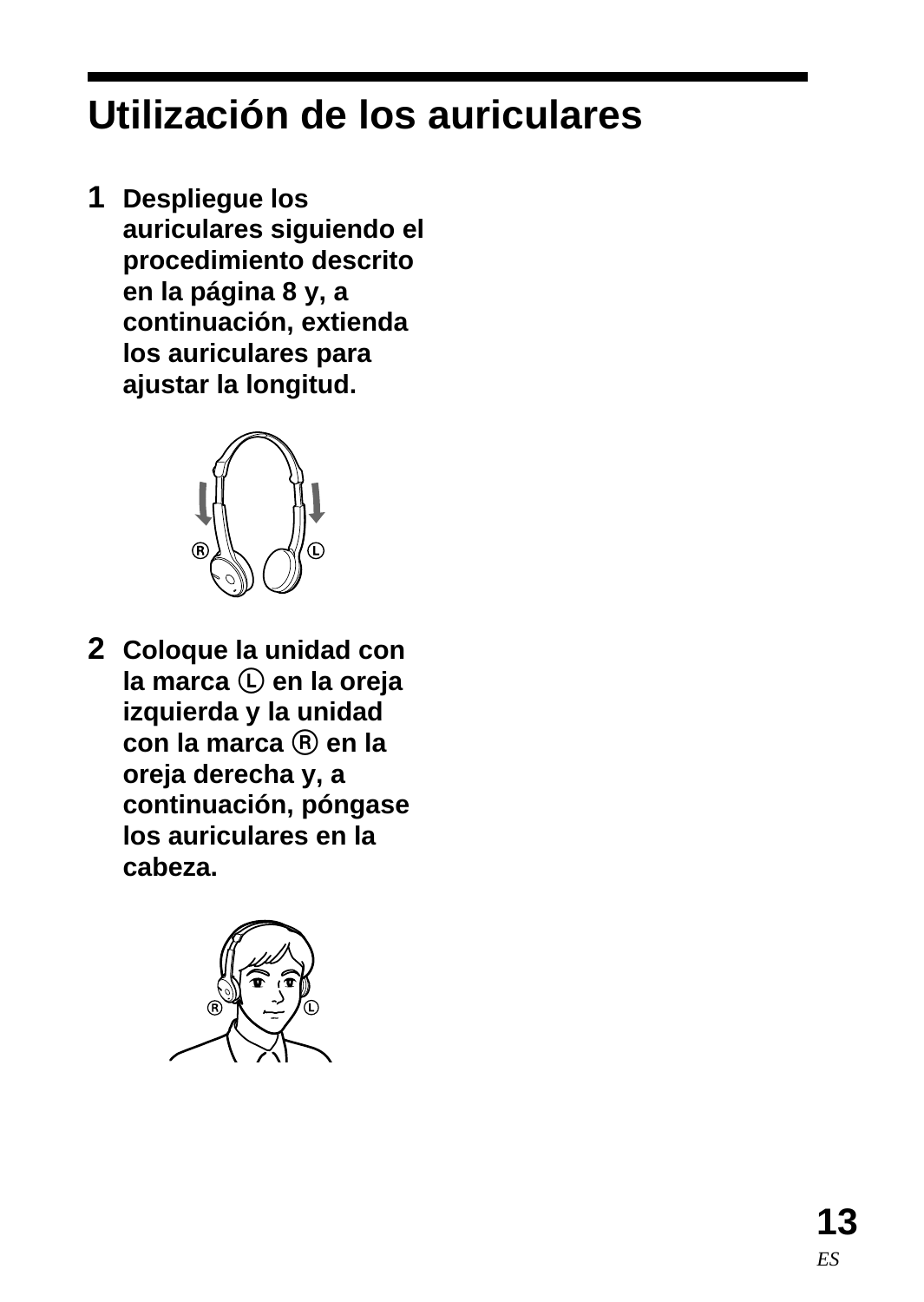# Utilización de los auriculares

1. **Despliegue los auriculares siguiendo el procedimiento descrito en la página 8 y, a continuación, extienda los auriculares para ajustar la longitud.**

2. **Coloque la unidad con la marca Ⓛ en la oreja izquierda y la unidad con la marca Ⓡ en la oreja derecha y, a continuación, póngase los auriculares en la cabeza.**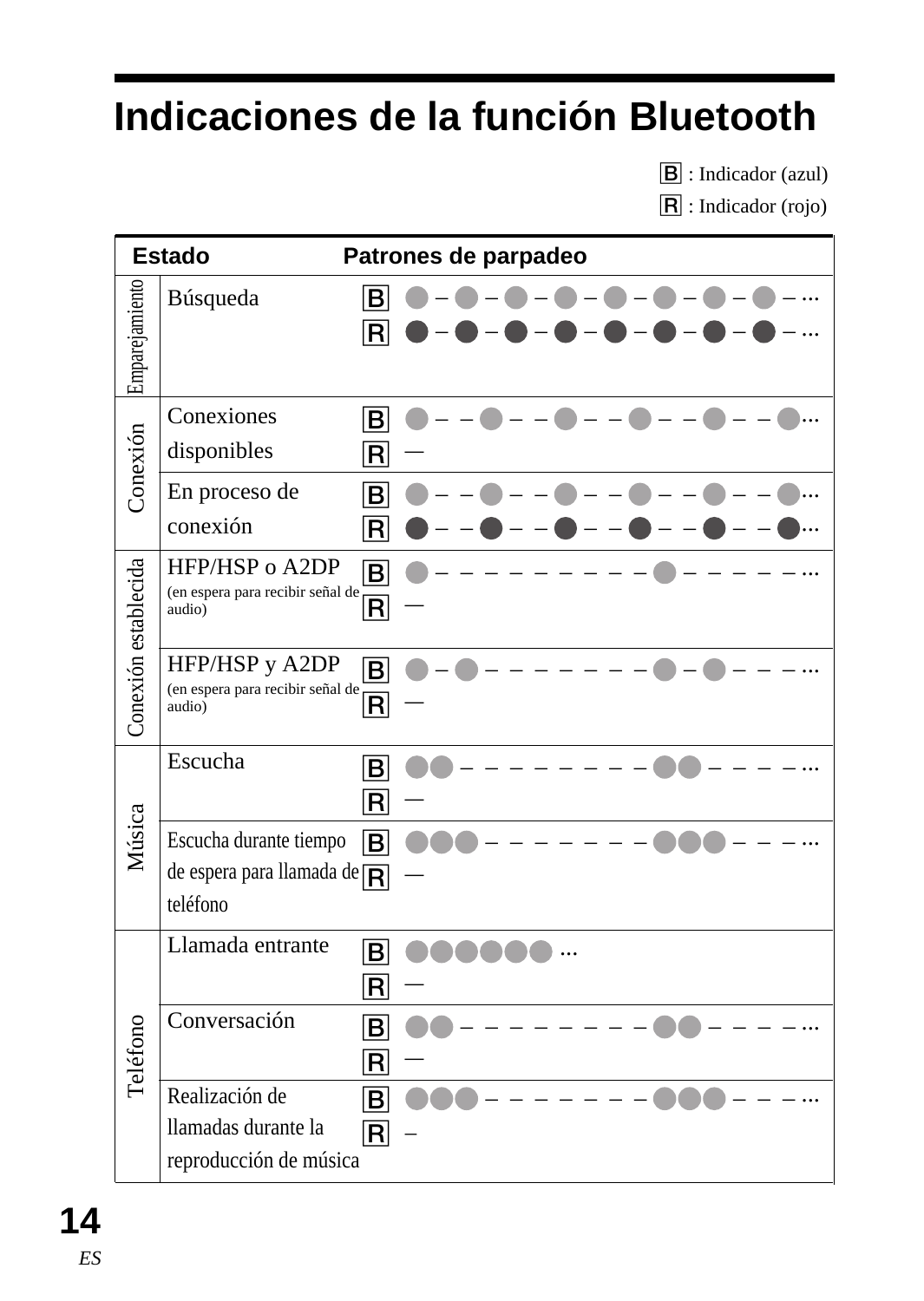# Indicaciones de la función Bluetooth

B : Indicador (azul)

R : Indicador (rojo)

| Estado | | | Patrones de parpadeo |
|---|---|---|---|
| Emparejamiento | Búsqueda | B | ● – ● – ● – ● – ● – ● – ● – ● – ... |
| | | R | ● – ● – ● – ● – ● – ● – ● – ● – ... |
| Conexión | Conexiones disponibles | B | ● – – ● – – ● – – ● – – ● – – ●... |
| | | R | — |
| | En proceso de conexión | B | ● – – ● – – ● – – ● – – ● – – ●... |
| | | R | ● – – ● – – ● – – ● – – ● – – ●... |
| Conexión establecida | HFP/HSP o A2DP (en espera para recibir señal de audio) | B | ● – – – – – – – – – ● – – – – – ... |
| | | R | — |
| | HFP/HSP y A2DP (en espera para recibir señal de audio) | B | ● – ● – – – – – – – ● – ● – – – ... |
| | | R | — |
| Música | Escucha | B | ●● – – – – – – – – ●● – – – – ... |
| | | R | — |
| | Escucha durante tiempo de espera para llamada de teléfono | B | ●●● – – – – – – – ●●● – – – ... |
| | | R | — |
| Teléfono | Llamada entrante | B | ●●●●●● ... |
| | | R | — |
| | Conversación | B | ●● – – – – – – – – ●● – – – – ... |
| | | R | — |
| | Realización de llamadas durante la reproducción de música | B | ●●● – – – – – – – ●●● – – – ... |
| | | R | – |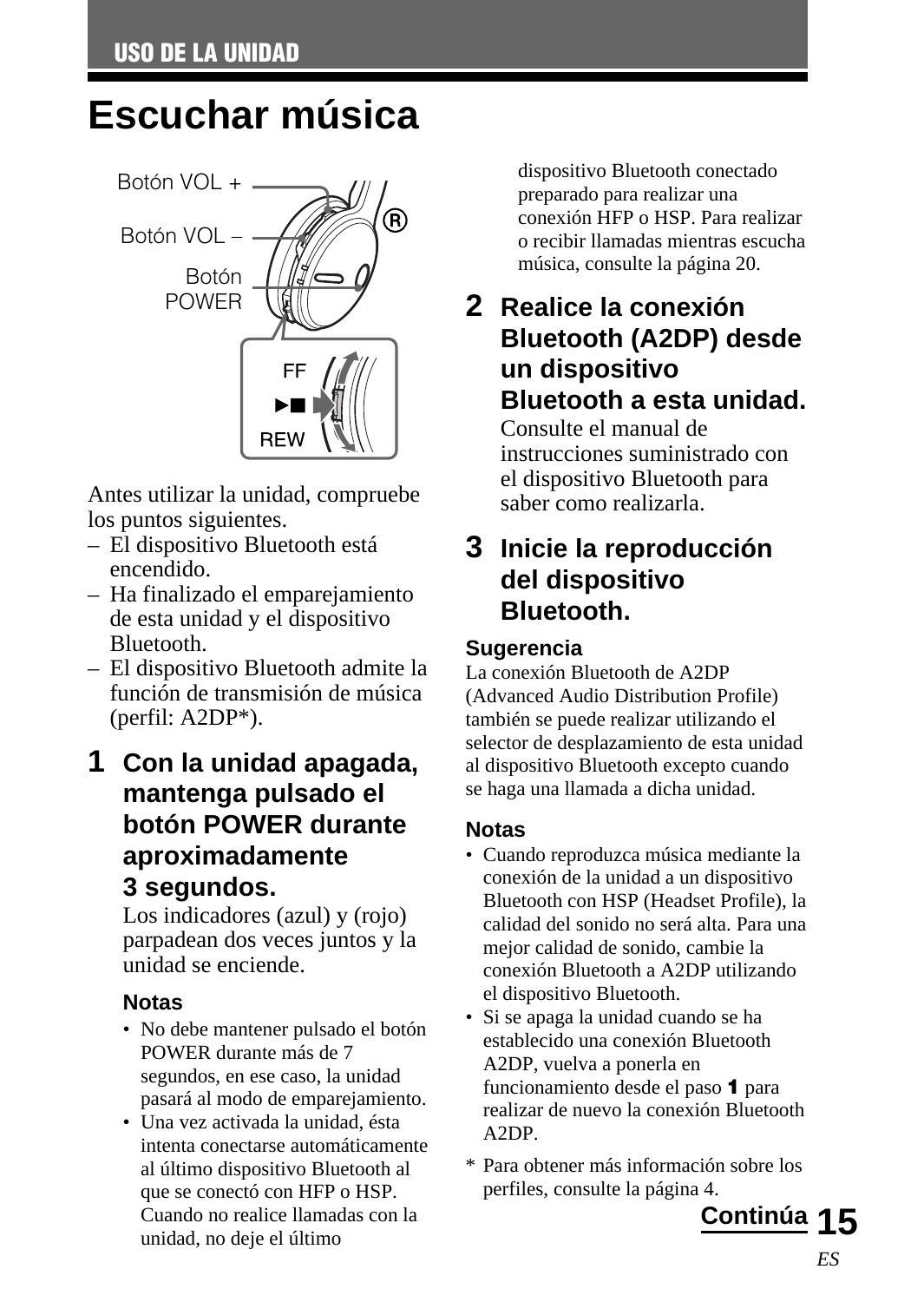# Escuchar música

Botón VOL +

Botón VOL –

Botón POWER

FF

►■

REW

Antes utilizar la unidad, compruebe los puntos siguientes.

– El dispositivo Bluetooth está encendido.
– Ha finalizado el emparejamiento de esta unidad y el dispositivo Bluetooth.
– El dispositivo Bluetooth admite la función de transmisión de música (perfil: A2DP*).

### 1 Con la unidad apagada, mantenga pulsado el botón POWER durante aproximadamente 3 segundos.

Los indicadores (azul) y (rojo) parpadean dos veces juntos y la unidad se enciende.

**Notas**

- No debe mantener pulsado el botón POWER durante más de 7 segundos, en ese caso, la unidad pasará al modo de emparejamiento.
- Una vez activada la unidad, ésta intenta conectarse automáticamente al último dispositivo Bluetooth al que se conectó con HFP o HSP. Cuando no realice llamadas con la unidad, no deje el último dispositivo Bluetooth conectado preparado para realizar una conexión HFP o HSP. Para realizar o recibir llamadas mientras escucha música, consulte la página 20.

### 2 Realice la conexión Bluetooth (A2DP) desde un dispositivo Bluetooth a esta unidad.

Consulte el manual de instrucciones suministrado con el dispositivo Bluetooth para saber como realizarla.

### 3 Inicie la reproducción del dispositivo Bluetooth.

**Sugerencia**

La conexión Bluetooth de A2DP (Advanced Audio Distribution Profile) también se puede realizar utilizando el selector de desplazamiento de esta unidad al dispositivo Bluetooth excepto cuando se haga una llamada a dicha unidad.

**Notas**

- Cuando reproduzca música mediante la conexión de la unidad a un dispositivo Bluetooth con HSP (Headset Profile), la calidad del sonido no será alta. Para una mejor calidad de sonido, cambie la conexión Bluetooth a A2DP utilizando el dispositivo Bluetooth.
- Si se apaga la unidad cuando se ha establecido una conexión Bluetooth A2DP, vuelva a ponerla en funcionamiento desde el paso **1** para realizar de nuevo la conexión Bluetooth A2DP.

* Para obtener más información sobre los perfiles, consulte la página 4.

**Continúa**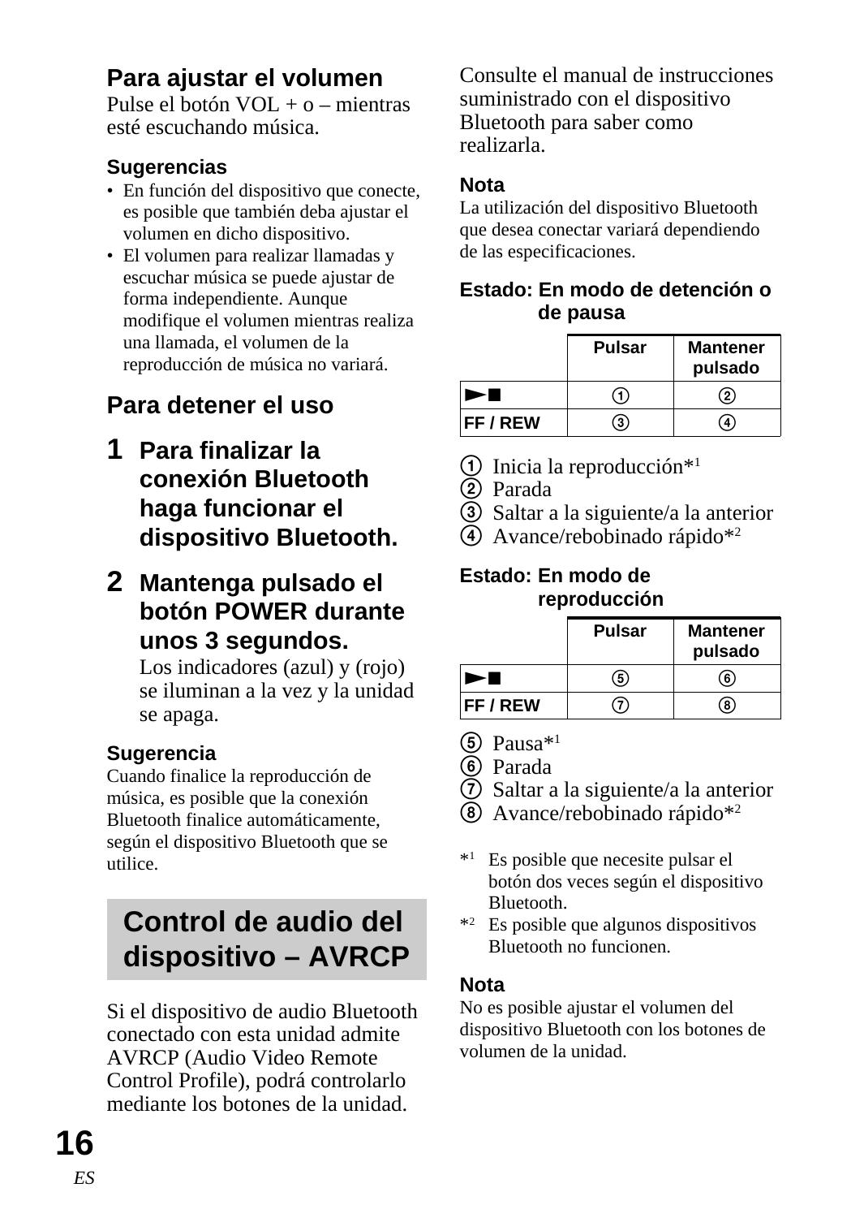### Para ajustar el volumen

Pulse el botón VOL + o – mientras esté escuchando música.

**Sugerencias**

- En función del dispositivo que conecte, es posible que también deba ajustar el volumen en dicho dispositivo.
- El volumen para realizar llamadas y escuchar música se puede ajustar de forma independiente. Aunque modifique el volumen mientras realiza una llamada, el volumen de la reproducción de música no variará.

### Para detener el uso

**1 Para finalizar la conexión Bluetooth haga funcionar el dispositivo Bluetooth.**

**2 Mantenga pulsado el botón POWER durante unos 3 segundos.**

Los indicadores (azul) y (rojo) se iluminan a la vez y la unidad se apaga.

**Sugerencia**

Cuando finalice la reproducción de música, es posible que la conexión Bluetooth finalice automáticamente, según el dispositivo Bluetooth que se utilice.

## Control de audio del dispositivo – AVRCP

Si el dispositivo de audio Bluetooth conectado con esta unidad admite AVRCP (Audio Video Remote Control Profile), podrá controlarlo mediante los botones de la unidad.

Consulte el manual de instrucciones suministrado con el dispositivo Bluetooth para saber como realizarla.

**Nota**

La utilización del dispositivo Bluetooth que desea conectar variará dependiendo de las especificaciones.

**Estado: En modo de detención o de pausa**

| | Pulsar | Mantener pulsado |
|---|---|---|
| ►■ | ① | ② |
| FF / REW | ③ | ④ |

① Inicia la reproducción*[1]
② Parada
③ Saltar a la siguiente/a la anterior
④ Avance/rebobinado rápido*[2]

**Estado: En modo de reproducción**

| | Pulsar | Mantener pulsado |
|---|---|---|
| ►■ | ⑤ | ⑥ |
| FF / REW | ⑦ | ⑧ |

⑤ Pausa*[1]
⑥ Parada
⑦ Saltar a la siguiente/a la anterior
⑧ Avance/rebobinado rápido*[2]

*[1] Es posible que necesite pulsar el botón dos veces según el dispositivo Bluetooth.
*[2] Es posible que algunos dispositivos Bluetooth no funcionen.

**Nota**

No es posible ajustar el volumen del dispositivo Bluetooth con los botones de volumen de la unidad.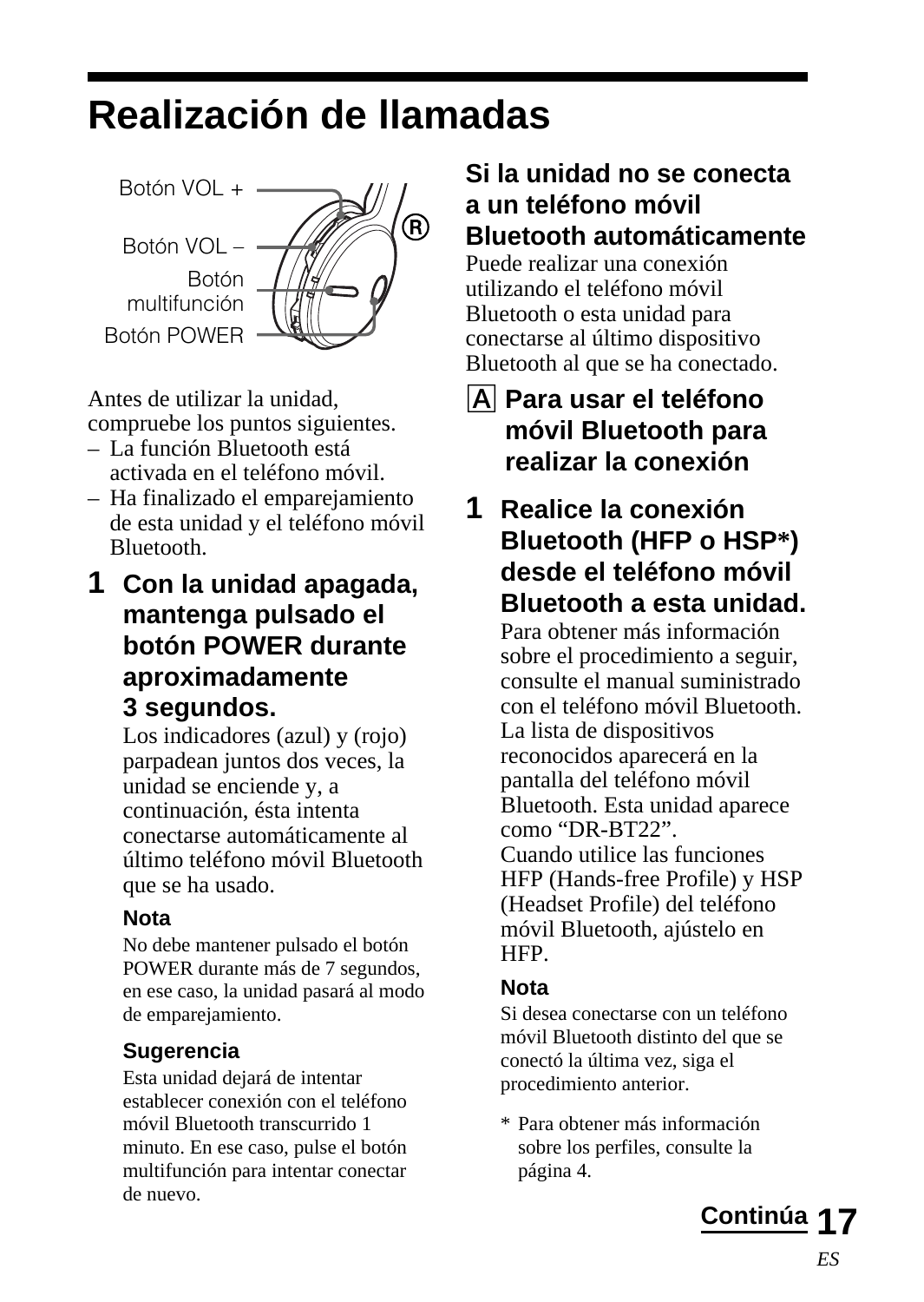# Realización de llamadas

Botón VOL +

Botón VOL –

Botón multifunción

Botón POWER

Antes de utilizar la unidad, compruebe los puntos siguientes.

– La función Bluetooth está activada en el teléfono móvil.
– Ha finalizado el emparejamiento de esta unidad y el teléfono móvil Bluetooth.

**1 Con la unidad apagada, mantenga pulsado el botón POWER durante aproximadamente 3 segundos.**

Los indicadores (azul) y (rojo) parpadean juntos dos veces, la unidad se enciende y, a continuación, ésta intenta conectarse automáticamente al último teléfono móvil Bluetooth que se ha usado.

**Nota**

No debe mantener pulsado el botón POWER durante más de 7 segundos, en ese caso, la unidad pasará al modo de emparejamiento.

**Sugerencia**

Esta unidad dejará de intentar establecer conexión con el teléfono móvil Bluetooth transcurrido 1 minuto. En ese caso, pulse el botón multifunción para intentar conectar de nuevo.

### Si la unidad no se conecta a un teléfono móvil Bluetooth automáticamente

Puede realizar una conexión utilizando el teléfono móvil Bluetooth o esta unidad para conectarse al último dispositivo Bluetooth al que se ha conectado.

### A Para usar el teléfono móvil Bluetooth para realizar la conexión

**1 Realice la conexión Bluetooth (HFP o HSP*) desde el teléfono móvil Bluetooth a esta unidad.**

Para obtener más información sobre el procedimiento a seguir, consulte el manual suministrado con el teléfono móvil Bluetooth.
La lista de dispositivos reconocidos aparecerá en la pantalla del teléfono móvil Bluetooth. Esta unidad aparece como “DR-BT22”.
Cuando utilice las funciones HFP (Hands-free Profile) y HSP (Headset Profile) del teléfono móvil Bluetooth, ajústelo en HFP.

**Nota**

Si desea conectarse con un teléfono móvil Bluetooth distinto del que se conectó la última vez, siga el procedimiento anterior.

* Para obtener más información sobre los perfiles, consulte la página 4.

**Continúa**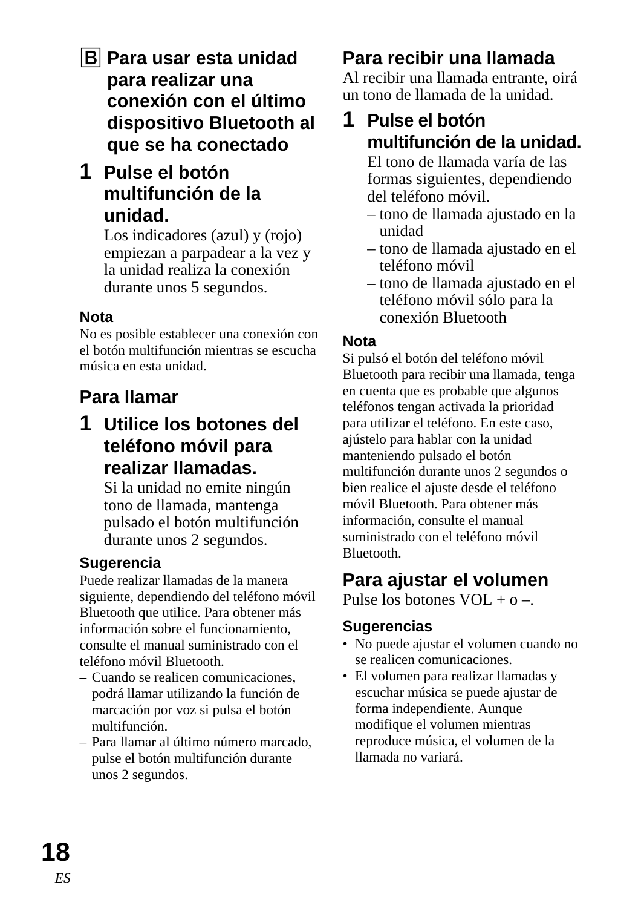### B Para usar esta unidad para realizar una conexión con el último dispositivo Bluetooth al que se ha conectado

**1 Pulse el botón multifunción de la unidad.**

Los indicadores (azul) y (rojo) empiezan a parpadear a la vez y la unidad realiza la conexión durante unos 5 segundos.

**Nota**

No es posible establecer una conexión con el botón multifunción mientras se escucha música en esta unidad.

### Para llamar

**1 Utilice los botones del teléfono móvil para realizar llamadas.**

Si la unidad no emite ningún tono de llamada, mantenga pulsado el botón multifunción durante unos 2 segundos.

**Sugerencia**

Puede realizar llamadas de la manera siguiente, dependiendo del teléfono móvil Bluetooth que utilice. Para obtener más información sobre el funcionamiento, consulte el manual suministrado con el teléfono móvil Bluetooth.

– Cuando se realicen comunicaciones, podrá llamar utilizando la función de marcación por voz si pulsa el botón multifunción.
– Para llamar al último número marcado, pulse el botón multifunción durante unos 2 segundos.

### Para recibir una llamada

Al recibir una llamada entrante, oirá un tono de llamada de la unidad.

**1 Pulse el botón multifunción de la unidad.**

El tono de llamada varía de las formas siguientes, dependiendo del teléfono móvil.

– tono de llamada ajustado en la unidad
– tono de llamada ajustado en el teléfono móvil
– tono de llamada ajustado en el teléfono móvil sólo para la conexión Bluetooth

**Nota**

Si pulsó el botón del teléfono móvil Bluetooth para recibir una llamada, tenga en cuenta que es probable que algunos teléfonos tengan activada la prioridad para utilizar el teléfono. En este caso, ajústelo para hablar con la unidad manteniendo pulsado el botón multifunción durante unos 2 segundos o bien realice el ajuste desde el teléfono móvil Bluetooth. Para obtener más información, consulte el manual suministrado con el teléfono móvil Bluetooth.

### Para ajustar el volumen

Pulse los botones VOL + o –.

**Sugerencias**

- No puede ajustar el volumen cuando no se realicen comunicaciones.
- El volumen para realizar llamadas y escuchar música se puede ajustar de forma independiente. Aunque modifique el volumen mientras reproduce música, el volumen de la llamada no variará.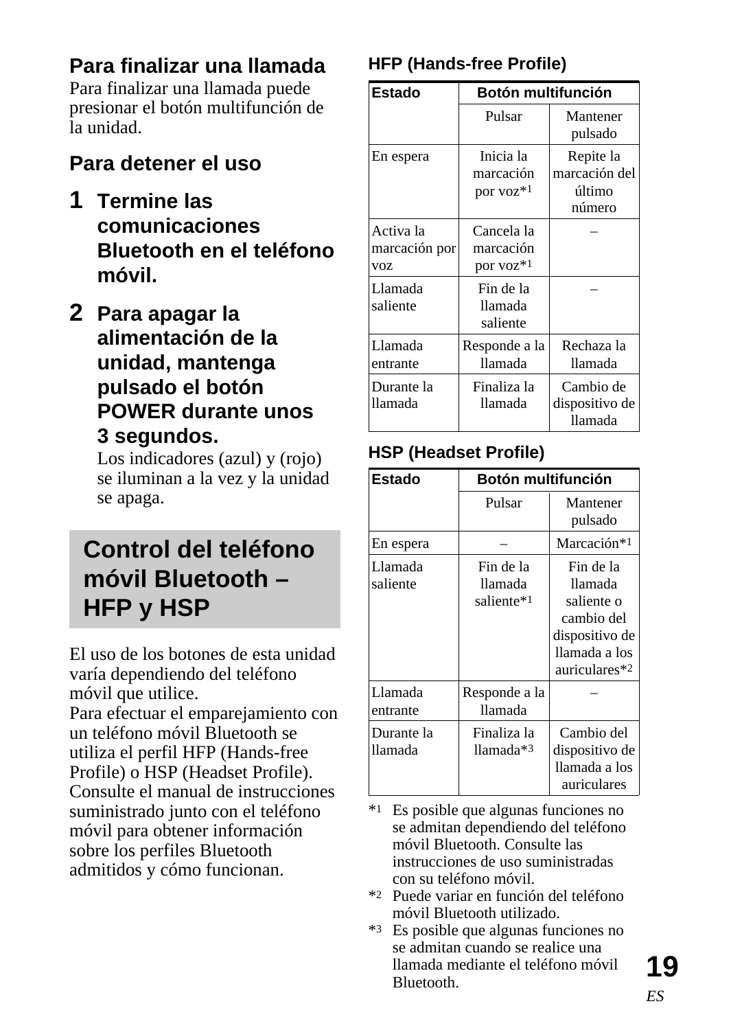### Para finalizar una llamada

Para finalizar una llamada puede presionar el botón multifunción de la unidad.

### Para detener el uso

**1** **Termine las comunicaciones Bluetooth en el teléfono móvil.**

**2** **Para apagar la alimentación de la unidad, mantenga pulsado el botón POWER durante unos 3 segundos.**
Los indicadores (azul) y (rojo) se iluminan a la vez y la unidad se apaga.

## Control del teléfono móvil Bluetooth – HFP y HSP

El uso de los botones de esta unidad varía dependiendo del teléfono móvil que utilice.
Para efectuar el emparejamiento con un teléfono móvil Bluetooth se utiliza el perfil HFP (Hands-free Profile) o HSP (Headset Profile).
Consulte el manual de instrucciones suministrado junto con el teléfono móvil para obtener información sobre los perfiles Bluetooth admitidos y cómo funcionan.

### HFP (Hands-free Profile)

| Estado | Botón multifunción | |
|---|---|---|
| | Pulsar | Mantener pulsado |
| En espera | Inicia la marcación por voz*1 | Repite la marcación del último número |
| Activa la marcación por voz | Cancela la marcación por voz*1 | – |
| Llamada saliente | Fin de la llamada saliente | – |
| Llamada entrante | Responde a la llamada | Rechaza la llamada |
| Durante la llamada | Finaliza la llamada | Cambio de dispositivo de llamada |

### HSP (Headset Profile)

| Estado | Botón multifunción | |
|---|---|---|
| | Pulsar | Mantener pulsado |
| En espera | – | Marcación*1 |
| Llamada saliente | Fin de la llamada saliente*1 | Fin de la llamada saliente o cambio del dispositivo de llamada a los auriculares*2 |
| Llamada entrante | Responde a la llamada | – |
| Durante la llamada | Finaliza la llamada*3 | Cambio del dispositivo de llamada a los auriculares |

*1 Es posible que algunas funciones no se admitan dependiendo del teléfono móvil Bluetooth. Consulte las instrucciones de uso suministradas con su teléfono móvil.
*2 Puede variar en función del teléfono móvil Bluetooth utilizado.
*3 Es posible que algunas funciones no se admitan cuando se realice una llamada mediante el teléfono móvil Bluetooth.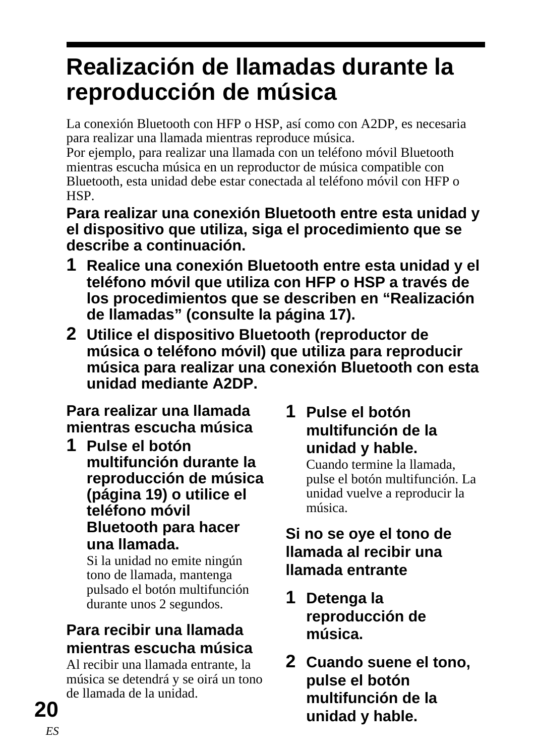# Realización de llamadas durante la reproducción de música

La conexión Bluetooth con HFP o HSP, así como con A2DP, es necesaria para realizar una llamada mientras reproduce música.
Por ejemplo, para realizar una llamada con un teléfono móvil Bluetooth mientras escucha música en un reproductor de música compatible con Bluetooth, esta unidad debe estar conectada al teléfono móvil con HFP o HSP.

**Para realizar una conexión Bluetooth entre esta unidad y el dispositivo que utiliza, siga el procedimiento que se describe a continuación.**

1. **Realice una conexión Bluetooth entre esta unidad y el teléfono móvil que utiliza con HFP o HSP a través de los procedimientos que se describen en "Realización de llamadas" (consulte la página 17).**
2. **Utilice el dispositivo Bluetooth (reproductor de música o teléfono móvil) que utiliza para reproducir música para realizar una conexión Bluetooth con esta unidad mediante A2DP.**

### Para realizar una llamada mientras escucha música

1. **Pulse el botón multifunción durante la reproducción de música (página 19) o utilice el teléfono móvil Bluetooth para hacer una llamada.**
   Si la unidad no emite ningún tono de llamada, mantenga pulsado el botón multifunción durante unos 2 segundos.

### Para recibir una llamada mientras escucha música

Al recibir una llamada entrante, la música se detendrá y se oirá un tono de llamada de la unidad.

1. **Pulse el botón multifunción de la unidad y hable.**
   Cuando termine la llamada, pulse el botón multifunción. La unidad vuelve a reproducir la música.

### Si no se oye el tono de llamada al recibir una llamada entrante

1. **Detenga la reproducción de música.**
2. **Cuando suene el tono, pulse el botón multifunción de la unidad y hable.**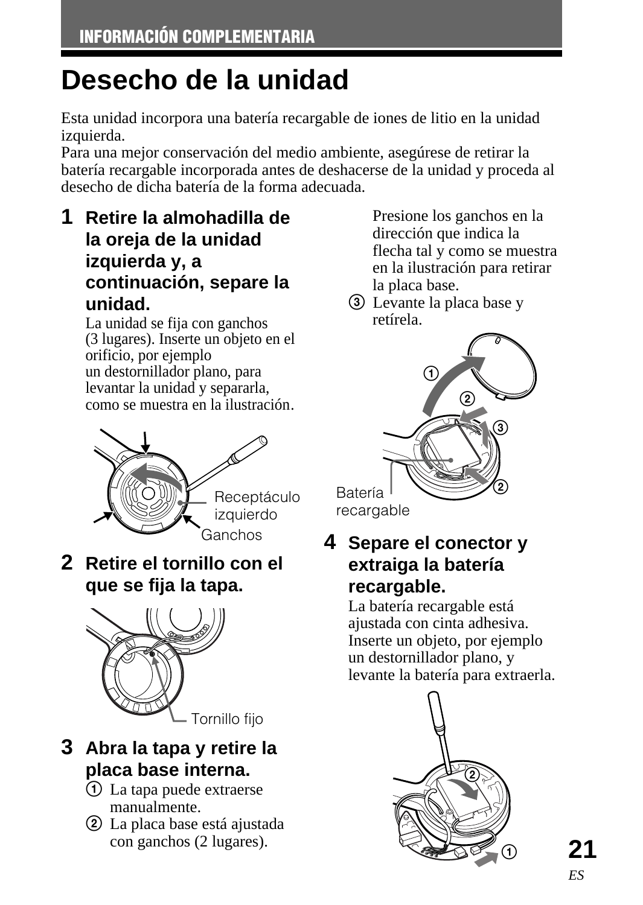# Desecho de la unidad

Esta unidad incorpora una batería recargable de iones de litio en la unidad izquierda.
Para una mejor conservación del medio ambiente, asegúrese de retirar la batería recargable incorporada antes de deshacerse de la unidad y proceda al desecho de dicha batería de la forma adecuada.

**1 Retire la almohadilla de la oreja de la unidad izquierda y, a continuación, separe la unidad.**

La unidad se fija con ganchos (3 lugares). Inserte un objeto en el orificio, por ejemplo un destornillador plano, para levantar la unidad y separarla, como se muestra en la ilustración.

Receptáculo izquierdo

Ganchos

**2 Retire el tornillo con el que se fija la tapa.**

Tornillo fijo

**3 Abra la tapa y retire la placa base interna.**

① La tapa puede extraerse manualmente.
② La placa base está ajustada con ganchos (2 lugares). Presione los ganchos en la dirección que indica la flecha tal y como se muestra en la ilustración para retirar la placa base.
③ Levante la placa base y retírela.

Batería recargable

**4 Separe el conector y extraiga la batería recargable.**

La batería recargable está ajustada con cinta adhesiva. Inserte un objeto, por ejemplo un destornillador plano, y levante la batería para extraerla.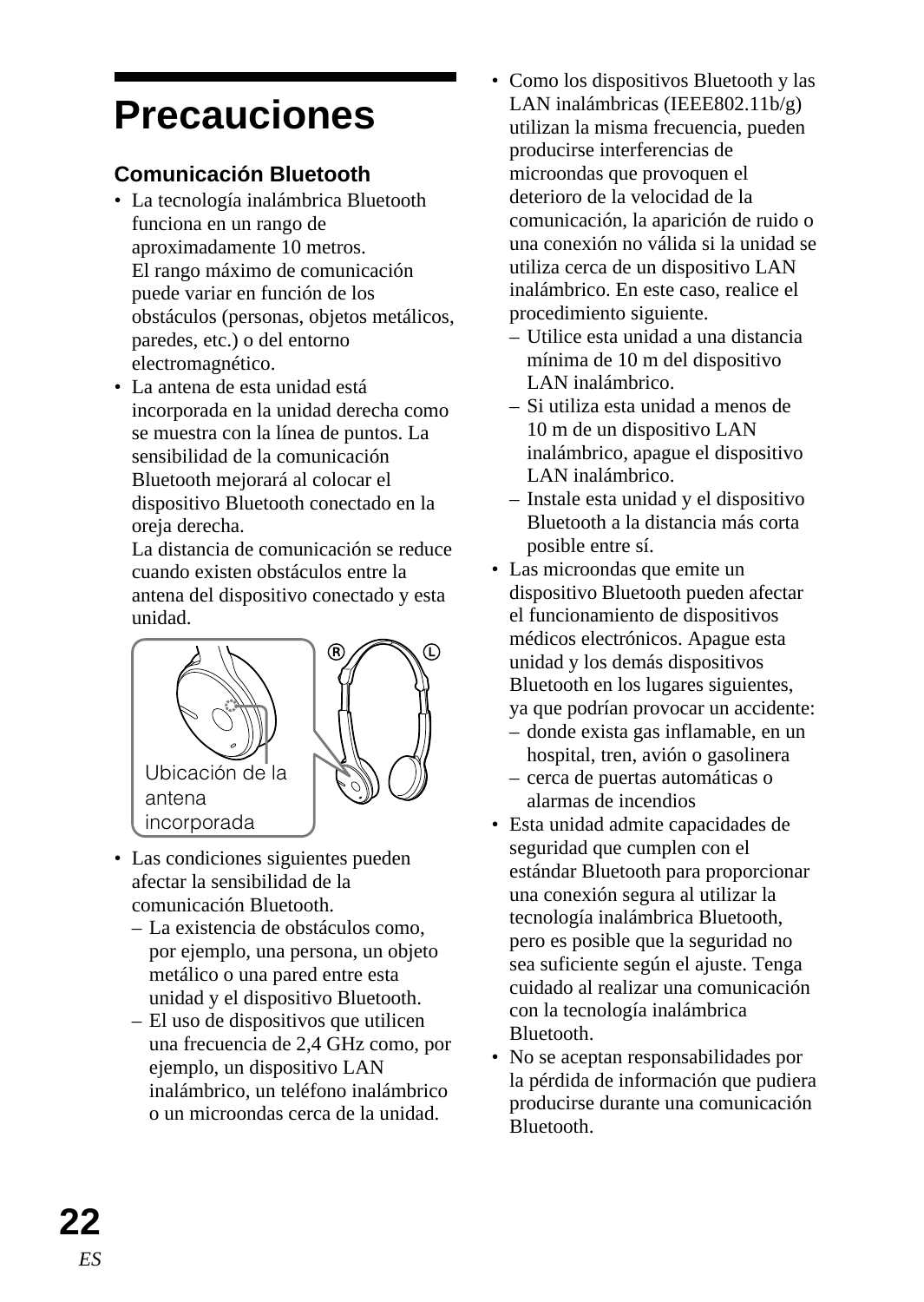# Precauciones

### Comunicación Bluetooth

- La tecnología inalámbrica Bluetooth funciona en un rango de aproximadamente 10 metros.
  El rango máximo de comunicación puede variar en función de los obstáculos (personas, objetos metálicos, paredes, etc.) o del entorno electromagnético.
- La antena de esta unidad está incorporada en la unidad derecha como se muestra con la línea de puntos. La sensibilidad de la comunicación Bluetooth mejorará al colocar el dispositivo Bluetooth conectado en la oreja derecha.
  La distancia de comunicación se reduce cuando existen obstáculos entre la antena del dispositivo conectado y esta unidad.

Ubicación de la antena incorporada

- Las condiciones siguientes pueden afectar la sensibilidad de la comunicación Bluetooth.
  – La existencia de obstáculos como, por ejemplo, una persona, un objeto metálico o una pared entre esta unidad y el dispositivo Bluetooth.
  – El uso de dispositivos que utilicen una frecuencia de 2,4 GHz como, por ejemplo, un dispositivo LAN inalámbrico, un teléfono inalámbrico o un microondas cerca de la unidad.
- Como los dispositivos Bluetooth y las LAN inalámbricas (IEEE802.11b/g) utilizan la misma frecuencia, pueden producirse interferencias de microondas que provoquen el deterioro de la velocidad de la comunicación, la aparición de ruido o una conexión no válida si la unidad se utiliza cerca de un dispositivo LAN inalámbrico. En este caso, realice el procedimiento siguiente.
  – Utilice esta unidad a una distancia mínima de 10 m del dispositivo LAN inalámbrico.
  – Si utiliza esta unidad a menos de 10 m de un dispositivo LAN inalámbrico, apague el dispositivo LAN inalámbrico.
  – Instale esta unidad y el dispositivo Bluetooth a la distancia más corta posible entre sí.
- Las microondas que emite un dispositivo Bluetooth pueden afectar el funcionamiento de dispositivos médicos electrónicos. Apague esta unidad y los demás dispositivos Bluetooth en los lugares siguientes, ya que podrían provocar un accidente:
  – donde exista gas inflamable, en un hospital, tren, avión o gasolinera
  – cerca de puertas automáticas o alarmas de incendios
- Esta unidad admite capacidades de seguridad que cumplen con el estándar Bluetooth para proporcionar una conexión segura al utilizar la tecnología inalámbrica Bluetooth, pero es posible que la seguridad no sea suficiente según el ajuste. Tenga cuidado al realizar una comunicación con la tecnología inalámbrica Bluetooth.
- No se aceptan responsabilidades por la pérdida de información que pudiera producirse durante una comunicación Bluetooth.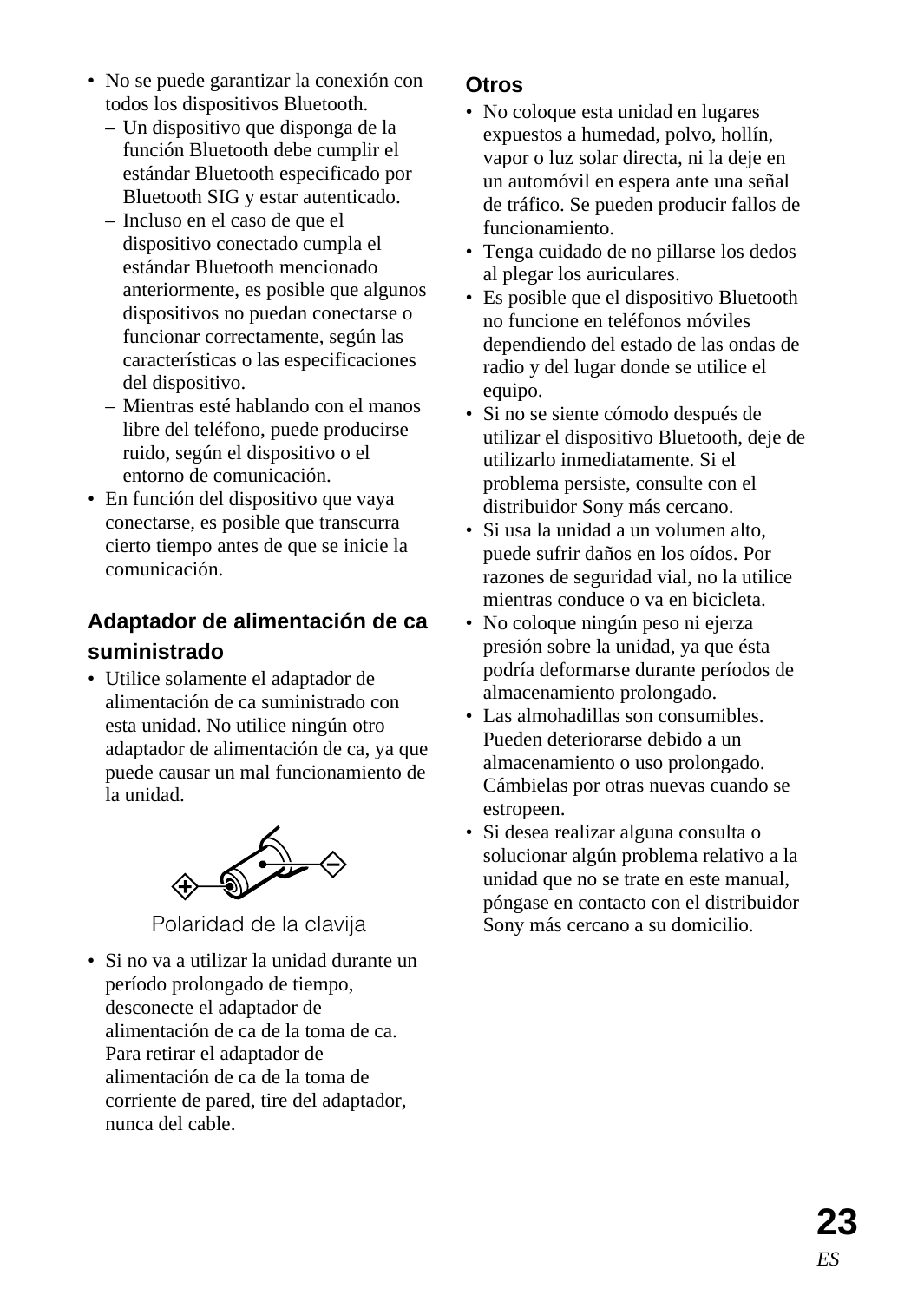- No se puede garantizar la conexión con todos los dispositivos Bluetooth.
  - Un dispositivo que disponga de la función Bluetooth debe cumplir el estándar Bluetooth especificado por Bluetooth SIG y estar autenticado.
  - Incluso en el caso de que el dispositivo conectado cumpla el estándar Bluetooth mencionado anteriormente, es posible que algunos dispositivos no puedan conectarse o funcionar correctamente, según las características o las especificaciones del dispositivo.
  - Mientras esté hablando con el manos libre del teléfono, puede producirse ruido, según el dispositivo o el entorno de comunicación.
- En función del dispositivo que vaya conectarse, es posible que transcurra cierto tiempo antes de que se inicie la comunicación.

### Adaptador de alimentación de ca suministrado

- Utilice solamente el adaptador de alimentación de ca suministrado con esta unidad. No utilice ningún otro adaptador de alimentación de ca, ya que puede causar un mal funcionamiento de la unidad.

Polaridad de la clavija

- Si no va a utilizar la unidad durante un período prolongado de tiempo, desconecte el adaptador de alimentación de ca de la toma de ca. Para retirar el adaptador de alimentación de ca de la toma de corriente de pared, tire del adaptador, nunca del cable.

### Otros

- No coloque esta unidad en lugares expuestos a humedad, polvo, hollín, vapor o luz solar directa, ni la deje en un automóvil en espera ante una señal de tráfico. Se pueden producir fallos de funcionamiento.
- Tenga cuidado de no pillarse los dedos al plegar los auriculares.
- Es posible que el dispositivo Bluetooth no funcione en teléfonos móviles dependiendo del estado de las ondas de radio y del lugar donde se utilice el equipo.
- Si no se siente cómodo después de utilizar el dispositivo Bluetooth, deje de utilizarlo inmediatamente. Si el problema persiste, consulte con el distribuidor Sony más cercano.
- Si usa la unidad a un volumen alto, puede sufrir daños en los oídos. Por razones de seguridad vial, no la utilice mientras conduce o va en bicicleta.
- No coloque ningún peso ni ejerza presión sobre la unidad, ya que ésta podría deformarse durante períodos de almacenamiento prolongado.
- Las almohadillas son consumibles. Pueden deteriorarse debido a un almacenamiento o uso prolongado. Cámbielas por otras nuevas cuando se estropeen.
- Si desea realizar alguna consulta o solucionar algún problema relativo a la unidad que no se trate en este manual, póngase en contacto con el distribuidor Sony más cercano a su domicilio.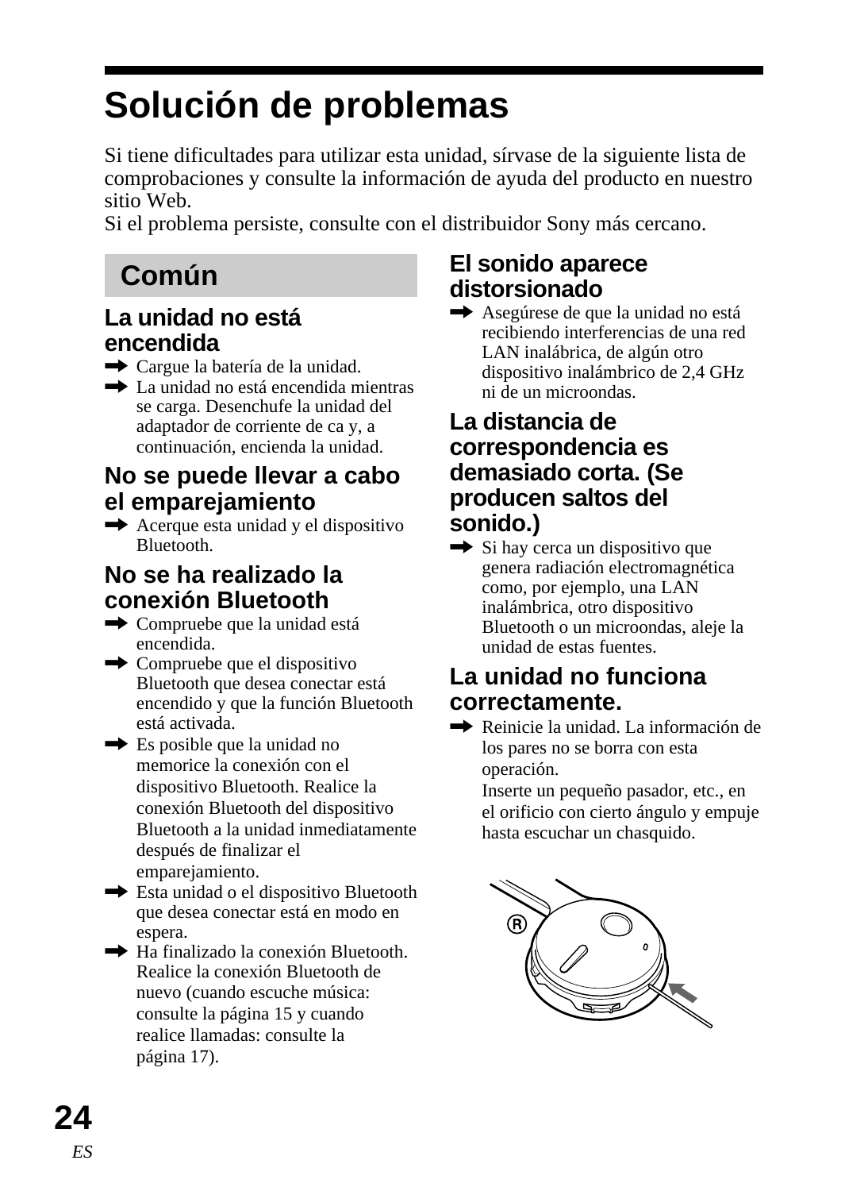# Solución de problemas

Si tiene dificultades para utilizar esta unidad, sírvase de la siguiente lista de comprobaciones y consulte la información de ayuda del producto en nuestro sitio Web.
Si el problema persiste, consulte con el distribuidor Sony más cercano.

## Común

### La unidad no está encendida

- ➡ Cargue la batería de la unidad.
- ➡ La unidad no está encendida mientras se carga. Desenchufe la unidad del adaptador de corriente de ca y, a continuación, encienda la unidad.

### No se puede llevar a cabo el emparejamiento

- ➡ Acerque esta unidad y el dispositivo Bluetooth.

### No se ha realizado la conexión Bluetooth

- ➡ Compruebe que la unidad está encendida.
- ➡ Compruebe que el dispositivo Bluetooth que desea conectar está encendido y que la función Bluetooth está activada.
- ➡ Es posible que la unidad no memorice la conexión con el dispositivo Bluetooth. Realice la conexión Bluetooth del dispositivo Bluetooth a la unidad inmediatamente después de finalizar el emparejamiento.
- ➡ Esta unidad o el dispositivo Bluetooth que desea conectar está en modo en espera.
- ➡ Ha finalizado la conexión Bluetooth. Realice la conexión Bluetooth de nuevo (cuando escuche música: consulte la página 15 y cuando realice llamadas: consulte la página 17).

### El sonido aparece distorsionado

- ➡ Asegúrese de que la unidad no está recibiendo interferencias de una red LAN inalábrica, de algún otro dispositivo inalámbrico de 2,4 GHz ni de un microondas.

### La distancia de correspondencia es demasiado corta. (Se producen saltos del sonido.)

- ➡ Si hay cerca un dispositivo que genera radiación electromagnética como, por ejemplo, una LAN inalámbrica, otro dispositivo Bluetooth o un microondas, aleje la unidad de estas fuentes.

### La unidad no funciona correctamente.

- ➡ Reinicie la unidad. La información de los pares no se borra con esta operación.
  Inserte un pequeño pasador, etc., en el orificio con cierto ángulo y empuje hasta escuchar un chasquido.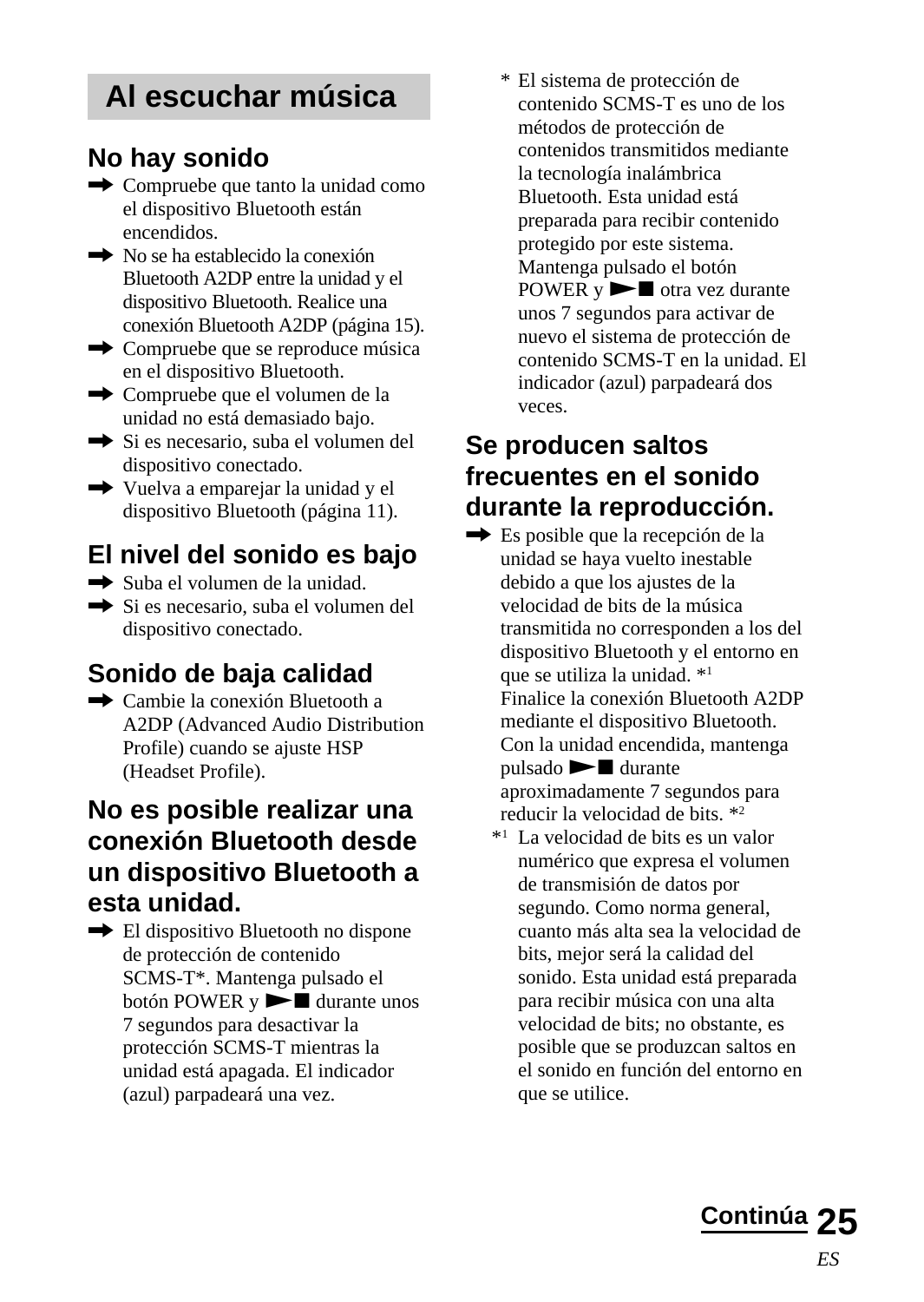## Al escuchar música

### No hay sonido

- ➡ Compruebe que tanto la unidad como el dispositivo Bluetooth están encendidos.
- ➡ No se ha establecido la conexión Bluetooth A2DP entre la unidad y el dispositivo Bluetooth. Realice una conexión Bluetooth A2DP (página 15).
- ➡ Compruebe que se reproduce música en el dispositivo Bluetooth.
- ➡ Compruebe que el volumen de la unidad no está demasiado bajo.
- ➡ Si es necesario, suba el volumen del dispositivo conectado.
- ➡ Vuelva a emparejar la unidad y el dispositivo Bluetooth (página 11).

### El nivel del sonido es bajo

- ➡ Suba el volumen de la unidad.
- ➡ Si es necesario, suba el volumen del dispositivo conectado.

### Sonido de baja calidad

- ➡ Cambie la conexión Bluetooth a A2DP (Advanced Audio Distribution Profile) cuando se ajuste HSP (Headset Profile).

### No es posible realizar una conexión Bluetooth desde un dispositivo Bluetooth a esta unidad.

- ➡ El dispositivo Bluetooth no dispone de protección de contenido SCMS-T*. Mantenga pulsado el botón POWER y ►■ durante unos 7 segundos para desactivar la protección SCMS-T mientras la unidad está apagada. El indicador (azul) parpadeará una vez.

\* El sistema de protección de contenido SCMS-T es uno de los métodos de protección de contenidos transmitidos mediante la tecnología inalámbrica Bluetooth. Esta unidad está preparada para recibir contenido protegido por este sistema. Mantenga pulsado el botón POWER y ►■ otra vez durante unos 7 segundos para activar de nuevo el sistema de protección de contenido SCMS-T en la unidad. El indicador (azul) parpadeará dos veces.

### Se producen saltos frecuentes en el sonido durante la reproducción.

- ➡ Es posible que la recepción de la unidad se haya vuelto inestable debido a que los ajustes de la velocidad de bits de la música transmitida no corresponden a los del dispositivo Bluetooth y el entorno en que se utiliza la unidad. *[1]
  Finalice la conexión Bluetooth A2DP mediante el dispositivo Bluetooth. Con la unidad encendida, mantenga pulsado ►■ durante aproximadamente 7 segundos para reducir la velocidad de bits. *[2]

*[1] La velocidad de bits es un valor numérico que expresa el volumen de transmisión de datos por segundo. Como norma general, cuanto más alta sea la velocidad de bits, mejor será la calidad del sonido. Esta unidad está preparada para recibir música con una alta velocidad de bits; no obstante, es posible que se produzcan saltos en el sonido en función del entorno en que se utilice.

Continúa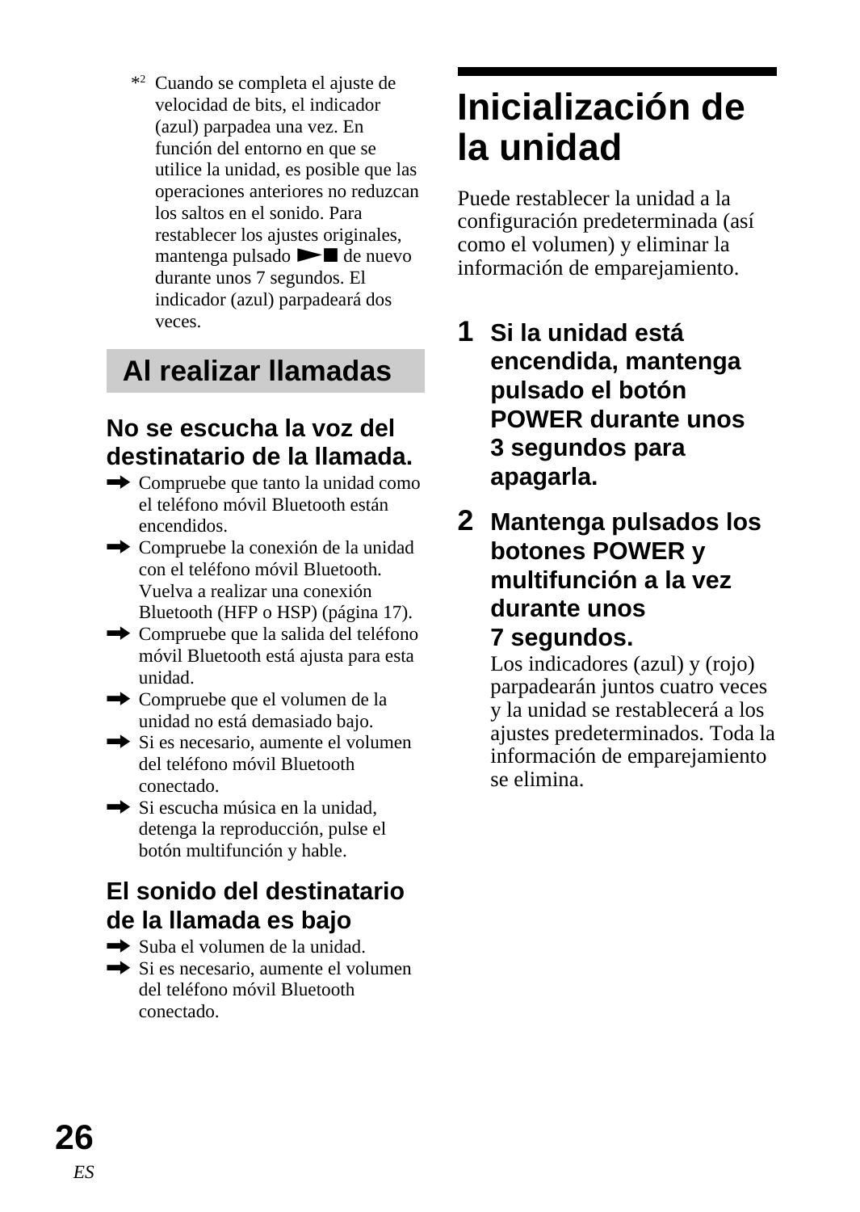*[2] Cuando se completa el ajuste de velocidad de bits, el indicador (azul) parpadea una vez. En función del entorno en que se utilice la unidad, es posible que las operaciones anteriores no reduzcan los saltos en el sonido. Para restablecer los ajustes originales, mantenga pulsado ►■ de nuevo durante unos 7 segundos. El indicador (azul) parpadeará dos veces.

## Al realizar llamadas

### No se escucha la voz del destinatario de la llamada.

➡ Compruebe que tanto la unidad como el teléfono móvil Bluetooth están encendidos.
➡ Compruebe la conexión de la unidad con el teléfono móvil Bluetooth. Vuelva a realizar una conexión Bluetooth (HFP o HSP) (página 17).
➡ Compruebe que la salida del teléfono móvil Bluetooth está ajusta para esta unidad.
➡ Compruebe que el volumen de la unidad no está demasiado bajo.
➡ Si es necesario, aumente el volumen del teléfono móvil Bluetooth conectado.
➡ Si escucha música en la unidad, detenga la reproducción, pulse el botón multifunción y hable.

### El sonido del destinatario de la llamada es bajo

➡ Suba el volumen de la unidad.
➡ Si es necesario, aumente el volumen del teléfono móvil Bluetooth conectado.

# Inicialización de la unidad

Puede restablecer la unidad a la configuración predeterminada (así como el volumen) y eliminar la información de emparejamiento.

1. **Si la unidad está encendida, mantenga pulsado el botón POWER durante unos 3 segundos para apagarla.**

2. **Mantenga pulsados los botones POWER y multifunción a la vez durante unos 7 segundos.**
   Los indicadores (azul) y (rojo) parpadearán juntos cuatro veces y la unidad se restablecerá a los ajustes predeterminados. Toda la información de emparejamiento se elimina.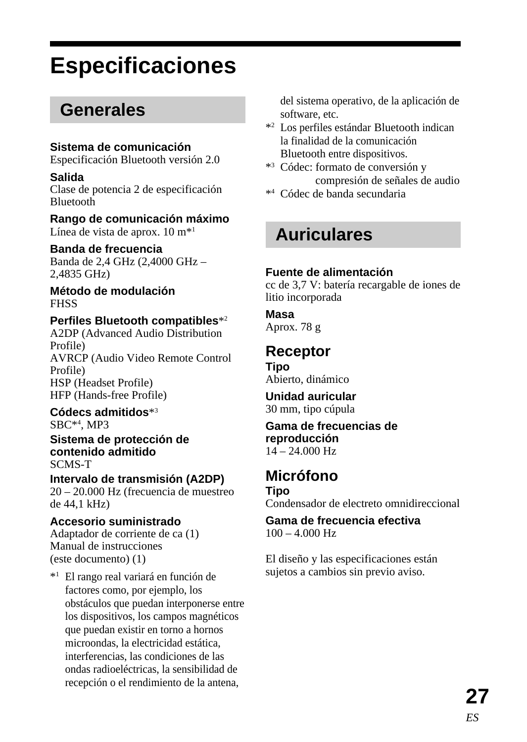# Especificaciones

## Generales

**Sistema de comunicación**
Especificación Bluetooth versión 2.0

**Salida**
Clase de potencia 2 de especificación Bluetooth

**Rango de comunicación máximo**
Línea de vista de aprox. 10 m*[1]

**Banda de frecuencia**
Banda de 2,4 GHz (2,4000 GHz – 2,4835 GHz)

**Método de modulación**
FHSS

**Perfiles Bluetooth compatibles***[2]
A2DP (Advanced Audio Distribution Profile)
AVRCP (Audio Video Remote Control Profile)
HSP (Headset Profile)
HFP (Hands-free Profile)

**Códecs admitidos***[3]
SBC*[4], MP3

**Sistema de protección de contenido admitido**
SCMS-T

**Intervalo de transmisión (A2DP)**
20 – 20.000 Hz (frecuencia de muestreo de 44,1 kHz)

**Accesorio suministrado**
Adaptador de corriente de ca (1)
Manual de instrucciones
(este documento) (1)

*[1] El rango real variará en función de factores como, por ejemplo, los obstáculos que puedan interponerse entre los dispositivos, los campos magnéticos que puedan existir en torno a hornos microondas, la electricidad estática, interferencias, las condiciones de las ondas radioeléctricas, la sensibilidad de recepción o el rendimiento de la antena, del sistema operativo, de la aplicación de software, etc.

*[2] Los perfiles estándar Bluetooth indican la finalidad de la comunicación Bluetooth entre dispositivos.

*[3] Códec: formato de conversión y compresión de señales de audio

*[4] Códec de banda secundaria

## Auriculares

**Fuente de alimentación**
cc de 3,7 V: batería recargable de iones de litio incorporada

**Masa**
Aprox. 78 g

### Receptor

**Tipo**
Abierto, dinámico

**Unidad auricular**
30 mm, tipo cúpula

**Gama de frecuencias de reproducción**
14 – 24.000 Hz

### Micrófono

**Tipo**
Condensador de electreto omnidireccional

**Gama de frecuencia efectiva**
100 – 4.000 Hz

El diseño y las especificaciones están sujetos a cambios sin previo aviso.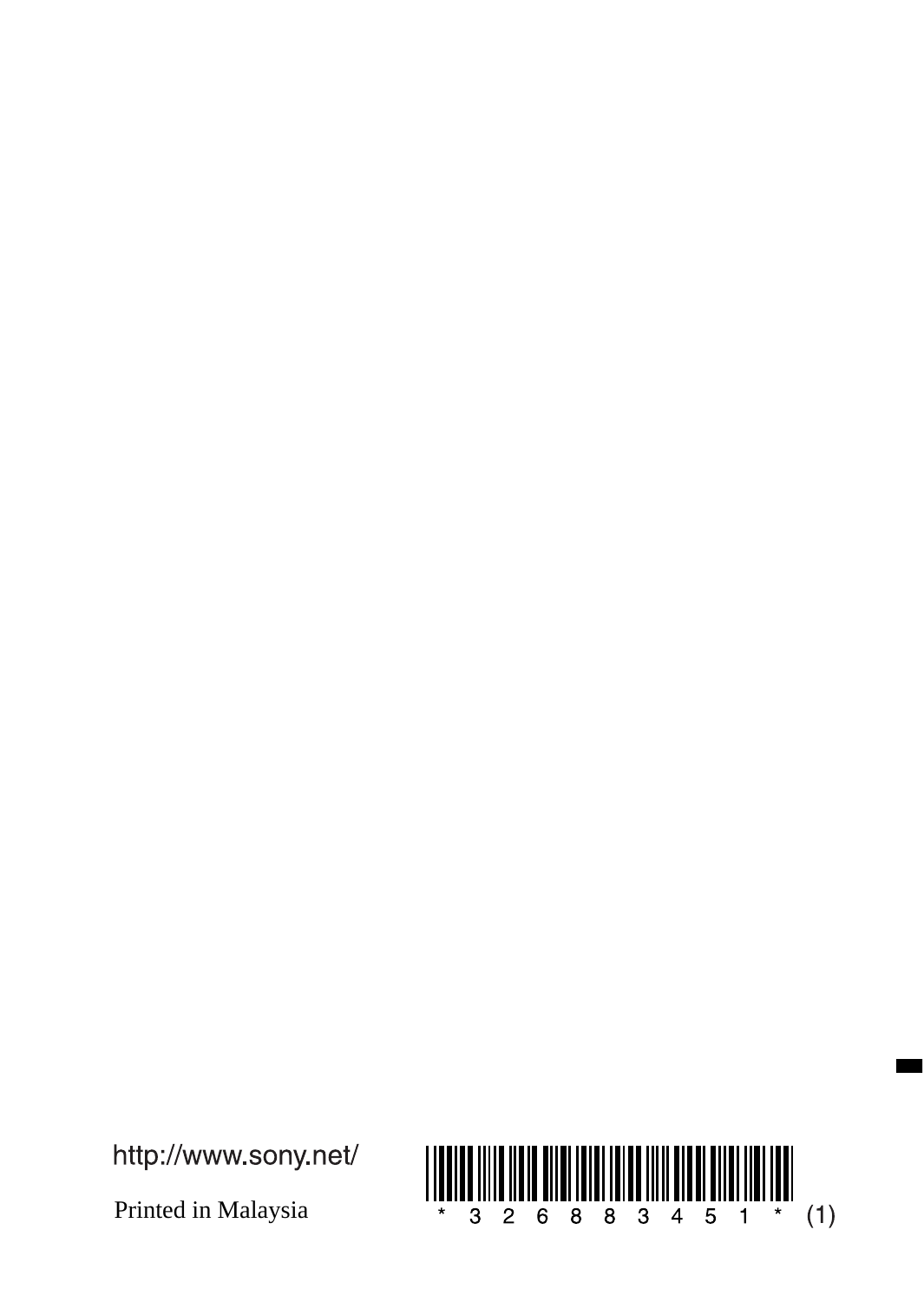http://www.sony.net/

Printed in Malaysia

*3268834 51* (1)

http://www.sony.net/

Printed in Malaysia

* 3 2 6 8 8 3 4 5 1 * (1)